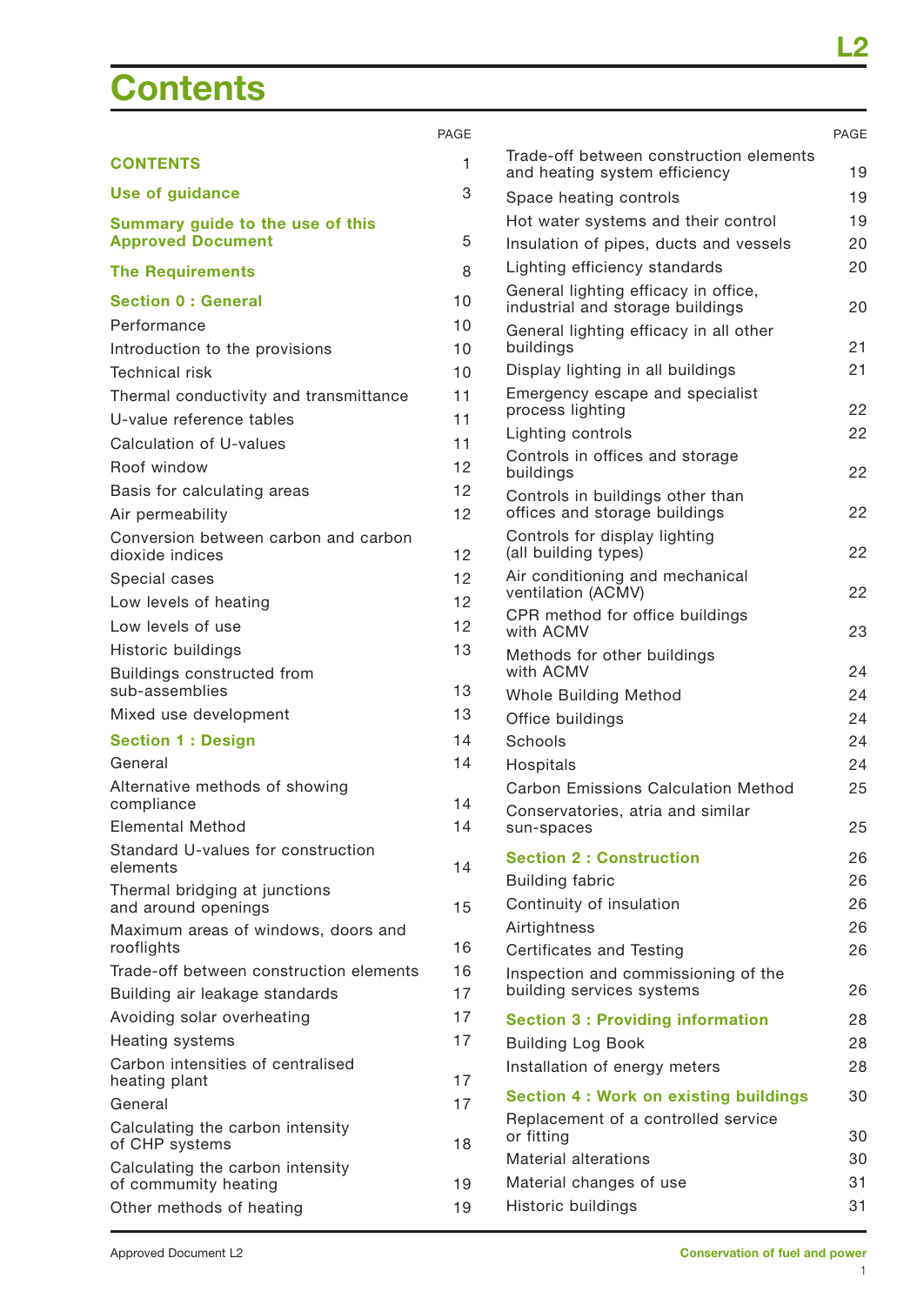# Contents

| | PAGE |
|---|---|
| **CONTENTS** | 1 |
| **Use of guidance** | 3 |
| **Summary guide to the use of this Approved Document** | 5 |
| **The Requirements** | 8 |
| **Section 0 : General** | 10 |
| Performance | 10 |
| Introduction to the provisions | 10 |
| Technical risk | 10 |
| Thermal conductivity and transmittance | 11 |
| U-value reference tables | 11 |
| Calculation of U-values | 11 |
| Roof window | 12 |
| Basis for calculating areas | 12 |
| Air permeability | 12 |
| Conversion between carbon and carbon dioxide indices | 12 |
| Special cases | 12 |
| Low levels of heating | 12 |
| Low levels of use | 12 |
| Historic buildings | 13 |
| Buildings constructed from sub-assemblies | 13 |
| Mixed use development | 13 |
| **Section 1 : Design** | 14 |
| General | 14 |
| Alternative methods of showing compliance | 14 |
| Elemental Method | 14 |
| Standard U-values for construction elements | 14 |
| Thermal bridging at junctions and around openings | 15 |
| Maximum areas of windows, doors and rooflights | 16 |
| Trade-off between construction elements | 16 |
| Building air leakage standards | 17 |
| Avoiding solar overheating | 17 |
| Heating systems | 17 |
| Carbon intensities of centralised heating plant | 17 |
| General | 17 |
| Calculating the carbon intensity of CHP systems | 18 |
| Calculating the carbon intensity of commumity heating | 19 |
| Other methods of heating | 19 |
| Trade-off between construction elements and heating system efficiency | 19 |
| Space heating controls | 19 |
| Hot water systems and their control | 19 |
| Insulation of pipes, ducts and vessels | 20 |
| Lighting efficiency standards | 20 |
| General lighting efficacy in office, industrial and storage buildings | 20 |
| General lighting efficacy in all other buildings | 21 |
| Display lighting in all buildings | 21 |
| Emergency escape and specialist process lighting | 22 |
| Lighting controls | 22 |
| Controls in offices and storage buildings | 22 |
| Controls in buildings other than offices and storage buildings | 22 |
| Controls for display lighting (all building types) | 22 |
| Air conditioning and mechanical ventilation (ACMV) | 22 |
| CPR method for office buildings with ACMV | 23 |
| Methods for other buildings with ACMV | 24 |
| Whole Building Method | 24 |
| Office buildings | 24 |
| Schools | 24 |
| Hospitals | 24 |
| Carbon Emissions Calculation Method | 25 |
| Conservatories, atria and similar sun-spaces | 25 |
| **Section 2 : Construction** | 26 |
| Building fabric | 26 |
| Continuity of insulation | 26 |
| Airtightness | 26 |
| Certificates and Testing | 26 |
| Inspection and commissioning of the building services systems | 26 |
| **Section 3 : Providing information** | 28 |
| Building Log Book | 28 |
| Installation of energy meters | 28 |
| **Section 4 : Work on existing buildings** | 30 |
| Replacement of a controlled service or fitting | 30 |
| Material alterations | 30 |
| Material changes of use | 31 |
| Historic buildings | 31 |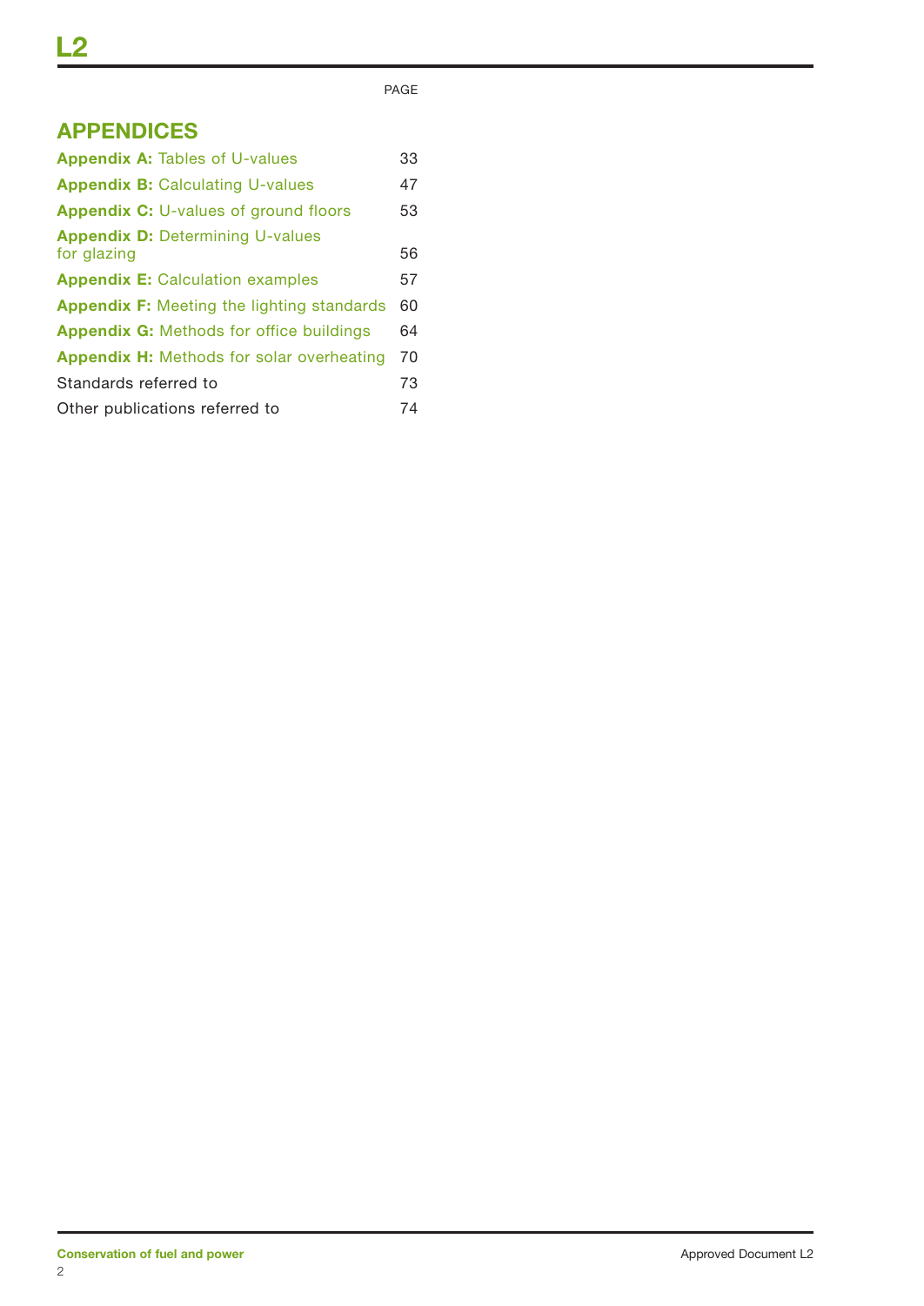## APPENDICES

| | PAGE |
|---|---|
| **Appendix A:** Tables of U-values | 33 |
| **Appendix B:** Calculating U-values | 47 |
| **Appendix C:** U-values of ground floors | 53 |
| **Appendix D:** Determining U-values for glazing | 56 |
| **Appendix E:** Calculation examples | 57 |
| **Appendix F:** Meeting the lighting standards | 60 |
| **Appendix G:** Methods for office buildings | 64 |
| **Appendix H:** Methods for solar overheating | 70 |
| Standards referred to | 73 |
| Other publications referred to | 74 |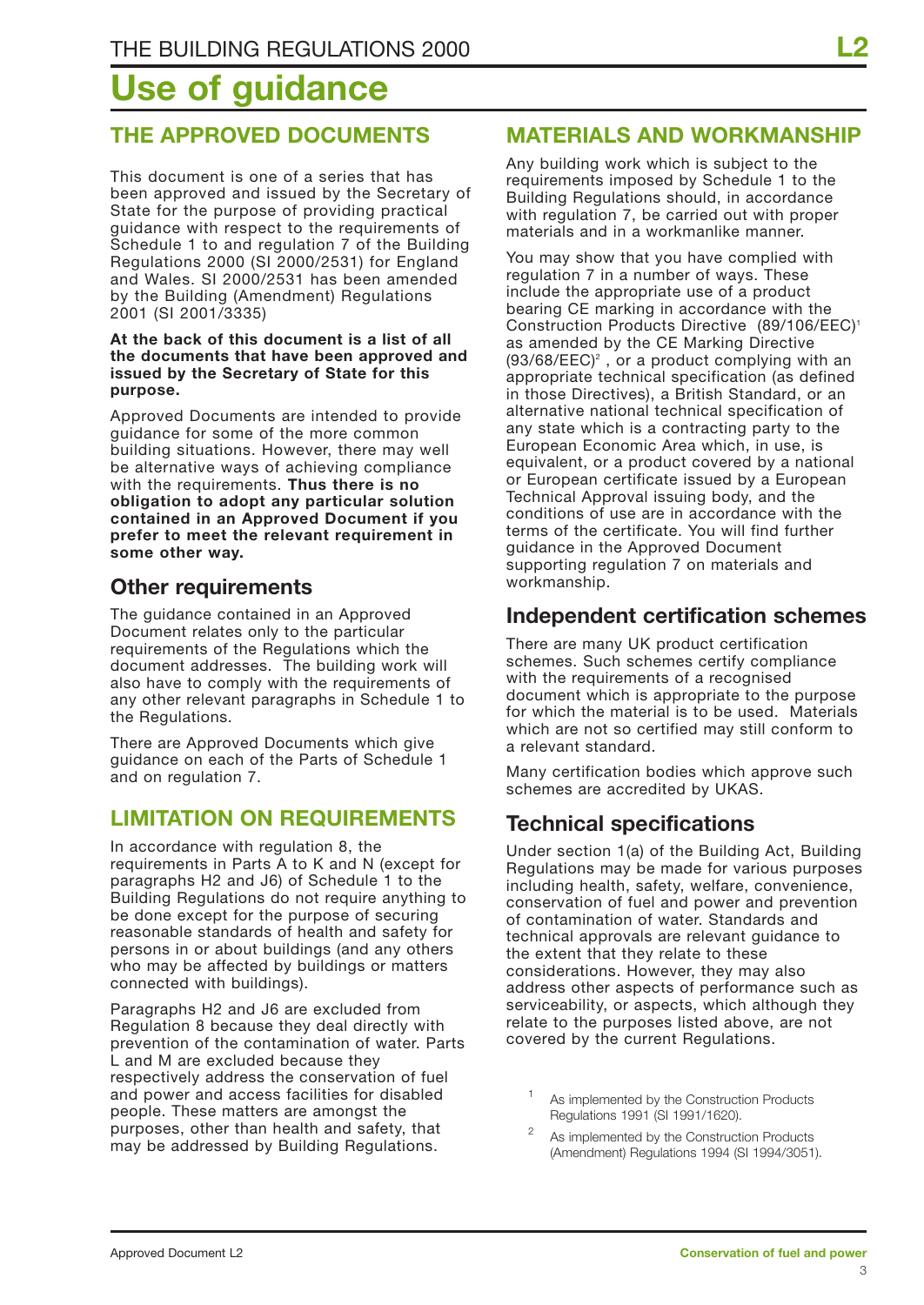# Use of guidance

## THE APPROVED DOCUMENTS

This document is one of a series that has been approved and issued by the Secretary of State for the purpose of providing practical guidance with respect to the requirements of Schedule 1 to and regulation 7 of the Building Regulations 2000 (SI 2000/2531) for England and Wales. SI 2000/2531 has been amended by the Building (Amendment) Regulations 2001 (SI 2001/3335)

**At the back of this document is a list of all the documents that have been approved and issued by the Secretary of State for this purpose.**

Approved Documents are intended to provide guidance for some of the more common building situations. However, there may well be alternative ways of achieving compliance with the requirements. **Thus there is no obligation to adopt any particular solution contained in an Approved Document if you prefer to meet the relevant requirement in some other way.**

### Other requirements

The guidance contained in an Approved Document relates only to the particular requirements of the Regulations which the document addresses. The building work will also have to comply with the requirements of any other relevant paragraphs in Schedule 1 to the Regulations.

There are Approved Documents which give guidance on each of the Parts of Schedule 1 and on regulation 7.

## LIMITATION ON REQUIREMENTS

In accordance with regulation 8, the requirements in Parts A to K and N (except for paragraphs H2 and J6) of Schedule 1 to the Building Regulations do not require anything to be done except for the purpose of securing reasonable standards of health and safety for persons in or about buildings (and any others who may be affected by buildings or matters connected with buildings).

Paragraphs H2 and J6 are excluded from Regulation 8 because they deal directly with prevention of the contamination of water. Parts L and M are excluded because they respectively address the conservation of fuel and power and access facilities for disabled people. These matters are amongst the purposes, other than health and safety, that may be addressed by Building Regulations.

## MATERIALS AND WORKMANSHIP

Any building work which is subject to the requirements imposed by Schedule 1 to the Building Regulations should, in accordance with regulation 7, be carried out with proper materials and in a workmanlike manner.

You may show that you have complied with regulation 7 in a number of ways. These include the appropriate use of a product bearing CE marking in accordance with the Construction Products Directive (89/106/EEC)[1] as amended by the CE Marking Directive (93/68/EEC)[2], or a product complying with an appropriate technical specification (as defined in those Directives), a British Standard, or an alternative national technical specification of any state which is a contracting party to the European Economic Area which, in use, is equivalent, or a product covered by a national or European certificate issued by a European Technical Approval issuing body, and the conditions of use are in accordance with the terms of the certificate. You will find further guidance in the Approved Document supporting regulation 7 on materials and workmanship.

### Independent certification schemes

There are many UK product certification schemes. Such schemes certify compliance with the requirements of a recognised document which is appropriate to the purpose for which the material is to be used. Materials which are not so certified may still conform to a relevant standard.

Many certification bodies which approve such schemes are accredited by UKAS.

### Technical specifications

Under section 1(a) of the Building Act, Building Regulations may be made for various purposes including health, safety, welfare, convenience, conservation of fuel and power and prevention of contamination of water. Standards and technical approvals are relevant guidance to the extent that they relate to these considerations. However, they may also address other aspects of performance such as serviceability, or aspects, which although they relate to the purposes listed above, are not covered by the current Regulations.

[1] As implemented by the Construction Products Regulations 1991 (SI 1991/1620).

[2] As implemented by the Construction Products (Amendment) Regulations 1994 (SI 1994/3051).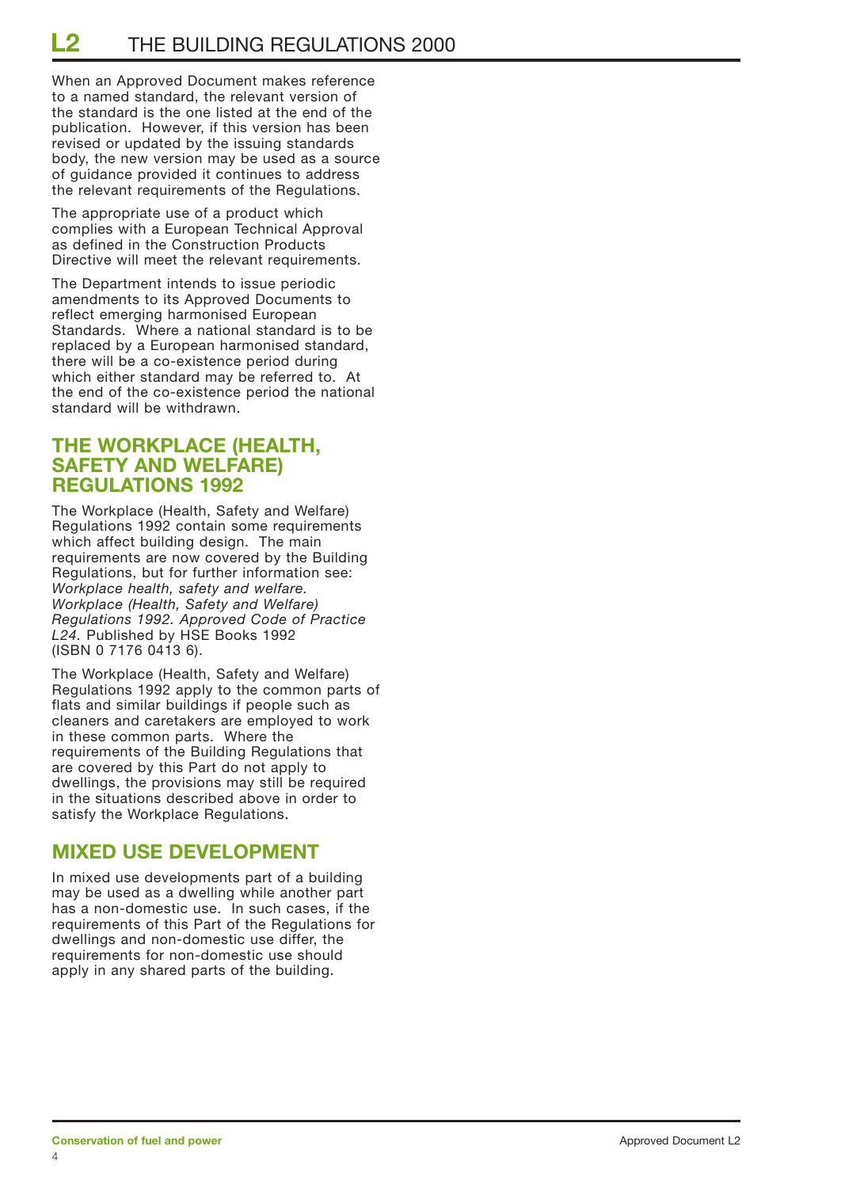When an Approved Document makes reference to a named standard, the relevant version of the standard is the one listed at the end of the publication. However, if this version has been revised or updated by the issuing standards body, the new version may be used as a source of guidance provided it continues to address the relevant requirements of the Regulations.

The appropriate use of a product which complies with a European Technical Approval as defined in the Construction Products Directive will meet the relevant requirements.

The Department intends to issue periodic amendments to its Approved Documents to reflect emerging harmonised European Standards. Where a national standard is to be replaced by a European harmonised standard, there will be a co-existence period during which either standard may be referred to. At the end of the co-existence period the national standard will be withdrawn.

## THE WORKPLACE (HEALTH, SAFETY AND WELFARE) REGULATIONS 1992

The Workplace (Health, Safety and Welfare) Regulations 1992 contain some requirements which affect building design. The main requirements are now covered by the Building Regulations, but for further information see: *Workplace health, safety and welfare. Workplace (Health, Safety and Welfare) Regulations 1992. Approved Code of Practice L24.* Published by HSE Books 1992 (ISBN 0 7176 0413 6).

The Workplace (Health, Safety and Welfare) Regulations 1992 apply to the common parts of flats and similar buildings if people such as cleaners and caretakers are employed to work in these common parts. Where the requirements of the Building Regulations that are covered by this Part do not apply to dwellings, the provisions may still be required in the situations described above in order to satisfy the Workplace Regulations.

## MIXED USE DEVELOPMENT

In mixed use developments part of a building may be used as a dwelling while another part has a non-domestic use. In such cases, if the requirements of this Part of the Regulations for dwellings and non-domestic use differ, the requirements for non-domestic use should apply in any shared parts of the building.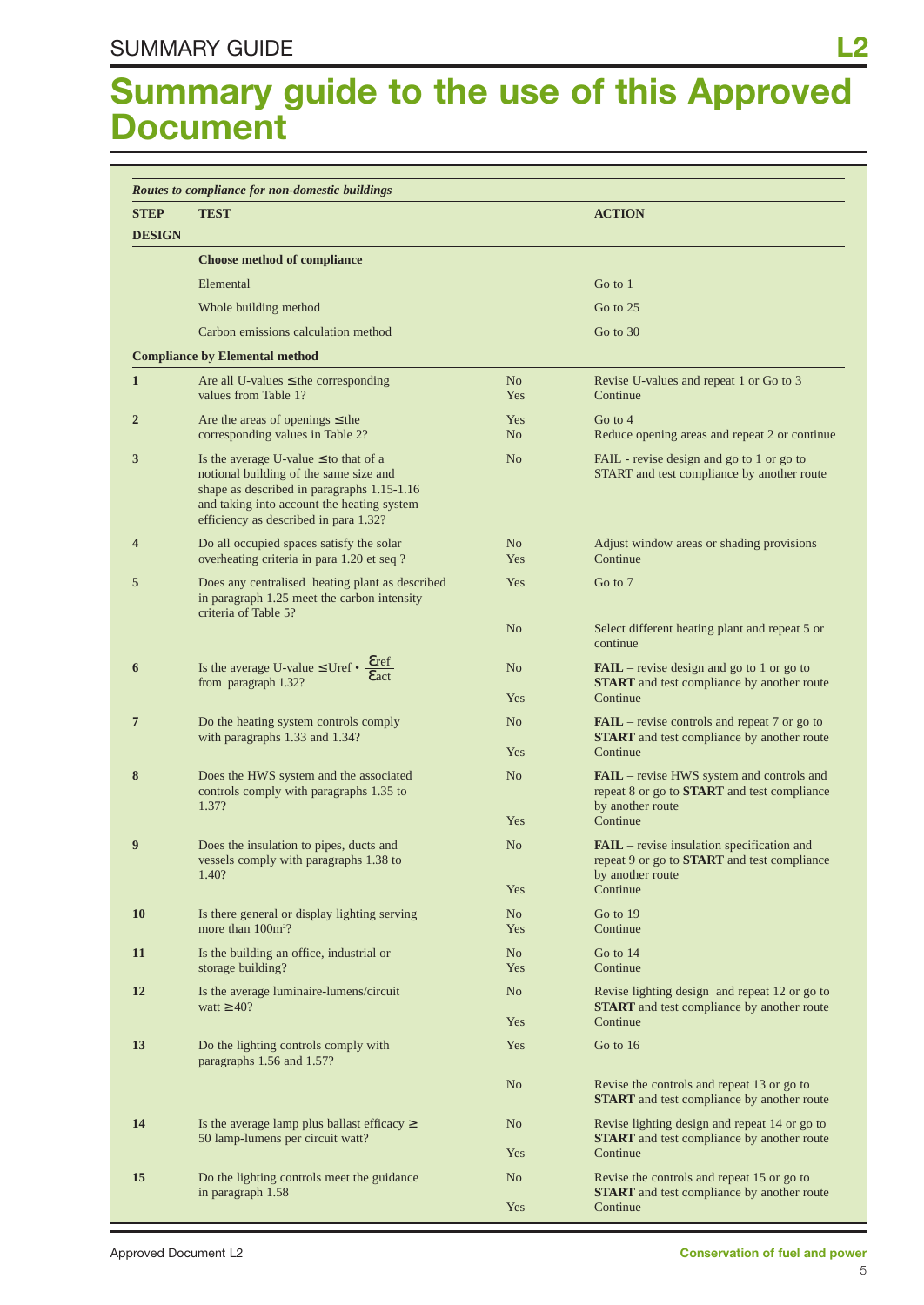# Summary guide to the use of this Approved Document

| *Routes to compliance for non-domestic buildings* | | | |
|---|---|---|---|
| **STEP** | **TEST** | | **ACTION** |
| **DESIGN** | | | |
| | **Choose method of compliance** | | |
| | Elemental | | Go to 1 |
| | Whole building method | | Go to 25 |
| | Carbon emissions calculation method | | Go to 30 |
| **Compliance by Elemental method** | | | |
| **1** | Are all U-values ≤ the corresponding values from Table 1? | No<br>Yes | Revise U-values and repeat 1 or Go to 3<br>Continue |
| **2** | Are the areas of openings ≤ the corresponding values in Table 2? | Yes<br>No | Go to 4<br>Reduce opening areas and repeat 2 or continue |
| **3** | Is the average U-value ≤ to that of a notional building of the same size and shape as described in paragraphs 1.15-1.16 and taking into account the heating system efficiency as described in para 1.32? | No | FAIL - revise design and go to 1 or go to START and test compliance by another route |
| **4** | Do all occupied spaces satisfy the solar overheating criteria in para 1.20 et seq ? | No<br>Yes | Adjust window areas or shading provisions<br>Continue |
| **5** | Does any centralised heating plant as described in paragraph 1.25 meet the carbon intensity criteria of Table 5? | Yes | Go to 7 |
| | | No | Select different heating plant and repeat 5 or continue |
| **6** | Is the average U-value $\leq \text{Uref} \cdot \frac{\varepsilon_{ref}}{\varepsilon_{act}}$ from paragraph 1.32? | No<br>Yes | **FAIL** – revise design and go to 1 or go to **START** and test compliance by another route<br>Continue |
| **7** | Do the heating system controls comply with paragraphs 1.33 and 1.34? | No<br>Yes | **FAIL** – revise controls and repeat 7 or go to **START** and test compliance by another route<br>Continue |
| **8** | Does the HWS system and the associated controls comply with paragraphs 1.35 to 1.37? | No<br>Yes | **FAIL** – revise HWS system and controls and repeat 8 or go to **START** and test compliance by another route<br>Continue |
| **9** | Does the insulation to pipes, ducts and vessels comply with paragraphs 1.38 to 1.40? | No<br>Yes | **FAIL** – revise insulation specification and repeat 9 or go to **START** and test compliance by another route<br>Continue |
| **10** | Is there general or display lighting serving more than $100m^2$? | No<br>Yes | Go to 19<br>Continue |
| **11** | Is the building an office, industrial or storage building? | No<br>Yes | Go to 14<br>Continue |
| **12** | Is the average luminaire-lumens/circuit watt ≥ 40? | No<br>Yes | Revise lighting design and repeat 12 or go to **START** and test compliance by another route<br>Continue |
| **13** | Do the lighting controls comply with paragraphs 1.56 and 1.57? | Yes | Go to 16 |
| | | No | Revise the controls and repeat 13 or go to **START** and test compliance by another route |
| **14** | Is the average lamp plus ballast efficacy ≥ 50 lamp-lumens per circuit watt? | No<br>Yes | Revise lighting design and repeat 14 or go to **START** and test compliance by another route<br>Continue |
| **15** | Do the lighting controls meet the guidance in paragraph 1.58 | No<br>Yes | Revise the controls and repeat 15 or go to **START** and test compliance by another route<br>Continue |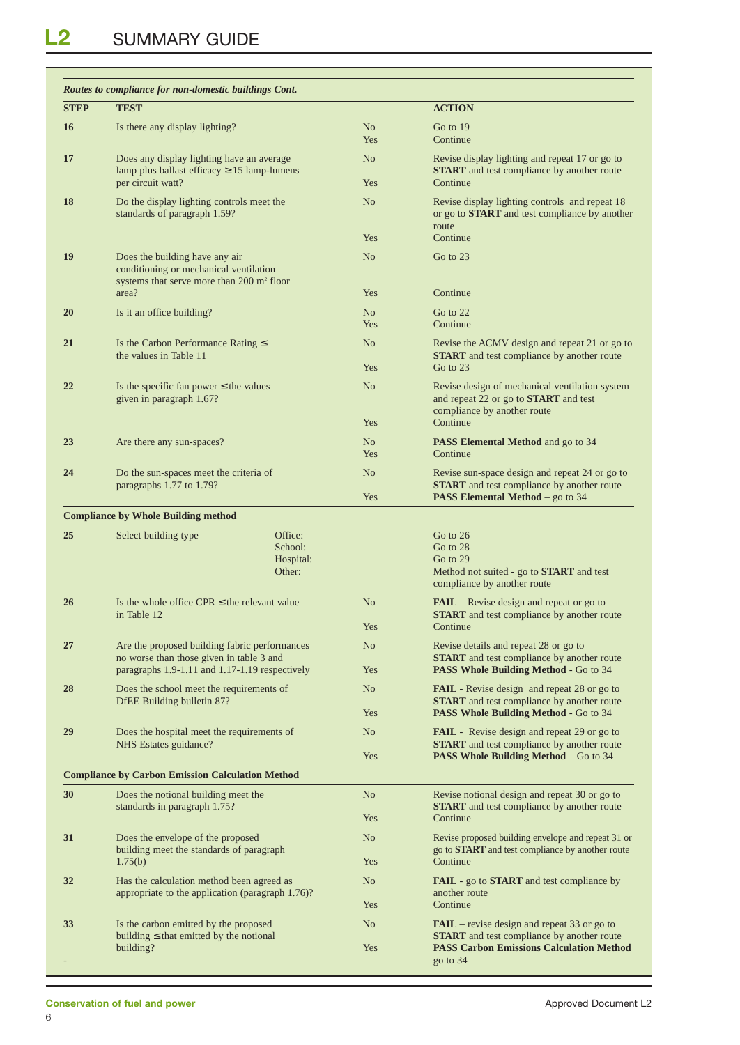*Routes to compliance for non-domestic buildings Cont.*

| STEP | TEST | | ACTION |
|---|---|---|---|
| **16** | Is there any display lighting? | No<br>Yes | Go to 19<br>Continue |
| **17** | Does any display lighting have an average lamp plus ballast efficacy ≥15 lamp-lumens per circuit watt? | No<br>Yes | Revise display lighting and repeat 17 or go to **START** and test compliance by another route<br>Continue |
| **18** | Do the display lighting controls meet the standards of paragraph 1.59? | No<br>Yes | Revise display lighting controls and repeat 18 or go to **START** and test compliance by another route<br>Continue |
| **19** | Does the building have any air conditioning or mechanical ventilation systems that serve more than 200 m² floor area? | No<br>Yes | Go to 23<br>Continue |
| **20** | Is it an office building? | No<br>Yes | Go to 22<br>Continue |
| **21** | Is the Carbon Performance Rating ≤ the values in Table 11 | No<br>Yes | Revise the ACMV design and repeat 21 or go to **START** and test compliance by another route<br>Go to 23 |
| **22** | Is the specific fan power ≤ the values given in paragraph 1.67? | No<br>Yes | Revise design of mechanical ventilation system and repeat 22 or go to **START** and test compliance by another route<br>Continue |
| **23** | Are there any sun-spaces? | No<br>Yes | **PASS Elemental Method** and go to 34<br>Continue |
| **24** | Do the sun-spaces meet the criteria of paragraphs 1.77 to 1.79? | No<br>Yes | Revise sun-space design and repeat 24 or go to **START** and test compliance by another route<br>**PASS Elemental Method** – go to 34 |
| **Compliance by Whole Building method** | | | |
| **25** | Select building type | Office:<br>School:<br>Hospital:<br>Other: | Go to 26<br>Go to 28<br>Go to 29<br>Method not suited - go to **START** and test compliance by another route |
| **26** | Is the whole office CPR ≤ the relevant value in Table 12 | No<br>Yes | **FAIL** – Revise design and repeat or go to **START** and test compliance by another route<br>Continue |
| **27** | Are the proposed building fabric performances no worse than those given in table 3 and paragraphs 1.9-1.11 and 1.17-1.19 respectively | No<br>Yes | Revise details and repeat 28 or go to **START** and test compliance by another route<br>**PASS Whole Building Method** - Go to 34 |
| **28** | Does the school meet the requirements of DfEE Building bulletin 87? | No<br>Yes | **FAIL** - Revise design and repeat 28 or go to **START** and test compliance by another route<br>**PASS Whole Building Method** - Go to 34 |
| **29** | Does the hospital meet the requirements of NHS Estates guidance? | No<br>Yes | **FAIL** - Revise design and repeat 29 or go to **START** and test compliance by another route<br>**PASS Whole Building Method** – Go to 34 |
| **Compliance by Carbon Emission Calculation Method** | | | |
| **30** | Does the notional building meet the standards in paragraph 1.75? | No<br>Yes | Revise notional design and repeat 30 or go to **START** and test compliance by another route<br>Continue |
| **31** | Does the envelope of the proposed building meet the standards of paragraph 1.75(b) | No<br>Yes | Revise proposed building envelope and repeat 31 or go to **START** and test compliance by another route<br>Continue |
| **32** | Has the calculation method been agreed as appropriate to the application (paragraph 1.76)? | No<br>Yes | **FAIL** - go to **START** and test compliance by another route<br>Continue |
| **33** | Is the carbon emitted by the proposed building ≤ that emitted by the notional building? | No<br>Yes | **FAIL** – revise design and repeat 33 or go to **START** and test compliance by another route<br>**PASS Carbon Emissions Calculation Method** go to 34 |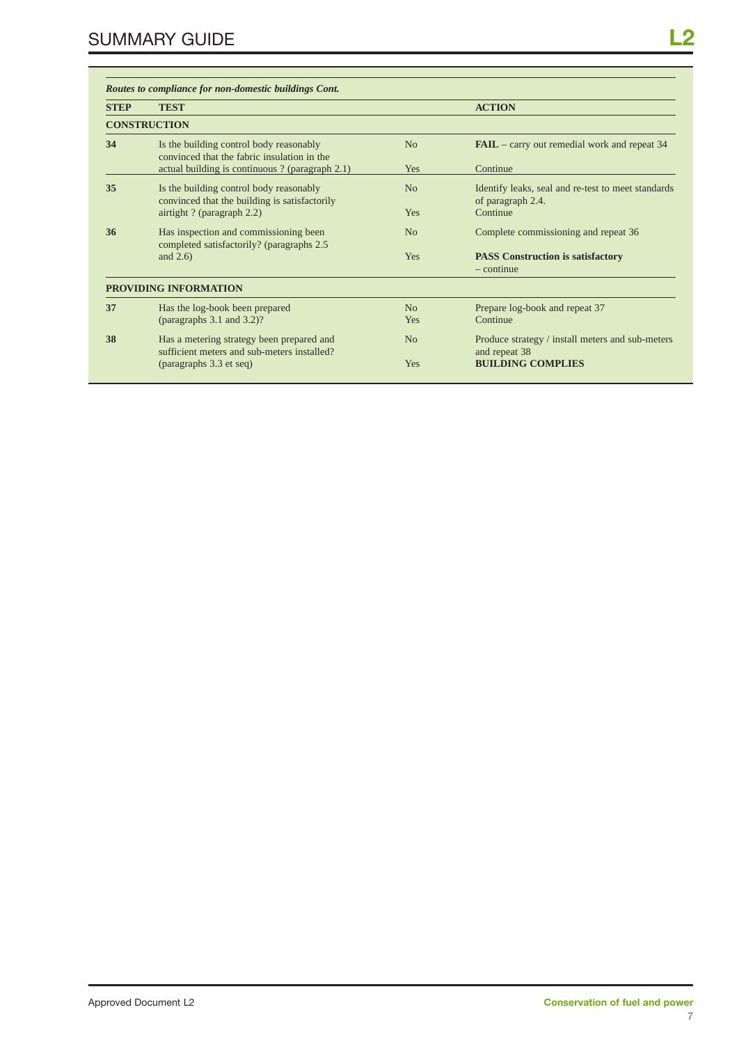*Routes to compliance for non-domestic buildings Cont.*

| STEP | TEST | | ACTION |
|---|---|---|---|
| **CONSTRUCTION** | | | |
| **34** | Is the building control body reasonably convinced that the fabric insulation in the actual building is continuous ? (paragraph 2.1) | No | **FAIL** – carry out remedial work and repeat 34 |
| | | Yes | Continue |
| **35** | Is the building control body reasonably convinced that the building is satisfactorily airtight ? (paragraph 2.2) | No | Identify leaks, seal and re-test to meet standards of paragraph 2.4. |
| | | Yes | Continue |
| **36** | Has inspection and commissioning been completed satisfactorily? (paragraphs 2.5 and 2.6) | No | Complete commissioning and repeat 36 |
| | | Yes | **PASS Construction is satisfactory** – continue |
| **PROVIDING INFORMATION** | | | |
| **37** | Has the log-book been prepared (paragraphs 3.1 and 3.2)? | No | Prepare log-book and repeat 37 |
| | | Yes | Continue |
| **38** | Has a metering strategy been prepared and sufficient meters and sub-meters installed? (paragraphs 3.3 et seq) | No | Produce strategy / install meters and sub-meters and repeat 38 |
| | | Yes | **BUILDING COMPLIES** |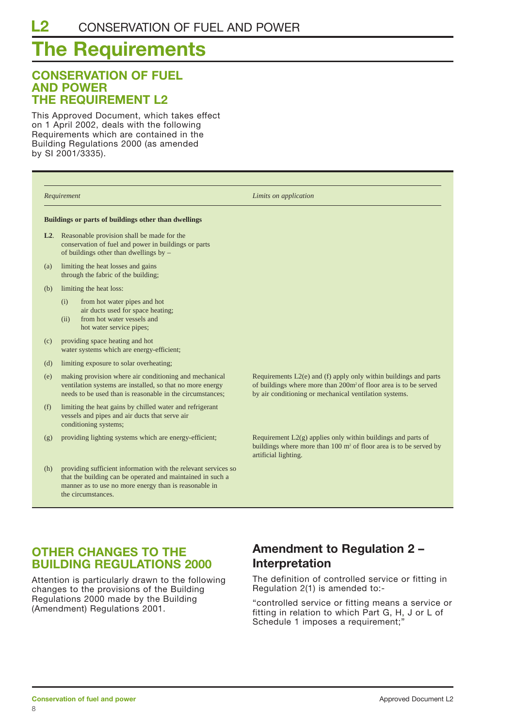# L2 CONSERVATION OF FUEL AND POWER

# The Requirements

## CONSERVATION OF FUEL AND POWER THE REQUIREMENT L2

This Approved Document, which takes effect on 1 April 2002, deals with the following Requirements which are contained in the Building Regulations 2000 (as amended by SI 2001/3335).

| *Requirement* | *Limits on application* |
| --- | --- |
| **Buildings or parts of buildings other than dwellings** | |
| **L2**. Reasonable provision shall be made for the conservation of fuel and power in buildings or parts of buildings other than dwellings by – | |
| (a) limiting the heat losses and gains through the fabric of the building; | |
| (b) limiting the heat loss: (i) from hot water pipes and hot air ducts used for space heating; (ii) from hot water vessels and hot water service pipes; | |
| (c) providing space heating and hot water systems which are energy-efficient; | |
| (d) limiting exposure to solar overheating; | |
| (e) making provision where air conditioning and mechanical ventilation systems are installed, so that no more energy needs to be used than is reasonable in the circumstances; | Requirements L2(e) and (f) apply only within buildings and parts of buildings where more than 200m² of floor area is to be served by air conditioning or mechanical ventilation systems. |
| (f) limiting the heat gains by chilled water and refrigerant vessels and pipes and air ducts that serve air conditioning systems; | |
| (g) providing lighting systems which are energy-efficient; | Requirement L2(g) applies only within buildings and parts of buildings where more than 100 m² of floor area is to be served by artificial lighting. |
| (h) providing sufficient information with the relevant services so that the building can be operated and maintained in such a manner as to use no more energy than is reasonable in the circumstances. | |

## OTHER CHANGES TO THE BUILDING REGULATIONS 2000

Attention is particularly drawn to the following changes to the provisions of the Building Regulations 2000 made by the Building (Amendment) Regulations 2001.

### Amendment to Regulation 2 – Interpretation

The definition of controlled service or fitting in Regulation 2(1) is amended to:-

"controlled service or fitting means a service or fitting in relation to which Part G, H, J or L of Schedule 1 imposes a requirement;"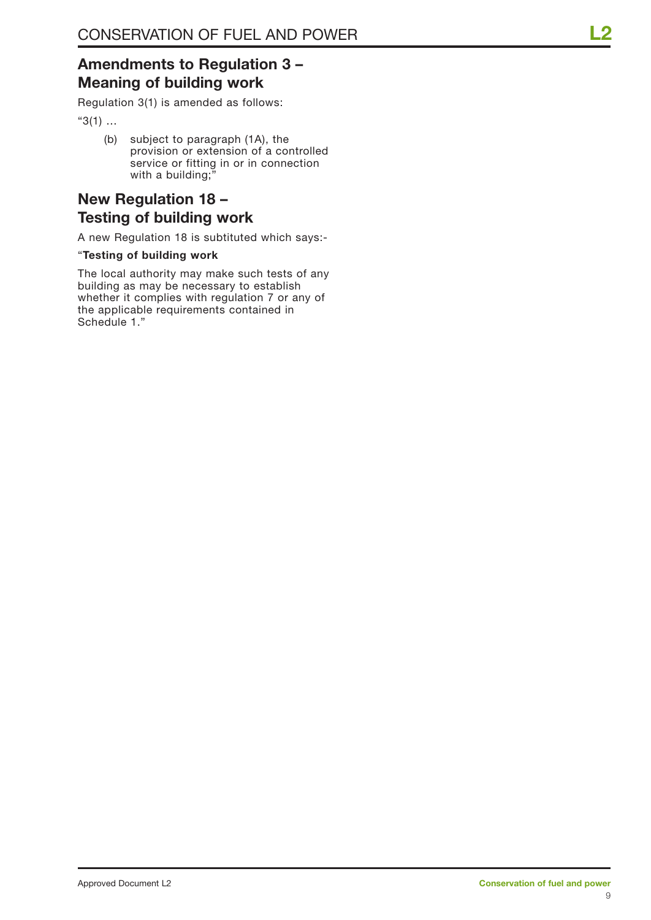## Amendments to Regulation 3 – Meaning of building work

Regulation 3(1) is amended as follows:

"3(1) …

(b) subject to paragraph (1A), the provision or extension of a controlled service or fitting in or in connection with a building;"

## New Regulation 18 – Testing of building work

A new Regulation 18 is subtituted which says:-

"**Testing of building work**

The local authority may make such tests of any building as may be necessary to establish whether it complies with regulation 7 or any of the applicable requirements contained in Schedule 1."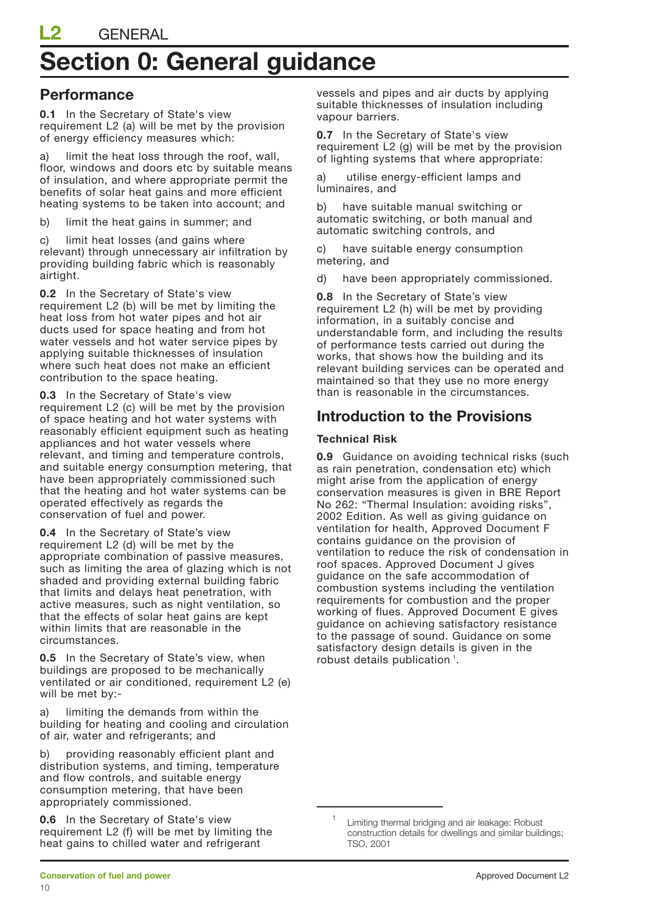# Section 0: General guidance

## Performance

**0.1** In the Secretary of State's view requirement L2 (a) will be met by the provision of energy efficiency measures which:

a) limit the heat loss through the roof, wall, floor, windows and doors etc by suitable means of insulation, and where appropriate permit the benefits of solar heat gains and more efficient heating systems to be taken into account; and

b) limit the heat gains in summer; and

c) limit heat losses (and gains where relevant) through unnecessary air infiltration by providing building fabric which is reasonably airtight.

**0.2** In the Secretary of State's view requirement L2 (b) will be met by limiting the heat loss from hot water pipes and hot air ducts used for space heating and from hot water vessels and hot water service pipes by applying suitable thicknesses of insulation where such heat does not make an efficient contribution to the space heating.

**0.3** In the Secretary of State's view requirement L2 (c) will be met by the provision of space heating and hot water systems with reasonably efficient equipment such as heating appliances and hot water vessels where relevant, and timing and temperature controls, and suitable energy consumption metering, that have been appropriately commissioned such that the heating and hot water systems can be operated effectively as regards the conservation of fuel and power.

**0.4** In the Secretary of State's view requirement L2 (d) will be met by the appropriate combination of passive measures, such as limiting the area of glazing which is not shaded and providing external building fabric that limits and delays heat penetration, with active measures, such as night ventilation, so that the effects of solar heat gains are kept within limits that are reasonable in the circumstances.

**0.5** In the Secretary of State's view, when buildings are proposed to be mechanically ventilated or air conditioned, requirement L2 (e) will be met by:-

a) limiting the demands from within the building for heating and cooling and circulation of air, water and refrigerants; and

b) providing reasonably efficient plant and distribution systems, and timing, temperature and flow controls, and suitable energy consumption metering, that have been appropriately commissioned.

**0.6** In the Secretary of State's view requirement L2 (f) will be met by limiting the heat gains to chilled water and refrigerant vessels and pipes and air ducts by applying suitable thicknesses of insulation including vapour barriers.

**0.7** In the Secretary of State's view requirement L2 (g) will be met by the provision of lighting systems that where appropriate:

a) utilise energy-efficient lamps and luminaires, and

b) have suitable manual switching or automatic switching, or both manual and automatic switching controls, and

c) have suitable energy consumption metering, and

d) have been appropriately commissioned.

**0.8** In the Secretary of State's view requirement L2 (h) will be met by providing information, in a suitably concise and understandable form, and including the results of performance tests carried out during the works, that shows how the building and its relevant building services can be operated and maintained so that they use no more energy than is reasonable in the circumstances.

## Introduction to the Provisions

### Technical Risk

**0.9** Guidance on avoiding technical risks (such as rain penetration, condensation etc) which might arise from the application of energy conservation measures is given in BRE Report No 262: "Thermal Insulation: avoiding risks", 2002 Edition. As well as giving guidance on ventilation for health, Approved Document F contains guidance on the provision of ventilation to reduce the risk of condensation in roof spaces. Approved Document J gives guidance on the safe accommodation of combustion systems including the ventilation requirements for combustion and the proper working of flues. Approved Document E gives guidance on achieving satisfactory resistance to the passage of sound. Guidance on some satisfactory design details is given in the robust details publication [1].

[1] Limiting thermal bridging and air leakage: Robust construction details for dwellings and similar buildings; TSO, 2001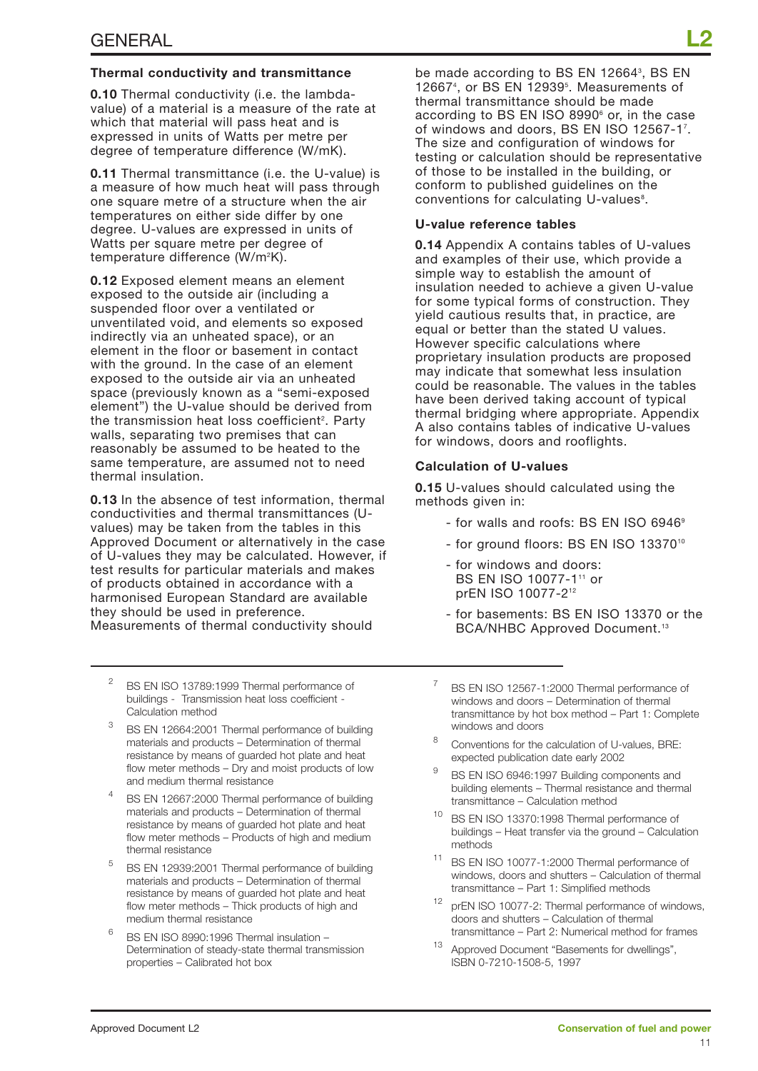### Thermal conductivity and transmittance

**0.10** Thermal conductivity (i.e. the lambda-value) of a material is a measure of the rate at which that material will pass heat and is expressed in units of Watts per metre per degree of temperature difference (W/mK).

**0.11** Thermal transmittance (i.e. the U-value) is a measure of how much heat will pass through one square metre of a structure when the air temperatures on either side differ by one degree. U-values are expressed in units of Watts per square metre per degree of temperature difference ($W/m^2K$).

**0.12** Exposed element means an element exposed to the outside air (including a suspended floor over a ventilated or unventilated void, and elements so exposed indirectly via an unheated space), or an element in the floor or basement in contact with the ground. In the case of an element exposed to the outside air via an unheated space (previously known as a "semi-exposed element") the U-value should be derived from the transmission heat loss coefficient[2]. Party walls, separating two premises that can reasonably be assumed to be heated to the same temperature, are assumed not to need thermal insulation.

**0.13** In the absence of test information, thermal conductivities and thermal transmittances (U-values) may be taken from the tables in this Approved Document or alternatively in the case of U-values they may be calculated. However, if test results for particular materials and makes of products obtained in accordance with a harmonised European Standard are available they should be used in preference. Measurements of thermal conductivity should be made according to BS EN 12664[3], BS EN 12667[4], or BS EN 12939[5]. Measurements of thermal transmittance should be made according to BS EN ISO 8990[6] or, in the case of windows and doors, BS EN ISO 12567-1[7]. The size and configuration of windows for testing or calculation should be representative of those to be installed in the building, or conform to published guidelines on the conventions for calculating U-values[8].

### U-value reference tables

**0.14** Appendix A contains tables of U-values and examples of their use, which provide a simple way to establish the amount of insulation needed to achieve a given U-value for some typical forms of construction. They yield cautious results that, in practice, are equal or better than the stated U values. However specific calculations where proprietary insulation products are proposed may indicate that somewhat less insulation could be reasonable. The values in the tables have been derived taking account of typical thermal bridging where appropriate. Appendix A also contains tables of indicative U-values for windows, doors and rooflights.

### Calculation of U-values

**0.15** U-values should calculated using the methods given in:

- for walls and roofs: BS EN ISO 6946[9]
- for ground floors: BS EN ISO 13370[10]
- for windows and doors: BS EN ISO 10077-1[11] or prEN ISO 10077-2[12]
- for basements: BS EN ISO 13370 or the BCA/NHBC Approved Document.[13]

---

2 BS EN ISO 13789:1999 Thermal performance of buildings - Transmission heat loss coefficient - Calculation method

3 BS EN 12664:2001 Thermal performance of building materials and products – Determination of thermal resistance by means of guarded hot plate and heat flow meter methods – Dry and moist products of low and medium thermal resistance

4 BS EN 12667:2000 Thermal performance of building materials and products – Determination of thermal resistance by means of guarded hot plate and heat flow meter methods – Products of high and medium thermal resistance

5 BS EN 12939:2001 Thermal performance of building materials and products – Determination of thermal resistance by means of guarded hot plate and heat flow meter methods – Thick products of high and medium thermal resistance

6 BS EN ISO 8990:1996 Thermal insulation – Determination of steady-state thermal transmission properties – Calibrated hot box

7 BS EN ISO 12567-1:2000 Thermal performance of windows and doors – Determination of thermal transmittance by hot box method – Part 1: Complete windows and doors

8 Conventions for the calculation of U-values, BRE: expected publication date early 2002

9 BS EN ISO 6946:1997 Building components and building elements – Thermal resistance and thermal transmittance – Calculation method

10 BS EN ISO 13370:1998 Thermal performance of buildings – Heat transfer via the ground – Calculation methods

11 BS EN ISO 10077-1:2000 Thermal performance of windows, doors and shutters – Calculation of thermal transmittance – Part 1: Simplified methods

12 prEN ISO 10077-2: Thermal performance of windows, doors and shutters – Calculation of thermal transmittance – Part 2: Numerical method for frames

13 Approved Document "Basements for dwellings", ISBN 0-7210-1508-5, 1997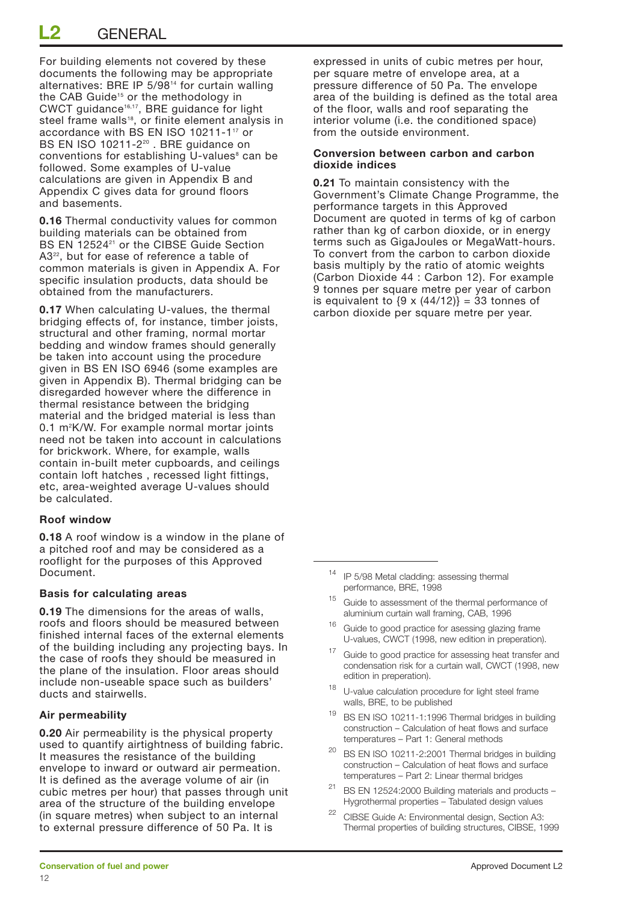For building elements not covered by these documents the following may be appropriate alternatives: BRE IP 5/98[14] for curtain walling the CAB Guide[15] or the methodology in CWCT guidance[16,17], BRE guidance for light steel frame walls[18], or finite element analysis in accordance with BS EN ISO 10211-1[17] or BS EN ISO 10211-2[20] . BRE guidance on conventions for establishing U-values[8] can be followed. Some examples of U-value calculations are given in Appendix B and Appendix C gives data for ground floors and basements.

**0.16** Thermal conductivity values for common building materials can be obtained from BS EN 12524[21] or the CIBSE Guide Section A3[22], but for ease of reference a table of common materials is given in Appendix A. For specific insulation products, data should be obtained from the manufacturers.

**0.17** When calculating U-values, the thermal bridging effects of, for instance, timber joists, structural and other framing, normal mortar bedding and window frames should generally be taken into account using the procedure given in BS EN ISO 6946 (some examples are given in Appendix B). Thermal bridging can be disregarded however where the difference in thermal resistance between the bridging material and the bridged material is less than 0.1 $m^2K/W$. For example normal mortar joints need not be taken into account in calculations for brickwork. Where, for example, walls contain in-built meter cupboards, and ceilings contain loft hatches , recessed light fittings, etc, area-weighted average U-values should be calculated.

### Roof window

**0.18** A roof window is a window in the plane of a pitched roof and may be considered as a rooflight for the purposes of this Approved Document.

### Basis for calculating areas

**0.19** The dimensions for the areas of walls, roofs and floors should be measured between finished internal faces of the external elements of the building including any projecting bays. In the case of roofs they should be measured in the plane of the insulation. Floor areas should include non-useable space such as builders' ducts and stairwells.

### Air permeability

**0.20** Air permeability is the physical property used to quantify airtightness of building fabric. It measures the resistance of the building envelope to inward or outward air permeation. It is defined as the average volume of air (in cubic metres per hour) that passes through unit area of the structure of the building envelope (in square metres) when subject to an internal to external pressure difference of 50 Pa. It is expressed in units of cubic metres per hour, per square metre of envelope area, at a pressure difference of 50 Pa. The envelope area of the building is defined as the total area of the floor, walls and roof separating the interior volume (i.e. the conditioned space) from the outside environment.

### Conversion between carbon and carbon dioxide indices

**0.21** To maintain consistency with the Government's Climate Change Programme, the performance targets in this Approved Document are quoted in terms of kg of carbon rather than kg of carbon dioxide, or in energy terms such as GigaJoules or MegaWatt-hours. To convert from the carbon to carbon dioxide basis multiply by the ratio of atomic weights (Carbon Dioxide 44 : Carbon 12). For example 9 tonnes per square metre per year of carbon is equivalent to $\{9 \times (44/12)\} = 33$ tonnes of carbon dioxide per square metre per year.

---

[14] IP 5/98 Metal cladding: assessing thermal performance, BRE, 1998

[15] Guide to assessment of the thermal performance of aluminium curtain wall framing, CAB, 1996

[16] Guide to good practice for asessing glazing frame U-values, CWCT (1998, new edition in preperation).

[17] Guide to good practice for assessing heat transfer and condensation risk for a curtain wall, CWCT (1998, new edition in preperation).

[18] U-value calculation procedure for light steel frame walls, BRE, to be published

[19] BS EN ISO 10211-1:1996 Thermal bridges in building construction – Calculation of heat flows and surface temperatures – Part 1: General methods

[20] BS EN ISO 10211-2:2001 Thermal bridges in building construction – Calculation of heat flows and surface temperatures – Part 2: Linear thermal bridges

[21] BS EN 12524:2000 Building materials and products – Hygrothermal properties – Tabulated design values

[22] CIBSE Guide A: Environmental design, Section A3: Thermal properties of building structures, CIBSE, 1999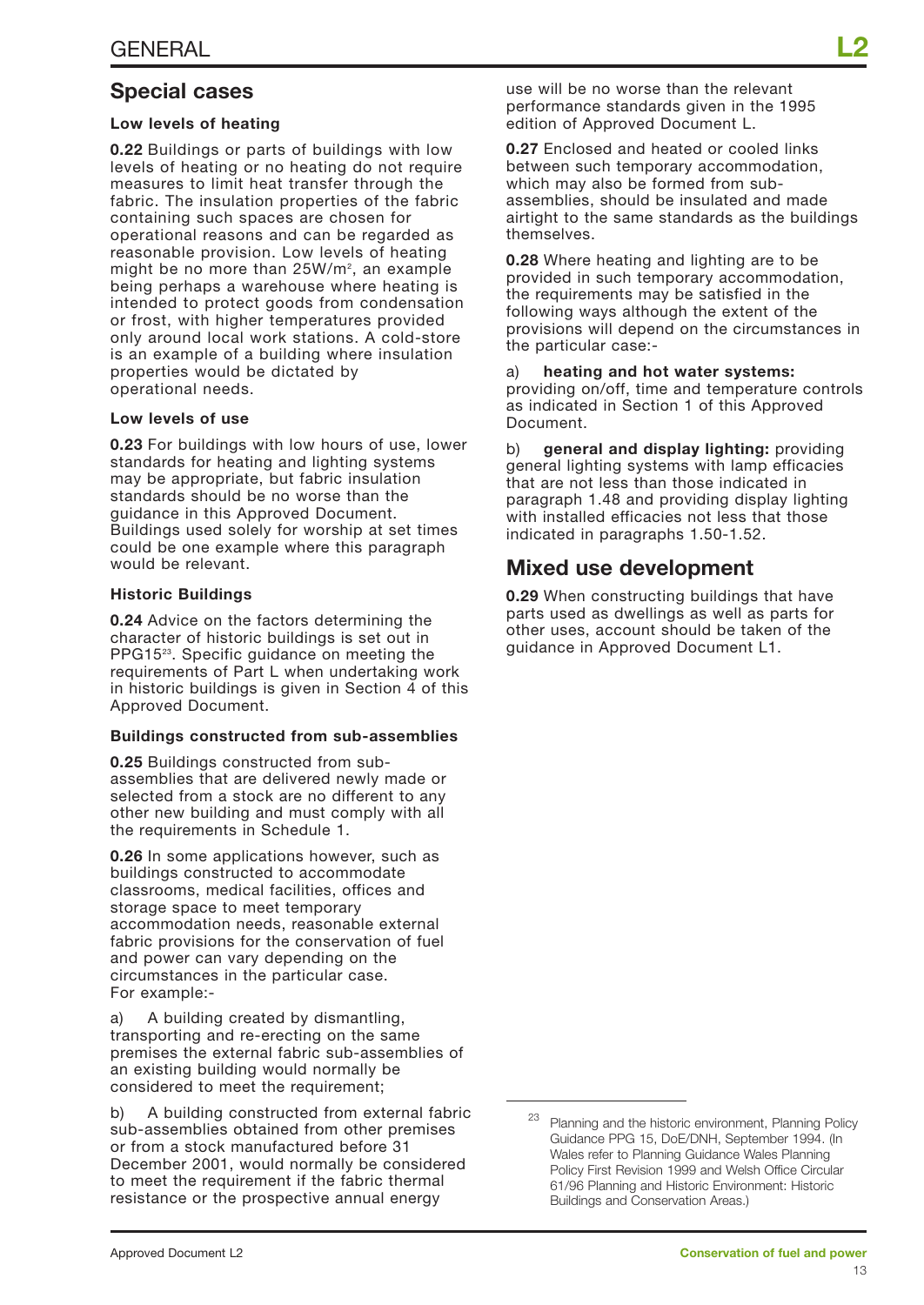## Special cases

### Low levels of heating

**0.22** Buildings or parts of buildings with low levels of heating or no heating do not require measures to limit heat transfer through the fabric. The insulation properties of the fabric containing such spaces are chosen for operational reasons and can be regarded as reasonable provision. Low levels of heating might be no more than $25W/m^2$, an example being perhaps a warehouse where heating is intended to protect goods from condensation or frost, with higher temperatures provided only around local work stations. A cold-store is an example of a building where insulation properties would be dictated by operational needs.

### Low levels of use

**0.23** For buildings with low hours of use, lower standards for heating and lighting systems may be appropriate, but fabric insulation standards should be no worse than the guidance in this Approved Document. Buildings used solely for worship at set times could be one example where this paragraph would be relevant.

### Historic Buildings

**0.24** Advice on the factors determining the character of historic buildings is set out in PPG15[23]. Specific guidance on meeting the requirements of Part L when undertaking work in historic buildings is given in Section 4 of this Approved Document.

### Buildings constructed from sub-assemblies

**0.25** Buildings constructed from sub-assemblies that are delivered newly made or selected from a stock are no different to any other new building and must comply with all the requirements in Schedule 1.

**0.26** In some applications however, such as buildings constructed to accommodate classrooms, medical facilities, offices and storage space to meet temporary accommodation needs, reasonable external fabric provisions for the conservation of fuel and power can vary depending on the circumstances in the particular case. For example:-

a) A building created by dismantling, transporting and re-erecting on the same premises the external fabric sub-assemblies of an existing building would normally be considered to meet the requirement;

b) A building constructed from external fabric sub-assemblies obtained from other premises or from a stock manufactured before 31 December 2001, would normally be considered to meet the requirement if the fabric thermal resistance or the prospective annual energy use will be no worse than the relevant performance standards given in the 1995 edition of Approved Document L.

**0.27** Enclosed and heated or cooled links between such temporary accommodation, which may also be formed from sub-assemblies, should be insulated and made airtight to the same standards as the buildings themselves.

**0.28** Where heating and lighting are to be provided in such temporary accommodation, the requirements may be satisfied in the following ways although the extent of the provisions will depend on the circumstances in the particular case:-

a) **heating and hot water systems:** providing on/off, time and temperature controls as indicated in Section 1 of this Approved Document.

b) **general and display lighting:** providing general lighting systems with lamp efficacies that are not less than those indicated in paragraph 1.48 and providing display lighting with installed efficacies not less that those indicated in paragraphs 1.50-1.52.

## Mixed use development

**0.29** When constructing buildings that have parts used as dwellings as well as parts for other uses, account should be taken of the guidance in Approved Document L1.

---

[23] Planning and the historic environment, Planning Policy Guidance PPG 15, DoE/DNH, September 1994. (In Wales refer to Planning Guidance Wales Planning Policy First Revision 1999 and Welsh Office Circular 61/96 Planning and Historic Environment: Historic Buildings and Conservation Areas.)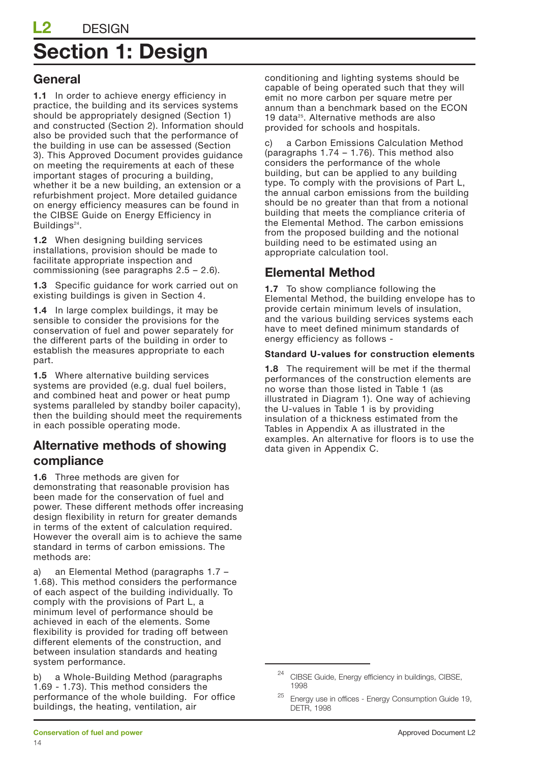# Section 1: Design

## General

**1.1** In order to achieve energy efficiency in practice, the building and its services systems should be appropriately designed (Section 1) and constructed (Section 2). Information should also be provided such that the performance of the building in use can be assessed (Section 3). This Approved Document provides guidance on meeting the requirements at each of these important stages of procuring a building, whether it be a new building, an extension or a refurbishment project. More detailed guidance on energy efficiency measures can be found in the CIBSE Guide on Energy Efficiency in Buildings[24].

**1.2** When designing building services installations, provision should be made to facilitate appropriate inspection and commissioning (see paragraphs 2.5 – 2.6).

**1.3** Specific guidance for work carried out on existing buildings is given in Section 4.

**1.4** In large complex buildings, it may be sensible to consider the provisions for the conservation of fuel and power separately for the different parts of the building in order to establish the measures appropriate to each part.

**1.5** Where alternative building services systems are provided (e.g. dual fuel boilers, and combined heat and power or heat pump systems paralleled by standby boiler capacity), then the building should meet the requirements in each possible operating mode.

## Alternative methods of showing compliance

**1.6** Three methods are given for demonstrating that reasonable provision has been made for the conservation of fuel and power. These different methods offer increasing design flexibility in return for greater demands in terms of the extent of calculation required. However the overall aim is to achieve the same standard in terms of carbon emissions. The methods are:

a) an Elemental Method (paragraphs 1.7 – 1.68). This method considers the performance of each aspect of the building individually. To comply with the provisions of Part L, a minimum level of performance should be achieved in each of the elements. Some flexibility is provided for trading off between different elements of the construction, and between insulation standards and heating system performance.

b) a Whole-Building Method (paragraphs 1.69 - 1.73). This method considers the performance of the whole building. For office buildings, the heating, ventilation, air conditioning and lighting systems should be capable of being operated such that they will emit no more carbon per square metre per annum than a benchmark based on the ECON 19 data[25]. Alternative methods are also provided for schools and hospitals.

c) a Carbon Emissions Calculation Method (paragraphs 1.74 – 1.76). This method also considers the performance of the whole building, but can be applied to any building type. To comply with the provisions of Part L, the annual carbon emissions from the building should be no greater than that from a notional building that meets the compliance criteria of the Elemental Method. The carbon emissions from the proposed building and the notional building need to be estimated using an appropriate calculation tool.

## Elemental Method

**1.7** To show compliance following the Elemental Method, the building envelope has to provide certain minimum levels of insulation, and the various building services systems each have to meet defined minimum standards of energy efficiency as follows -

#### Standard U-values for construction elements

**1.8** The requirement will be met if the thermal performances of the construction elements are no worse than those listed in Table 1 (as illustrated in Diagram 1). One way of achieving the U-values in Table 1 is by providing insulation of a thickness estimated from the Tables in Appendix A as illustrated in the examples. An alternative for floors is to use the data given in Appendix C.

---

[24] CIBSE Guide, Energy efficiency in buildings, CIBSE, 1998

[25] Energy use in offices - Energy Consumption Guide 19, DETR, 1998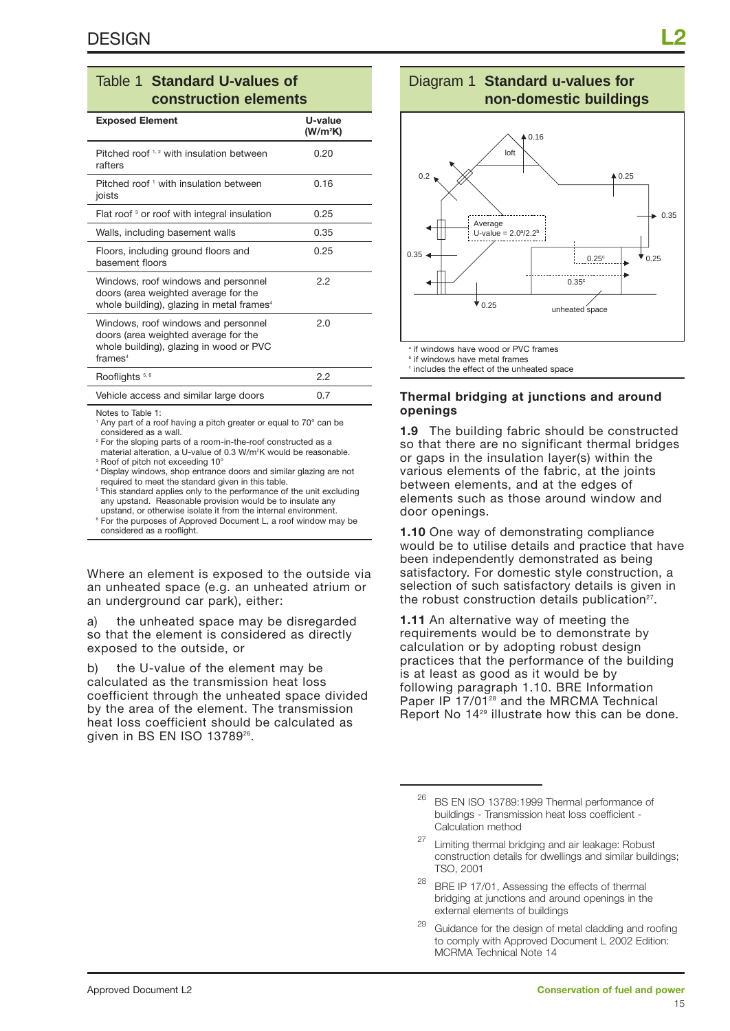## Table 1 Standard U-values of construction elements

| Exposed Element | U-value ($W/m^2K$) |
|---|---|
| Pitched roof [1,2] with insulation between rafters | 0.20 |
| Pitched roof [1] with insulation between joists | 0.16 |
| Flat roof [3] or roof with integral insulation | 0.25 |
| Walls, including basement walls | 0.35 |
| Floors, including ground floors and basement floors | 0.25 |
| Windows, roof windows and personnel doors (area weighted average for the whole building), glazing in metal frames[4] | 2.2 |
| Windows, roof windows and personnel doors (area weighted average for the whole building), glazing in wood or PVC frames[4] | 2.0 |
| Rooflights [5,6] | 2.2 |
| Vehicle access and similar large doors | 0.7 |

Notes to Table 1:
[1] Any part of a roof having a pitch greater or equal to 70° can be considered as a wall.
[2] For the sloping parts of a room-in-the-roof constructed as a material alteration, a U-value of 0.3 $W/m^2K$ would be reasonable.
[3] Roof of pitch not exceeding 10°
[4] Display windows, shop entrance doors and similar glazing are not required to meet the standard given in this table.
[5] This standard applies only to the performance of the unit excluding any upstand. Reasonable provision would be to insulate any upstand, or otherwise isolate it from the internal environment.
[6] For the purposes of Approved Document L, a roof window may be considered as a rooflight.

Where an element is exposed to the outside via an unheated space (e.g. an unheated atrium or an underground car park), either:

a) the unheated space may be disregarded so that the element is considered as directly exposed to the outside, or

b) the U-value of the element may be calculated as the transmission heat loss coefficient through the unheated space divided by the area of the element. The transmission heat loss coefficient should be calculated as given in BS EN ISO 13789[26].

## Diagram 1 Standard u-values for non-domestic buildings

loft; 0.16; 0.2; 0.25; 0.35; Average U-value = 2.0[a]/2.2[b]; 0.35; 0.25[c]; 0.25; 0.35[c]; 0.25; unheated space

[a] if windows have wood or PVC frames
[b] if windows have metal frames
[c] includes the effect of the unheated space

### Thermal bridging at junctions and around openings

**1.9** The building fabric should be constructed so that there are no significant thermal bridges or gaps in the insulation layer(s) within the various elements of the fabric, at the joints between elements, and at the edges of elements such as those around window and door openings.

**1.10** One way of demonstrating compliance would be to utilise details and practice that have been independently demonstrated as being satisfactory. For domestic style construction, a selection of such satisfactory details is given in the robust construction details publication[27].

**1.11** An alternative way of meeting the requirements would be to demonstrate by calculation or by adopting robust design practices that the performance of the building is at least as good as it would be by following paragraph 1.10. BRE Information Paper IP 17/01[28] and the MRCMA Technical Report No 14[29] illustrate how this can be done.

[26] BS EN ISO 13789:1999 Thermal performance of buildings - Transmission heat loss coefficient - Calculation method

[27] Limiting thermal bridging and air leakage: Robust construction details for dwellings and similar buildings; TSO, 2001

[28] BRE IP 17/01, Assessing the effects of thermal bridging at junctions and around openings in the external elements of buildings

[29] Guidance for the design of metal cladding and roofing to comply with Approved Document L 2002 Edition: MCRMA Technical Note 14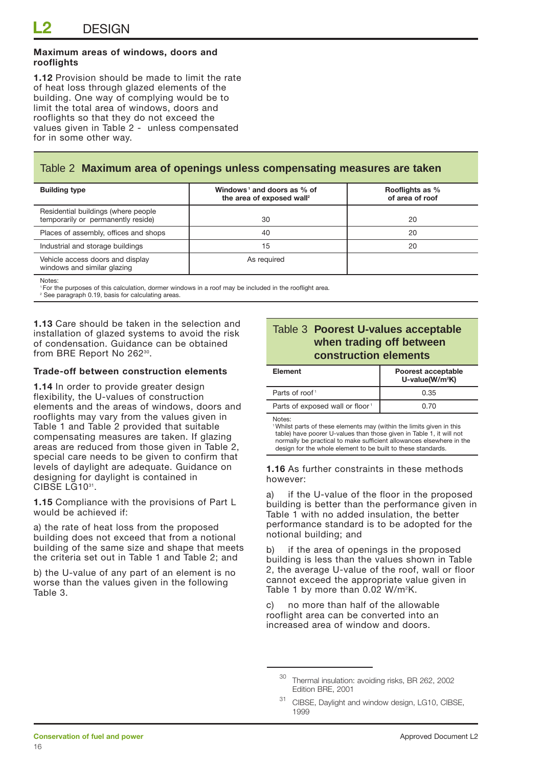## DESIGN

### Maximum areas of windows, doors and rooflights

**1.12** Provision should be made to limit the rate of heat loss through glazed elements of the building. One way of complying would be to limit the total area of windows, doors and rooflights so that they do not exceed the values given in Table 2 - unless compensated for in some other way.

**Table 2 Maximum area of openings unless compensating measures are taken**

| Building type | Windows[1] and doors as % of the area of exposed wall[2] | Rooflights as % of area of roof |
|---|---|---|
| Residential buildings (where people temporarily or permanently reside) | 30 | 20 |
| Places of assembly, offices and shops | 40 | 20 |
| Industrial and storage buildings | 15 | 20 |
| Vehicle access doors and display windows and similar glazing | As required | |

Notes:
[1] For the purposes of this calculation, dormer windows in a roof may be included in the rooflight area.
[2] See paragraph 0.19, basis for calculating areas.

**1.13** Care should be taken in the selection and installation of glazed systems to avoid the risk of condensation. Guidance can be obtained from BRE Report No 262[30].

### Trade-off between construction elements

**1.14** In order to provide greater design flexibility, the U-values of construction elements and the areas of windows, doors and rooflights may vary from the values given in Table 1 and Table 2 provided that suitable compensating measures are taken. If glazing areas are reduced from those given in Table 2, special care needs to be given to confirm that levels of daylight are adequate. Guidance on designing for daylight is contained in CIBSE LG10[31].

**1.15** Compliance with the provisions of Part L would be achieved if:

a) the rate of heat loss from the proposed building does not exceed that from a notional building of the same size and shape that meets the criteria set out in Table 1 and Table 2; and

b) the U-value of any part of an element is no worse than the values given in the following Table 3.

**Table 3 Poorest U-values acceptable when trading off between construction elements**

| Element | Poorest acceptable U-value($W/m^2K$) |
|---|---|
| Parts of roof[1] | 0.35 |
| Parts of exposed wall or floor[1] | 0.70 |

Notes:
[1] Whilst parts of these elements may (within the limits given in this table) have poorer U-values than those given in Table 1, it will not normally be practical to make sufficient allowances elsewhere in the design for the whole element to be built to these standards.

**1.16** As further constraints in these methods however:

a) if the U-value of the floor in the proposed building is better than the performance given in Table 1 with no added insulation, the better performance standard is to be adopted for the notional building; and

b) if the area of openings in the proposed building is less than the values shown in Table 2, the average U-value of the roof, wall or floor cannot exceed the appropriate value given in Table 1 by more than 0.02 $W/m^2K$.

c) no more than half of the allowable rooflight area can be converted into an increased area of window and doors.

---

[30] Thermal insulation: avoiding risks, BR 262, 2002 Edition BRE, 2001

[31] CIBSE, Daylight and window design, LG10, CIBSE, 1999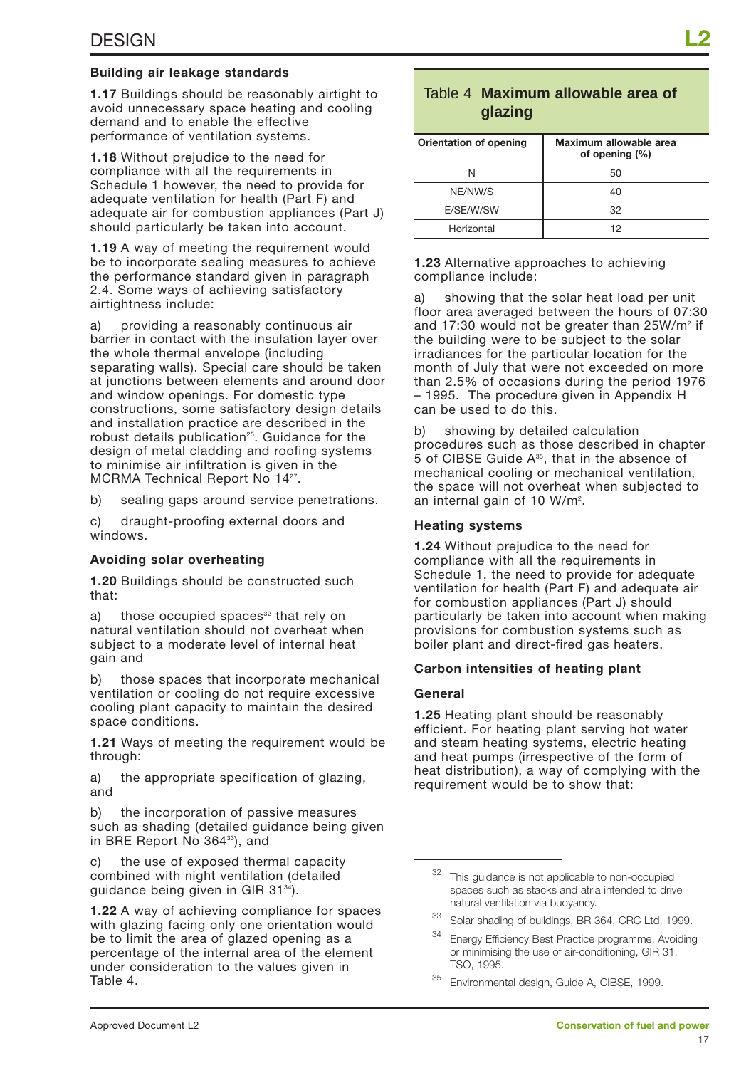## Building air leakage standards

**1.17** Buildings should be reasonably airtight to avoid unnecessary space heating and cooling demand and to enable the effective performance of ventilation systems.

**1.18** Without prejudice to the need for compliance with all the requirements in Schedule 1 however, the need to provide for adequate ventilation for health (Part F) and adequate air for combustion appliances (Part J) should particularly be taken into account.

**1.19** A way of meeting the requirement would be to incorporate sealing measures to achieve the performance standard given in paragraph 2.4. Some ways of achieving satisfactory airtightness include:

a) providing a reasonably continuous air barrier in contact with the insulation layer over the whole thermal envelope (including separating walls). Special care should be taken at junctions between elements and around door and window openings. For domestic type constructions, some satisfactory design details and installation practice are described in the robust details publication[25]. Guidance for the design of metal cladding and roofing systems to minimise air infiltration is given in the MCRMA Technical Report No 14[27].

b) sealing gaps around service penetrations.

c) draught-proofing external doors and windows.

## Avoiding solar overheating

**1.20** Buildings should be constructed such that:

a) those occupied spaces[32] that rely on natural ventilation should not overheat when subject to a moderate level of internal heat gain and

b) those spaces that incorporate mechanical ventilation or cooling do not require excessive cooling plant capacity to maintain the desired space conditions.

**1.21** Ways of meeting the requirement would be through:

a) the appropriate specification of glazing, and

b) the incorporation of passive measures such as shading (detailed guidance being given in BRE Report No 364[33]), and

c) the use of exposed thermal capacity combined with night ventilation (detailed guidance being given in GIR 31[34]).

**1.22** A way of achieving compliance for spaces with glazing facing only one orientation would be to limit the area of glazed opening as a percentage of the internal area of the element under consideration to the values given in Table 4.

**Table 4 Maximum allowable area of glazing**

| Orientation of opening | Maximum allowable area of opening (%) |
|---|---|
| N | 50 |
| NE/NW/S | 40 |
| E/SE/W/SW | 32 |
| Horizontal | 12 |

**1.23** Alternative approaches to achieving compliance include:

a) showing that the solar heat load per unit floor area averaged between the hours of 07:30 and 17:30 would not be greater than 25W/m$^2$ if the building were to be subject to the solar irradiances for the particular location for the month of July that were not exceeded on more than 2.5% of occasions during the period 1976 – 1995. The procedure given in Appendix H can be used to do this.

b) showing by detailed calculation procedures such as those described in chapter 5 of CIBSE Guide A[35], that in the absence of mechanical cooling or mechanical ventilation, the space will not overheat when subjected to an internal gain of 10 W/m$^2$.

## Heating systems

**1.24** Without prejudice to the need for compliance with all the requirements in Schedule 1, the need to provide for adequate ventilation for health (Part F) and adequate air for combustion appliances (Part J) should particularly be taken into account when making provisions for combustion systems such as boiler plant and direct-fired gas heaters.

## Carbon intensities of heating plant

### General

**1.25** Heating plant should be reasonably efficient. For heating plant serving hot water and steam heating systems, electric heating and heat pumps (irrespective of the form of heat distribution), a way of complying with the requirement would be to show that:

---

[32] This guidance is not applicable to non-occupied spaces such as stacks and atria intended to drive natural ventilation via buoyancy.

[33] Solar shading of buildings, BR 364, CRC Ltd, 1999.

[34] Energy Efficiency Best Practice programme, Avoiding or minimising the use of air-conditioning, GIR 31, TSO, 1995.

[35] Environmental design, Guide A, CIBSE, 1999.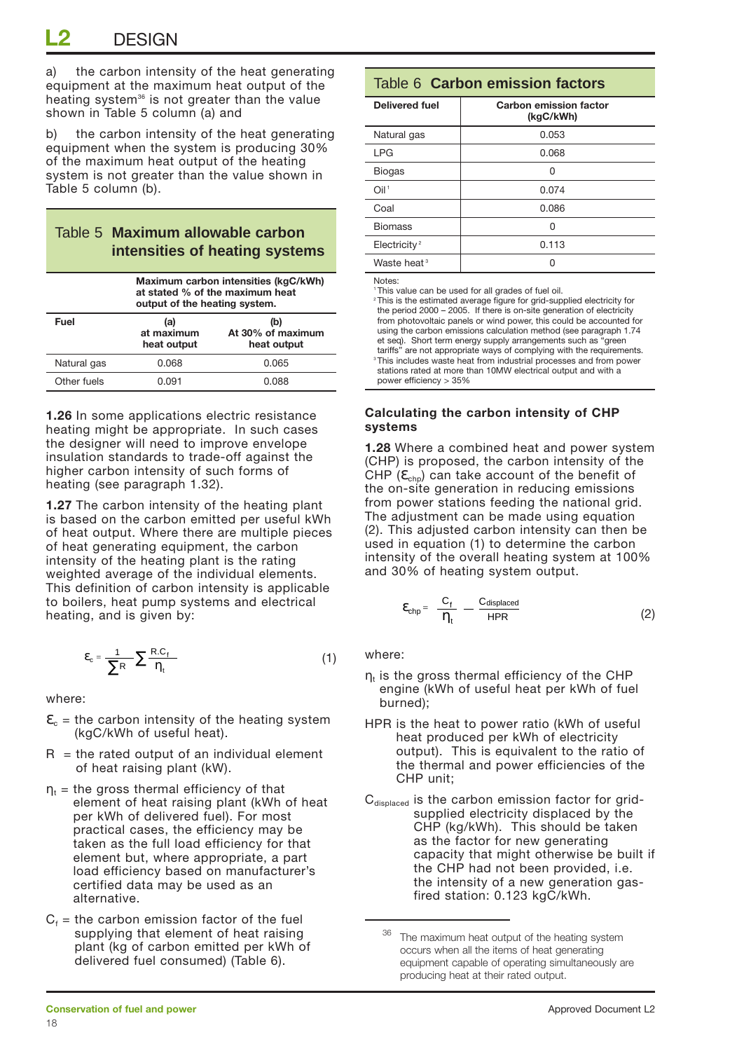a) the carbon intensity of the heat generating equipment at the maximum heat output of the heating system[36] is not greater than the value shown in Table 5 column (a) and

b) the carbon intensity of the heat generating equipment when the system is producing 30% of the maximum heat output of the heating system is not greater than the value shown in Table 5 column (b).

**Table 5 Maximum allowable carbon intensities of heating systems**

| | Maximum carbon intensities (kgC/kWh) at stated % of the maximum heat output of the heating system. | |
|---|---|---|
| **Fuel** | **(a) at maximum heat output** | **(b) At 30% of maximum heat output** |
| Natural gas | 0.068 | 0.065 |
| Other fuels | 0.091 | 0.088 |

**1.26** In some applications electric resistance heating might be appropriate. In such cases the designer will need to improve envelope insulation standards to trade-off against the higher carbon intensity of such forms of heating (see paragraph 1.32).

**1.27** The carbon intensity of the heating plant is based on the carbon emitted per useful kWh of heat output. Where there are multiple pieces of heat generating equipment, the carbon intensity of the heating plant is the rating weighted average of the individual elements. This definition of carbon intensity is applicable to boilers, heat pump systems and electrical heating, and is given by:

$$\varepsilon_c = \frac{1}{\sum R} \sum \frac{R.C_f}{\eta_t} \qquad (1)$$

where:

$\varepsilon_c$ = the carbon intensity of the heating system (kgC/kWh of useful heat).

R = the rated output of an individual element of heat raising plant (kW).

$\eta_t$ = the gross thermal efficiency of that element of heat raising plant (kWh of heat per kWh of delivered fuel). For most practical cases, the efficiency may be taken as the full load efficiency for that element but, where appropriate, a part load efficiency based on manufacturer's certified data may be used as an alternative.

$C_f$ = the carbon emission factor of the fuel supplying that element of heat raising plant (kg of carbon emitted per kWh of delivered fuel consumed) (Table 6).

**Table 6 Carbon emission factors**

| Delivered fuel | Carbon emission factor (kgC/kWh) |
|---|---|
| Natural gas | 0.053 |
| LPG | 0.068 |
| Biogas | 0 |
| Oil [1] | 0.074 |
| Coal | 0.086 |
| Biomass | 0 |
| Electricity [2] | 0.113 |
| Waste heat [3] | 0 |

Notes:
[1] This value can be used for all grades of fuel oil.
[2] This is the estimated average figure for grid-supplied electricity for the period 2000 – 2005. If there is on-site generation of electricity from photovoltaic panels or wind power, this could be accounted for using the carbon emissions calculation method (see paragraph 1.74 et seq). Short term energy supply arrangements such as "green tariffs" are not appropriate ways of complying with the requirements.
[3] This includes waste heat from industrial processes and from power stations rated at more than 10MW electrical output and with a power efficiency > 35%

### Calculating the carbon intensity of CHP systems

**1.28** Where a combined heat and power system (CHP) is proposed, the carbon intensity of the CHP ($\varepsilon_{chp}$) can take account of the benefit of the on-site generation in reducing emissions from power stations feeding the national grid. The adjustment can be made using equation (2). This adjusted carbon intensity can then be used in equation (1) to determine the carbon intensity of the overall heating system at 100% and 30% of heating system output.

$$\varepsilon_{chp} = \frac{C_f}{\eta_t} - \frac{C_{displaced}}{HPR} \qquad (2)$$

where:

$\eta_t$ is the gross thermal efficiency of the CHP engine (kWh of useful heat per kWh of fuel burned);

HPR is the heat to power ratio (kWh of useful heat produced per kWh of electricity output). This is equivalent to the ratio of the thermal and power efficiencies of the CHP unit;

$C_{displaced}$ is the carbon emission factor for grid-supplied electricity displaced by the CHP (kg/kWh). This should be taken as the factor for new generating capacity that might otherwise be built if the CHP had not been provided, i.e. the intensity of a new generation gas-fired station: 0.123 kgC/kWh.

[36] The maximum heat output of the heating system occurs when all the items of heat generating equipment capable of operating simultaneously are producing heat at their rated output.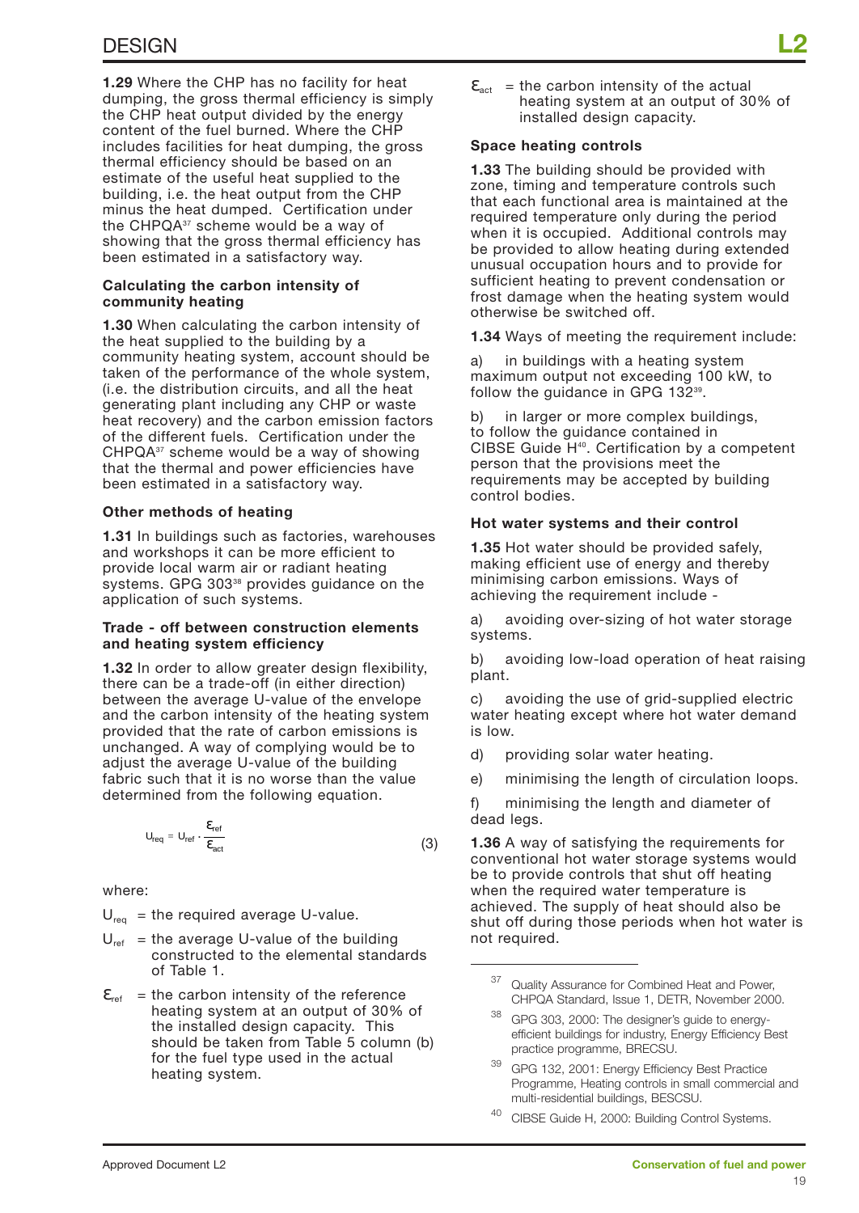**1.29** Where the CHP has no facility for heat dumping, the gross thermal efficiency is simply the CHP heat output divided by the energy content of the fuel burned. Where the CHP includes facilities for heat dumping, the gross thermal efficiency should be based on an estimate of the useful heat supplied to the building, i.e. the heat output from the CHP minus the heat dumped. Certification under the CHPQA[37] scheme would be a way of showing that the gross thermal efficiency has been estimated in a satisfactory way.

#### Calculating the carbon intensity of community heating

**1.30** When calculating the carbon intensity of the heat supplied to the building by a community heating system, account should be taken of the performance of the whole system, (i.e. the distribution circuits, and all the heat generating plant including any CHP or waste heat recovery) and the carbon emission factors of the different fuels. Certification under the CHPQA[37] scheme would be a way of showing that the thermal and power efficiencies have been estimated in a satisfactory way.

#### Other methods of heating

**1.31** In buildings such as factories, warehouses and workshops it can be more efficient to provide local warm air or radiant heating systems. GPG 303[38] provides guidance on the application of such systems.

#### Trade - off between construction elements and heating system efficiency

**1.32** In order to allow greater design flexibility, there can be a trade-off (in either direction) between the average U-value of the envelope and the carbon intensity of the heating system provided that the rate of carbon emissions is unchanged. A way of complying would be to adjust the average U-value of the building fabric such that it is no worse than the value determined from the following equation.

$$U_{req} = U_{ref} \cdot \frac{\varepsilon_{ref}}{\varepsilon_{act}} \qquad (3)$$

where:

$U_{req}$ = the required average U-value.

$U_{ref}$ = the average U-value of the building constructed to the elemental standards of Table 1.

$\varepsilon_{ref}$ = the carbon intensity of the reference heating system at an output of 30% of the installed design capacity. This should be taken from Table 5 column (b) for the fuel type used in the actual heating system.

$\varepsilon_{act}$ = the carbon intensity of the actual heating system at an output of 30% of installed design capacity.

#### Space heating controls

**1.33** The building should be provided with zone, timing and temperature controls such that each functional area is maintained at the required temperature only during the period when it is occupied. Additional controls may be provided to allow heating during extended unusual occupation hours and to provide for sufficient heating to prevent condensation or frost damage when the heating system would otherwise be switched off.

**1.34** Ways of meeting the requirement include:

a) in buildings with a heating system maximum output not exceeding 100 kW, to follow the guidance in GPG 132[39].

b) in larger or more complex buildings, to follow the guidance contained in CIBSE Guide H[40]. Certification by a competent person that the provisions meet the requirements may be accepted by building control bodies.

#### Hot water systems and their control

**1.35** Hot water should be provided safely, making efficient use of energy and thereby minimising carbon emissions. Ways of achieving the requirement include -

a) avoiding over-sizing of hot water storage systems.

b) avoiding low-load operation of heat raising plant.

c) avoiding the use of grid-supplied electric water heating except where hot water demand is low.

d) providing solar water heating.

e) minimising the length of circulation loops.

f) minimising the length and diameter of dead legs.

**1.36** A way of satisfying the requirements for conventional hot water storage systems would be to provide controls that shut off heating when the required water temperature is achieved. The supply of heat should also be shut off during those periods when hot water is not required.

---

[37] Quality Assurance for Combined Heat and Power, CHPQA Standard, Issue 1, DETR, November 2000.

[38] GPG 303, 2000: The designer's guide to energy-efficient buildings for industry, Energy Efficiency Best practice programme, BRECSU.

[39] GPG 132, 2001: Energy Efficiency Best Practice Programme, Heating controls in small commercial and multi-residential buildings, BESCSU.

[40] CIBSE Guide H, 2000: Building Control Systems.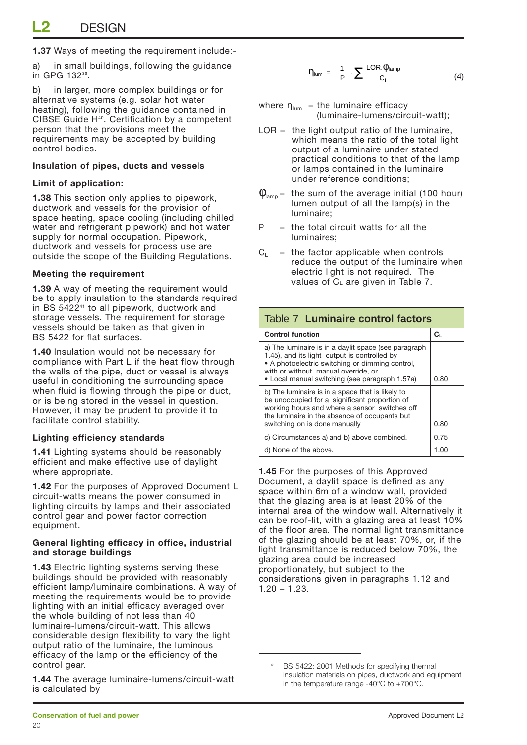**1.37** Ways of meeting the requirement include:-

a) in small buildings, following the guidance in GPG 132[39].

b) in larger, more complex buildings or for alternative systems (e.g. solar hot water heating), following the guidance contained in CIBSE Guide H[40]. Certification by a competent person that the provisions meet the requirements may be accepted by building control bodies.

### Insulation of pipes, ducts and vessels

#### Limit of application:

**1.38** This section only applies to pipework, ductwork and vessels for the provision of space heating, space cooling (including chilled water and refrigerant pipework) and hot water supply for normal occupation. Pipework, ductwork and vessels for process use are outside the scope of the Building Regulations.

#### Meeting the requirement

**1.39** A way of meeting the requirement would be to apply insulation to the standards required in BS 5422[41] to all pipework, ductwork and storage vessels. The requirement for storage vessels should be taken as that given in BS 5422 for flat surfaces.

**1.40** Insulation would not be necessary for compliance with Part L if the heat flow through the walls of the pipe, duct or vessel is always useful in conditioning the surrounding space when fluid is flowing through the pipe or duct, or is being stored in the vessel in question. However, it may be prudent to provide it to facilitate control stability.

### Lighting efficiency standards

**1.41** Lighting systems should be reasonably efficient and make effective use of daylight where appropriate.

**1.42** For the purposes of Approved Document L circuit-watts means the power consumed in lighting circuits by lamps and their associated control gear and power factor correction equipment.

#### General lighting efficacy in office, industrial and storage buildings

**1.43** Electric lighting systems serving these buildings should be provided with reasonably efficient lamp/luminaire combinations. A way of meeting the requirements would be to provide lighting with an initial efficacy averaged over the whole building of not less than 40 luminaire-lumens/circuit-watt. This allows considerable design flexibility to vary the light output ratio of the luminaire, the luminous efficacy of the lamp or the efficiency of the control gear.

**1.44** The average luminaire-lumens/circuit-watt is calculated by

$$\eta_{lum} = \frac{1}{P} \cdot \sum \frac{LOR.\varphi_{lamp}}{C_L} \qquad (4)$$

where $\eta_{lum}$ = the luminaire efficacy (luminaire-lumens/circuit-watt);

LOR = the light output ratio of the luminaire, which means the ratio of the total light output of a luminaire under stated practical conditions to that of the lamp or lamps contained in the luminaire under reference conditions;

$\varphi_{lamp}$ = the sum of the average initial (100 hour) lumen output of all the lamp(s) in the luminaire;

P = the total circuit watts for all the luminaires;

$C_L$ = the factor applicable when controls reduce the output of the luminaire when electric light is not required. The values of $C_L$ are given in Table 7.

**Table 7 Luminaire control factors**

| Control function | $C_L$ |
|---|---|
| a) The luminaire is in a daylit space (see paragraph 1.45), and its light output is controlled by<br>• A photoelectric switching or dimming control, with or without manual override, or<br>• Local manual switching (see paragraph 1.57a) | 0.80 |
| b) The luminaire is in a space that is likely to be unoccupied for a significant proportion of working hours and where a sensor switches off the luminaire in the absence of occupants but switching on is done manually | 0.80 |
| c) Circumstances a) and b) above combined. | 0.75 |
| d) None of the above. | 1.00 |

**1.45** For the purposes of this Approved Document, a daylit space is defined as any space within 6m of a window wall, provided that the glazing area is at least 20% of the internal area of the window wall. Alternatively it can be roof-lit, with a glazing area at least 10% of the floor area. The normal light transmittance of the glazing should be at least 70%, or, if the light transmittance is reduced below 70%, the glazing area could be increased proportionately, but subject to the considerations given in paragraphs 1.12 and 1.20 – 1.23.

[41] BS 5422: 2001 Methods for specifying thermal insulation materials on pipes, ductwork and equipment in the temperature range -40°C to +700°C.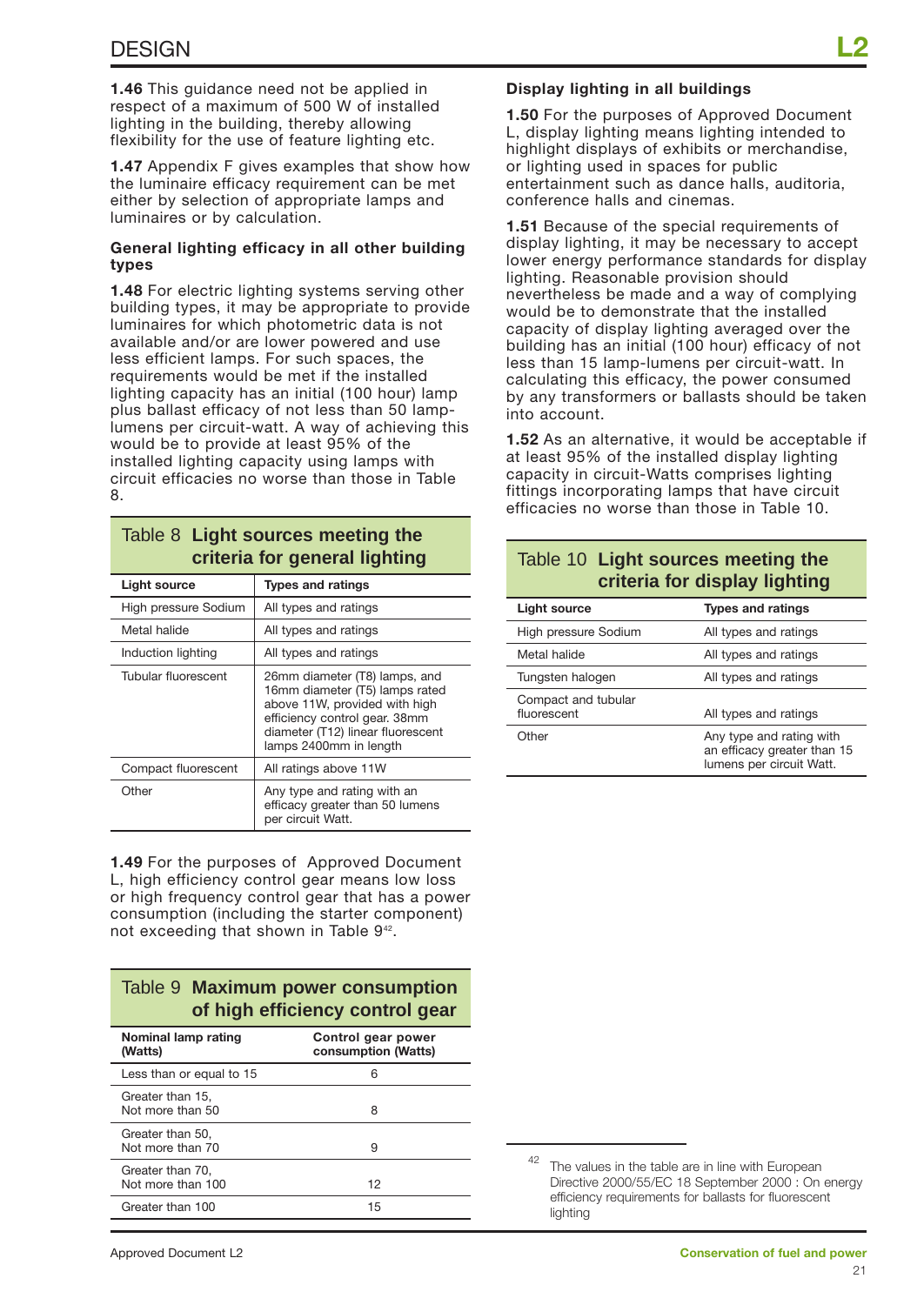**1.46** This guidance need not be applied in respect of a maximum of 500 W of installed lighting in the building, thereby allowing flexibility for the use of feature lighting etc.

**1.47** Appendix F gives examples that show how the luminaire efficacy requirement can be met either by selection of appropriate lamps and luminaires or by calculation.

### General lighting efficacy in all other building types

**1.48** For electric lighting systems serving other building types, it may be appropriate to provide luminaires for which photometric data is not available and/or are lower powered and use less efficient lamps. For such spaces, the requirements would be met if the installed lighting capacity has an initial (100 hour) lamp plus ballast efficacy of not less than 50 lamp-lumens per circuit-watt. A way of achieving this would be to provide at least 95% of the installed lighting capacity using lamps with circuit efficacies no worse than those in Table 8.

**Table 8 Light sources meeting the criteria for general lighting**

| Light source | Types and ratings |
|---|---|
| High pressure Sodium | All types and ratings |
| Metal halide | All types and ratings |
| Induction lighting | All types and ratings |
| Tubular fluorescent | 26mm diameter (T8) lamps, and 16mm diameter (T5) lamps rated above 11W, provided with high efficiency control gear. 38mm diameter (T12) linear fluorescent lamps 2400mm in length |
| Compact fluorescent | All ratings above 11W |
| Other | Any type and rating with an efficacy greater than 50 lumens per circuit Watt. |

**1.49** For the purposes of Approved Document L, high efficiency control gear means low loss or high frequency control gear that has a power consumption (including the starter component) not exceeding that shown in Table 9[42].

**Table 9 Maximum power consumption of high efficiency control gear**

| Nominal lamp rating (Watts) | Control gear power consumption (Watts) |
|---|---|
| Less than or equal to 15 | 6 |
| Greater than 15, Not more than 50 | 8 |
| Greater than 50, Not more than 70 | 9 |
| Greater than 70, Not more than 100 | 12 |
| Greater than 100 | 15 |

### Display lighting in all buildings

**1.50** For the purposes of Approved Document L, display lighting means lighting intended to highlight displays of exhibits or merchandise, or lighting used in spaces for public entertainment such as dance halls, auditoria, conference halls and cinemas.

**1.51** Because of the special requirements of display lighting, it may be necessary to accept lower energy performance standards for display lighting. Reasonable provision should nevertheless be made and a way of complying would be to demonstrate that the installed capacity of display lighting averaged over the building has an initial (100 hour) efficacy of not less than 15 lamp-lumens per circuit-watt. In calculating this efficacy, the power consumed by any transformers or ballasts should be taken into account.

**1.52** As an alternative, it would be acceptable if at least 95% of the installed display lighting capacity in circuit-Watts comprises lighting fittings incorporating lamps that have circuit efficacies no worse than those in Table 10.

**Table 10 Light sources meeting the criteria for display lighting**

| Light source | Types and ratings |
|---|---|
| High pressure Sodium | All types and ratings |
| Metal halide | All types and ratings |
| Tungsten halogen | All types and ratings |
| Compact and tubular fluorescent | All types and ratings |
| Other | Any type and rating with an efficacy greater than 15 lumens per circuit Watt. |

[42] The values in the table are in line with European Directive 2000/55/EC 18 September 2000 : On energy efficiency requirements for ballasts for fluorescent lighting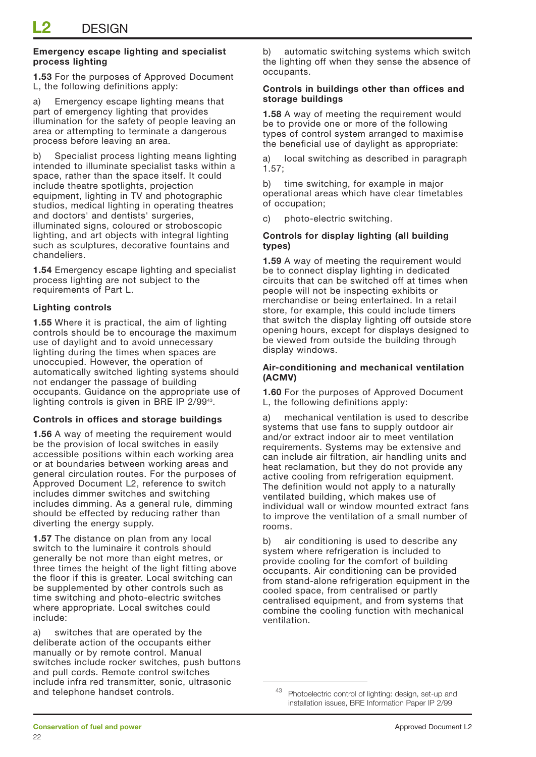**Emergency escape lighting and specialist process lighting**

**1.53** For the purposes of Approved Document L, the following definitions apply:

a) Emergency escape lighting means that part of emergency lighting that provides illumination for the safety of people leaving an area or attempting to terminate a dangerous process before leaving an area.

b) Specialist process lighting means lighting intended to illuminate specialist tasks within a space, rather than the space itself. It could include theatre spotlights, projection equipment, lighting in TV and photographic studios, medical lighting in operating theatres and doctors' and dentists' surgeries, illuminated signs, coloured or stroboscopic lighting, and art objects with integral lighting such as sculptures, decorative fountains and chandeliers.

**1.54** Emergency escape lighting and specialist process lighting are not subject to the requirements of Part L.

**Lighting controls**

**1.55** Where it is practical, the aim of lighting controls should be to encourage the maximum use of daylight and to avoid unnecessary lighting during the times when spaces are unoccupied. However, the operation of automatically switched lighting systems should not endanger the passage of building occupants. Guidance on the appropriate use of lighting controls is given in BRE IP 2/99[43].

**Controls in offices and storage buildings**

**1.56** A way of meeting the requirement would be the provision of local switches in easily accessible positions within each working area or at boundaries between working areas and general circulation routes. For the purposes of Approved Document L2, reference to switch includes dimmer switches and switching includes dimming. As a general rule, dimming should be effected by reducing rather than diverting the energy supply.

**1.57** The distance on plan from any local switch to the luminaire it controls should generally be not more than eight metres, or three times the height of the light fitting above the floor if this is greater. Local switching can be supplemented by other controls such as time switching and photo-electric switches where appropriate. Local switches could include:

a) switches that are operated by the deliberate action of the occupants either manually or by remote control. Manual switches include rocker switches, push buttons and pull cords. Remote control switches include infra red transmitter, sonic, ultrasonic and telephone handset controls.

b) automatic switching systems which switch the lighting off when they sense the absence of occupants.

**Controls in buildings other than offices and storage buildings**

**1.58** A way of meeting the requirement would be to provide one or more of the following types of control system arranged to maximise the beneficial use of daylight as appropriate:

a) local switching as described in paragraph 1.57;

b) time switching, for example in major operational areas which have clear timetables of occupation;

c) photo-electric switching.

**Controls for display lighting (all building types)**

**1.59** A way of meeting the requirement would be to connect display lighting in dedicated circuits that can be switched off at times when people will not be inspecting exhibits or merchandise or being entertained. In a retail store, for example, this could include timers that switch the display lighting off outside store opening hours, except for displays designed to be viewed from outside the building through display windows.

**Air-conditioning and mechanical ventilation (ACMV)**

**1.60** For the purposes of Approved Document L, the following definitions apply:

a) mechanical ventilation is used to describe systems that use fans to supply outdoor air and/or extract indoor air to meet ventilation requirements. Systems may be extensive and can include air filtration, air handling units and heat reclamation, but they do not provide any active cooling from refrigeration equipment. The definition would not apply to a naturally ventilated building, which makes use of individual wall or window mounted extract fans to improve the ventilation of a small number of rooms.

b) air conditioning is used to describe any system where refrigeration is included to provide cooling for the comfort of building occupants. Air conditioning can be provided from stand-alone refrigeration equipment in the cooled space, from centralised or partly centralised equipment, and from systems that combine the cooling function with mechanical ventilation.

---

[43] Photoelectric control of lighting: design, set-up and installation issues, BRE Information Paper IP 2/99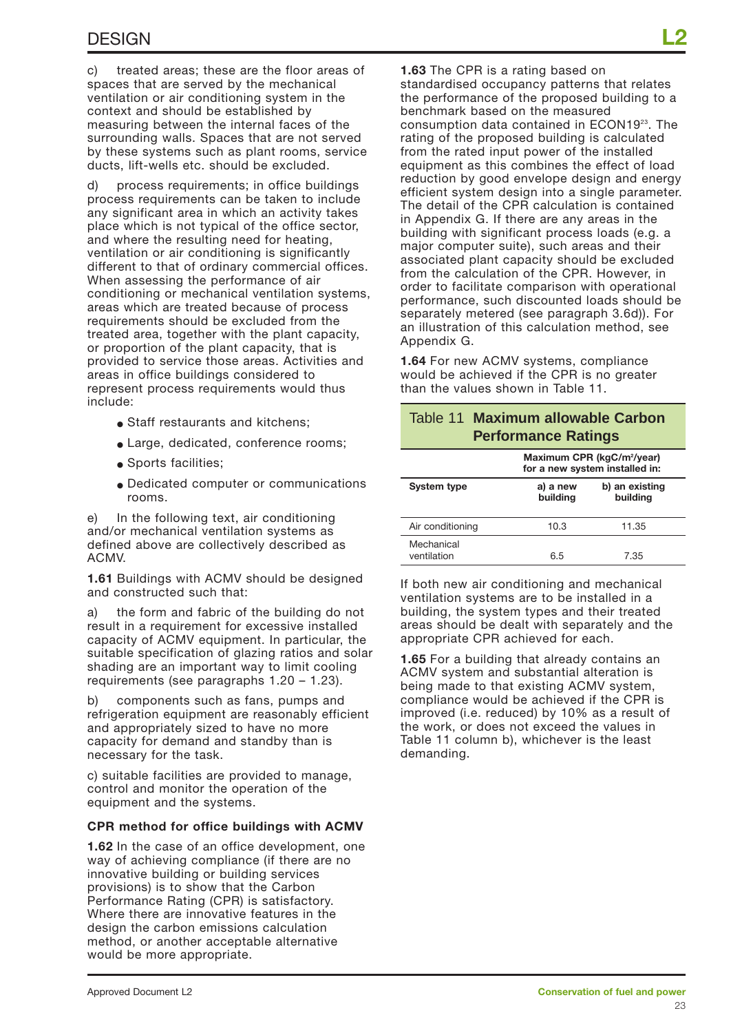c) treated areas; these are the floor areas of spaces that are served by the mechanical ventilation or air conditioning system in the context and should be established by measuring between the internal faces of the surrounding walls. Spaces that are not served by these systems such as plant rooms, service ducts, lift-wells etc. should be excluded.

d) process requirements; in office buildings process requirements can be taken to include any significant area in which an activity takes place which is not typical of the office sector, and where the resulting need for heating, ventilation or air conditioning is significantly different to that of ordinary commercial offices. When assessing the performance of air conditioning or mechanical ventilation systems, areas which are treated because of process requirements should be excluded from the treated area, together with the plant capacity, or proportion of the plant capacity, that is provided to service those areas. Activities and areas in office buildings considered to represent process requirements would thus include:

- Staff restaurants and kitchens;
- Large, dedicated, conference rooms;
- Sports facilities;
- Dedicated computer or communications rooms.

e) In the following text, air conditioning and/or mechanical ventilation systems as defined above are collectively described as ACMV.

**1.61** Buildings with ACMV should be designed and constructed such that:

a) the form and fabric of the building do not result in a requirement for excessive installed capacity of ACMV equipment. In particular, the suitable specification of glazing ratios and solar shading are an important way to limit cooling requirements (see paragraphs 1.20 – 1.23).

b) components such as fans, pumps and refrigeration equipment are reasonably efficient and appropriately sized to have no more capacity for demand and standby than is necessary for the task.

c) suitable facilities are provided to manage, control and monitor the operation of the equipment and the systems.

### CPR method for office buildings with ACMV

**1.62** In the case of an office development, one way of achieving compliance (if there are no innovative building or building services provisions) is to show that the Carbon Performance Rating (CPR) is satisfactory. Where there are innovative features in the design the carbon emissions calculation method, or another acceptable alternative would be more appropriate.

**1.63** The CPR is a rating based on standardised occupancy patterns that relates the performance of the proposed building to a benchmark based on the measured consumption data contained in ECON19[23]. The rating of the proposed building is calculated from the rated input power of the installed equipment as this combines the effect of load reduction by good envelope design and energy efficient system design into a single parameter. The detail of the CPR calculation is contained in Appendix G. If there are any areas in the building with significant process loads (e.g. a major computer suite), such areas and their associated plant capacity should be excluded from the calculation of the CPR. However, in order to facilitate comparison with operational performance, such discounted loads should be separately metered (see paragraph 3.6d)). For an illustration of this calculation method, see Appendix G.

**1.64** For new ACMV systems, compliance would be achieved if the CPR is no greater than the values shown in Table 11.

**Table 11 Maximum allowable Carbon Performance Ratings**

| | Maximum CPR (kgC/m²/year) for a new system installed in: | |
|---|---|---|
| **System type** | **a) a new building** | **b) an existing building** |
| Air conditioning | 10.3 | 11.35 |
| Mechanical ventilation | 6.5 | 7.35 |

If both new air conditioning and mechanical ventilation systems are to be installed in a building, the system types and their treated areas should be dealt with separately and the appropriate CPR achieved for each.

**1.65** For a building that already contains an ACMV system and substantial alteration is being made to that existing ACMV system, compliance would be achieved if the CPR is improved (i.e. reduced) by 10% as a result of the work, or does not exceed the values in Table 11 column b), whichever is the least demanding.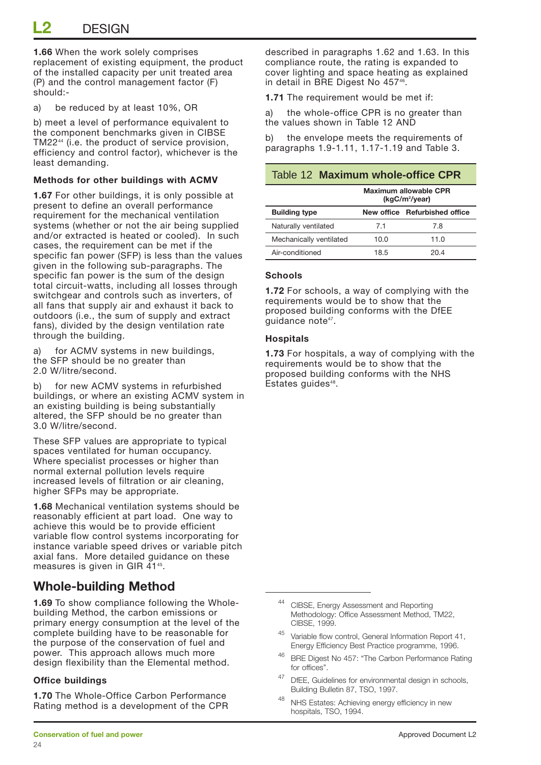**1.66** When the work solely comprises replacement of existing equipment, the product of the installed capacity per unit treated area (P) and the control management factor (F) should:-

a) be reduced by at least 10%, OR

b) meet a level of performance equivalent to the component benchmarks given in CIBSE TM22[44] (i.e. the product of service provision, efficiency and control factor), whichever is the least demanding.

#### Methods for other buildings with ACMV

**1.67** For other buildings, it is only possible at present to define an overall performance requirement for the mechanical ventilation systems (whether or not the air being supplied and/or extracted is heated or cooled). In such cases, the requirement can be met if the specific fan power (SFP) is less than the values given in the following sub-paragraphs. The specific fan power is the sum of the design total circuit-watts, including all losses through switchgear and controls such as inverters, of all fans that supply air and exhaust it back to outdoors (i.e., the sum of supply and extract fans), divided by the design ventilation rate through the building.

a) for ACMV systems in new buildings, the SFP should be no greater than 2.0 W/litre/second.

b) for new ACMV systems in refurbished buildings, or where an existing ACMV system in an existing building is being substantially altered, the SFP should be no greater than 3.0 W/litre/second.

These SFP values are appropriate to typical spaces ventilated for human occupancy. Where specialist processes or higher than normal external pollution levels require increased levels of filtration or air cleaning, higher SFPs may be appropriate.

**1.68** Mechanical ventilation systems should be reasonably efficient at part load. One way to achieve this would be to provide efficient variable flow control systems incorporating for instance variable speed drives or variable pitch axial fans. More detailed guidance on these measures is given in GIR 41[45].

## Whole-building Method

**1.69** To show compliance following the Whole-building Method, the carbon emissions or primary energy consumption at the level of the complete building have to be reasonable for the purpose of the conservation of fuel and power. This approach allows much more design flexibility than the Elemental method.

#### Office buildings

**1.70** The Whole-Office Carbon Performance Rating method is a development of the CPR described in paragraphs 1.62 and 1.63. In this compliance route, the rating is expanded to cover lighting and space heating as explained in detail in BRE Digest No 457[46].

**1.71** The requirement would be met if:

a) the whole-office CPR is no greater than the values shown in Table 12 AND

b) the envelope meets the requirements of paragraphs 1.9-1.11, 1.17-1.19 and Table 3.

**Table 12 Maximum whole-office CPR**

| | Maximum allowable CPR ($kgC/m^2/year$) | |
|---|---|---|
| **Building type** | **New office** | **Refurbished office** |
| Naturally ventilated | 7.1 | 7.8 |
| Mechanically ventilated | 10.0 | 11.0 |
| Air-conditioned | 18.5 | 20.4 |

#### Schools

**1.72** For schools, a way of complying with the requirements would be to show that the proposed building conforms with the DfEE guidance note[47].

#### Hospitals

**1.73** For hospitals, a way of complying with the requirements would be to show that the proposed building conforms with the NHS Estates guides[48].

---

[44] CIBSE, Energy Assessment and Reporting Methodology: Office Assessment Method, TM22, CIBSE, 1999.

[45] Variable flow control, General Information Report 41, Energy Efficiency Best Practice programme, 1996.

[46] BRE Digest No 457: "The Carbon Performance Rating for offices".

[47] DfEE, Guidelines for environmental design in schools, Building Bulletin 87, TSO, 1997.

[48] NHS Estates: Achieving energy efficiency in new hospitals, TSO, 1994.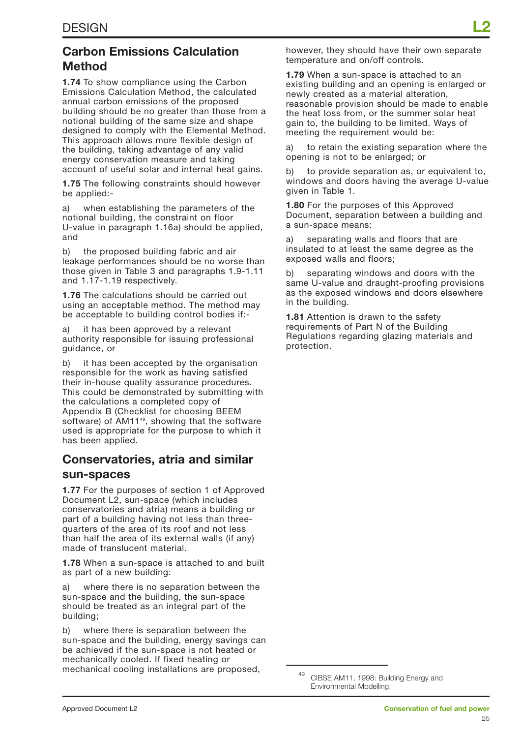## Carbon Emissions Calculation Method

**1.74** To show compliance using the Carbon Emissions Calculation Method, the calculated annual carbon emissions of the proposed building should be no greater than those from a notional building of the same size and shape designed to comply with the Elemental Method. This approach allows more flexible design of the building, taking advantage of any valid energy conservation measure and taking account of useful solar and internal heat gains.

**1.75** The following constraints should however be applied:-

a) when establishing the parameters of the notional building, the constraint on floor U-value in paragraph 1.16a) should be applied, and

b) the proposed building fabric and air leakage performances should be no worse than those given in Table 3 and paragraphs 1.9-1.11 and 1.17-1.19 respectively.

**1.76** The calculations should be carried out using an acceptable method. The method may be acceptable to building control bodies if:-

a) it has been approved by a relevant authority responsible for issuing professional guidance, or

b) it has been accepted by the organisation responsible for the work as having satisfied their in-house quality assurance procedures. This could be demonstrated by submitting with the calculations a completed copy of Appendix B (Checklist for choosing BEEM software) of AM11[49], showing that the software used is appropriate for the purpose to which it has been applied.

## Conservatories, atria and similar sun-spaces

**1.77** For the purposes of section 1 of Approved Document L2, sun-space (which includes conservatories and atria) means a building or part of a building having not less than three-quarters of the area of its roof and not less than half the area of its external walls (if any) made of translucent material.

**1.78** When a sun-space is attached to and built as part of a new building:

a) where there is no separation between the sun-space and the building, the sun-space should be treated as an integral part of the building;

b) where there is separation between the sun-space and the building, energy savings can be achieved if the sun-space is not heated or mechanically cooled. If fixed heating or mechanical cooling installations are proposed, however, they should have their own separate temperature and on/off controls.

**1.79** When a sun-space is attached to an existing building and an opening is enlarged or newly created as a material alteration, reasonable provision should be made to enable the heat loss from, or the summer solar heat gain to, the building to be limited. Ways of meeting the requirement would be:

a) to retain the existing separation where the opening is not to be enlarged; or

b) to provide separation as, or equivalent to, windows and doors having the average U-value given in Table 1.

**1.80** For the purposes of this Approved Document, separation between a building and a sun-space means:

a) separating walls and floors that are insulated to at least the same degree as the exposed walls and floors;

b) separating windows and doors with the same U-value and draught-proofing provisions as the exposed windows and doors elsewhere in the building.

**1.81** Attention is drawn to the safety requirements of Part N of the Building Regulations regarding glazing materials and protection.

---

[49] CIBSE AM11, 1998: Building Energy and Environmental Modelling.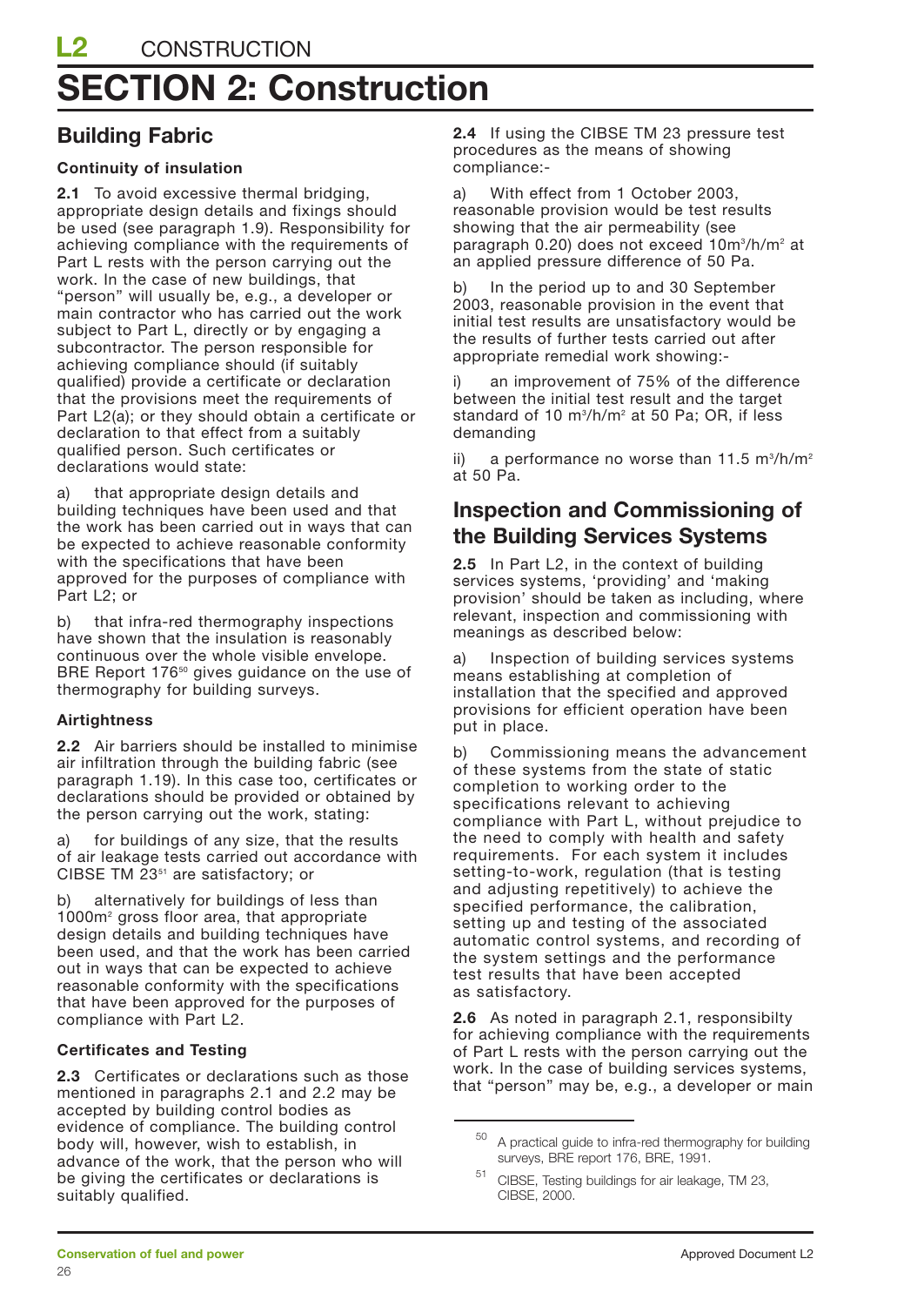# SECTION 2: Construction

## Building Fabric

### Continuity of insulation

**2.1** To avoid excessive thermal bridging, appropriate design details and fixings should be used (see paragraph 1.9). Responsibility for achieving compliance with the requirements of Part L rests with the person carrying out the work. In the case of new buildings, that "person" will usually be, e.g., a developer or main contractor who has carried out the work subject to Part L, directly or by engaging a subcontractor. The person responsible for achieving compliance should (if suitably qualified) provide a certificate or declaration that the provisions meet the requirements of Part L2(a); or they should obtain a certificate or declaration to that effect from a suitably qualified person. Such certificates or declarations would state:

a) that appropriate design details and building techniques have been used and that the work has been carried out in ways that can be expected to achieve reasonable conformity with the specifications that have been approved for the purposes of compliance with Part L2; or

b) that infra-red thermography inspections have shown that the insulation is reasonably continuous over the whole visible envelope. BRE Report 176[50] gives guidance on the use of thermography for building surveys.

### Airtightness

**2.2** Air barriers should be installed to minimise air infiltration through the building fabric (see paragraph 1.19). In this case too, certificates or declarations should be provided or obtained by the person carrying out the work, stating:

a) for buildings of any size, that the results of air leakage tests carried out accordance with CIBSE TM 23[51] are satisfactory; or

b) alternatively for buildings of less than 1000m$^2$ gross floor area, that appropriate design details and building techniques have been used, and that the work has been carried out in ways that can be expected to achieve reasonable conformity with the specifications that have been approved for the purposes of compliance with Part L2.

### Certificates and Testing

**2.3** Certificates or declarations such as those mentioned in paragraphs 2.1 and 2.2 may be accepted by building control bodies as evidence of compliance. The building control body will, however, wish to establish, in advance of the work, that the person who will be giving the certificates or declarations is suitably qualified.

**2.4** If using the CIBSE TM 23 pressure test procedures as the means of showing compliance:-

a) With effect from 1 October 2003, reasonable provision would be test results showing that the air permeability (see paragraph 0.20) does not exceed 10m$^3$/h/m$^2$ at an applied pressure difference of 50 Pa.

b) In the period up to and 30 September 2003, reasonable provision in the event that initial test results are unsatisfactory would be the results of further tests carried out after appropriate remedial work showing:-

i) an improvement of 75% of the difference between the initial test result and the target standard of 10 m$^3$/h/m$^2$ at 50 Pa; OR, if less demanding

ii) a performance no worse than 11.5 m$^3$/h/m$^2$ at 50 Pa.

## Inspection and Commissioning of the Building Services Systems

**2.5** In Part L2, in the context of building services systems, 'providing' and 'making provision' should be taken as including, where relevant, inspection and commissioning with meanings as described below:

a) Inspection of building services systems means establishing at completion of installation that the specified and approved provisions for efficient operation have been put in place.

b) Commissioning means the advancement of these systems from the state of static completion to working order to the specifications relevant to achieving compliance with Part L, without prejudice to the need to comply with health and safety requirements. For each system it includes setting-to-work, regulation (that is testing and adjusting repetitively) to achieve the specified performance, the calibration, setting up and testing of the associated automatic control systems, and recording of the system settings and the performance test results that have been accepted as satisfactory.

**2.6** As noted in paragraph 2.1, responsibilty for achieving compliance with the requirements of Part L rests with the person carrying out the work. In the case of building services systems, that "person" may be, e.g., a developer or main

[50] A practical guide to infra-red thermography for building surveys, BRE report 176, BRE, 1991.

[51] CIBSE, Testing buildings for air leakage, TM 23, CIBSE, 2000.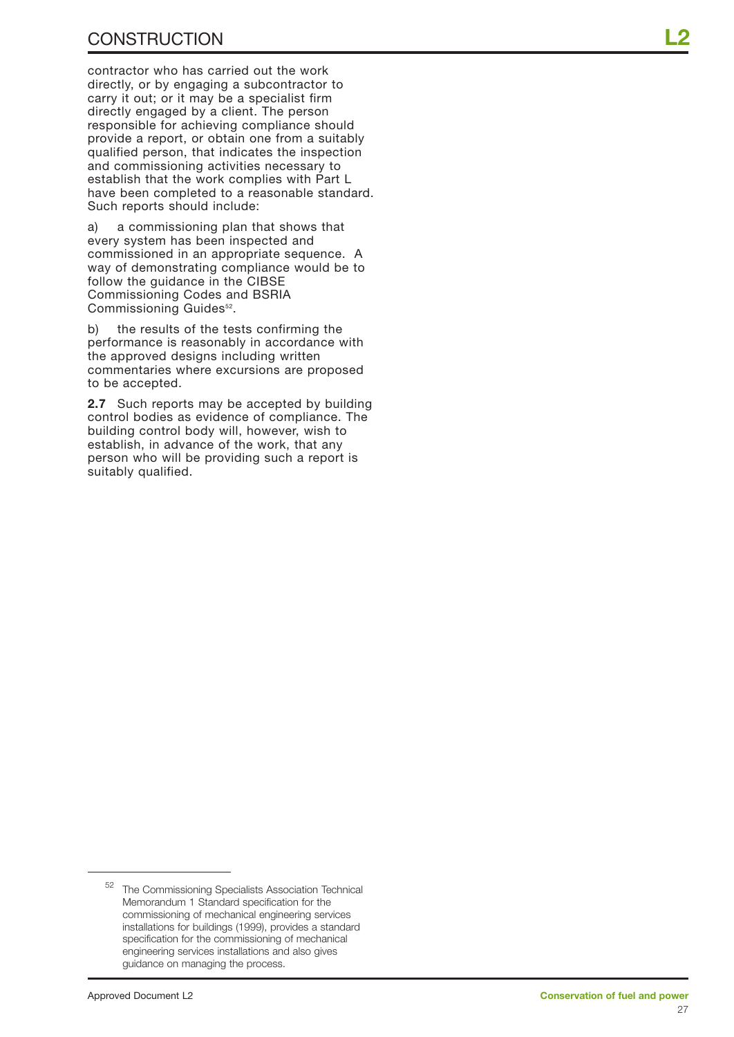contractor who has carried out the work directly, or by engaging a subcontractor to carry it out; or it may be a specialist firm directly engaged by a client. The person responsible for achieving compliance should provide a report, or obtain one from a suitably qualified person, that indicates the inspection and commissioning activities necessary to establish that the work complies with Part L have been completed to a reasonable standard. Such reports should include:

a) a commissioning plan that shows that every system has been inspected and commissioned in an appropriate sequence. A way of demonstrating compliance would be to follow the guidance in the CIBSE Commissioning Codes and BSRIA Commissioning Guides[52].

b) the results of the tests confirming the performance is reasonably in accordance with the approved designs including written commentaries where excursions are proposed to be accepted.

**2.7** Such reports may be accepted by building control bodies as evidence of compliance. The building control body will, however, wish to establish, in advance of the work, that any person who will be providing such a report is suitably qualified.

---

[52] The Commissioning Specialists Association Technical Memorandum 1 Standard specification for the commissioning of mechanical engineering services installations for buildings (1999), provides a standard specification for the commissioning of mechanical engineering services installations and also gives guidance on managing the process.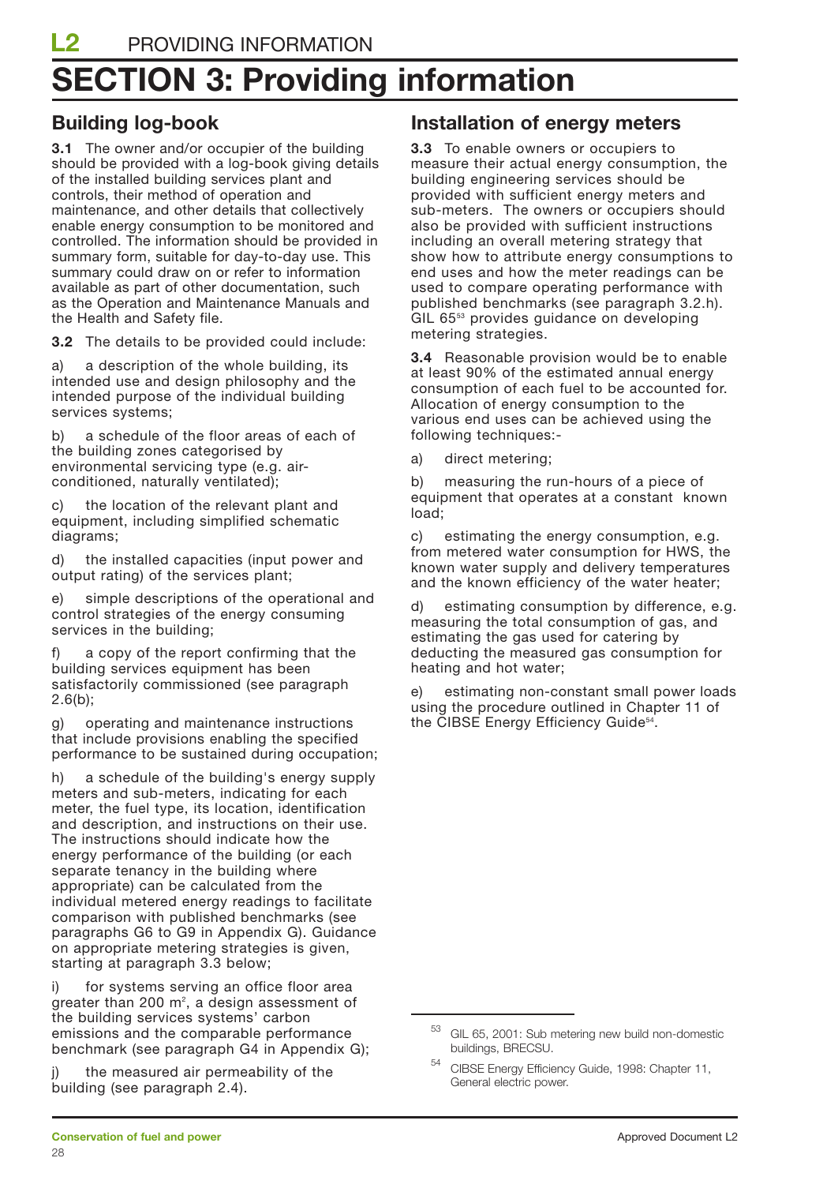# SECTION 3: Providing information

## Building log-book

**3.1** The owner and/or occupier of the building should be provided with a log-book giving details of the installed building services plant and controls, their method of operation and maintenance, and other details that collectively enable energy consumption to be monitored and controlled. The information should be provided in summary form, suitable for day-to-day use. This summary could draw on or refer to information available as part of other documentation, such as the Operation and Maintenance Manuals and the Health and Safety file.

**3.2** The details to be provided could include:

a) a description of the whole building, its intended use and design philosophy and the intended purpose of the individual building services systems;

b) a schedule of the floor areas of each of the building zones categorised by environmental servicing type (e.g. air-conditioned, naturally ventilated);

c) the location of the relevant plant and equipment, including simplified schematic diagrams;

d) the installed capacities (input power and output rating) of the services plant;

e) simple descriptions of the operational and control strategies of the energy consuming services in the building;

f) a copy of the report confirming that the building services equipment has been satisfactorily commissioned (see paragraph 2.6(b);

g) operating and maintenance instructions that include provisions enabling the specified performance to be sustained during occupation;

h) a schedule of the building's energy supply meters and sub-meters, indicating for each meter, the fuel type, its location, identification and description, and instructions on their use. The instructions should indicate how the energy performance of the building (or each separate tenancy in the building where appropriate) can be calculated from the individual metered energy readings to facilitate comparison with published benchmarks (see paragraphs G6 to G9 in Appendix G). Guidance on appropriate metering strategies is given, starting at paragraph 3.3 below;

i) for systems serving an office floor area greater than 200 $m^2$, a design assessment of the building services systems' carbon emissions and the comparable performance benchmark (see paragraph G4 in Appendix G);

j) the measured air permeability of the building (see paragraph 2.4).

## Installation of energy meters

**3.3** To enable owners or occupiers to measure their actual energy consumption, the building engineering services should be provided with sufficient energy meters and sub-meters. The owners or occupiers should also be provided with sufficient instructions including an overall metering strategy that show how to attribute energy consumptions to end uses and how the meter readings can be used to compare operating performance with published benchmarks (see paragraph 3.2.h). GIL 65[53] provides guidance on developing metering strategies.

**3.4** Reasonable provision would be to enable at least 90% of the estimated annual energy consumption of each fuel to be accounted for. Allocation of energy consumption to the various end uses can be achieved using the following techniques:-

a) direct metering;

b) measuring the run-hours of a piece of equipment that operates at a constant known load;

c) estimating the energy consumption, e.g. from metered water consumption for HWS, the known water supply and delivery temperatures and the known efficiency of the water heater;

d) estimating consumption by difference, e.g. measuring the total consumption of gas, and estimating the gas used for catering by deducting the measured gas consumption for heating and hot water;

e) estimating non-constant small power loads using the procedure outlined in Chapter 11 of the CIBSE Energy Efficiency Guide[54].

---

[53] GIL 65, 2001: Sub metering new build non-domestic buildings, BRECSU.

[54] CIBSE Energy Efficiency Guide, 1998: Chapter 11, General electric power.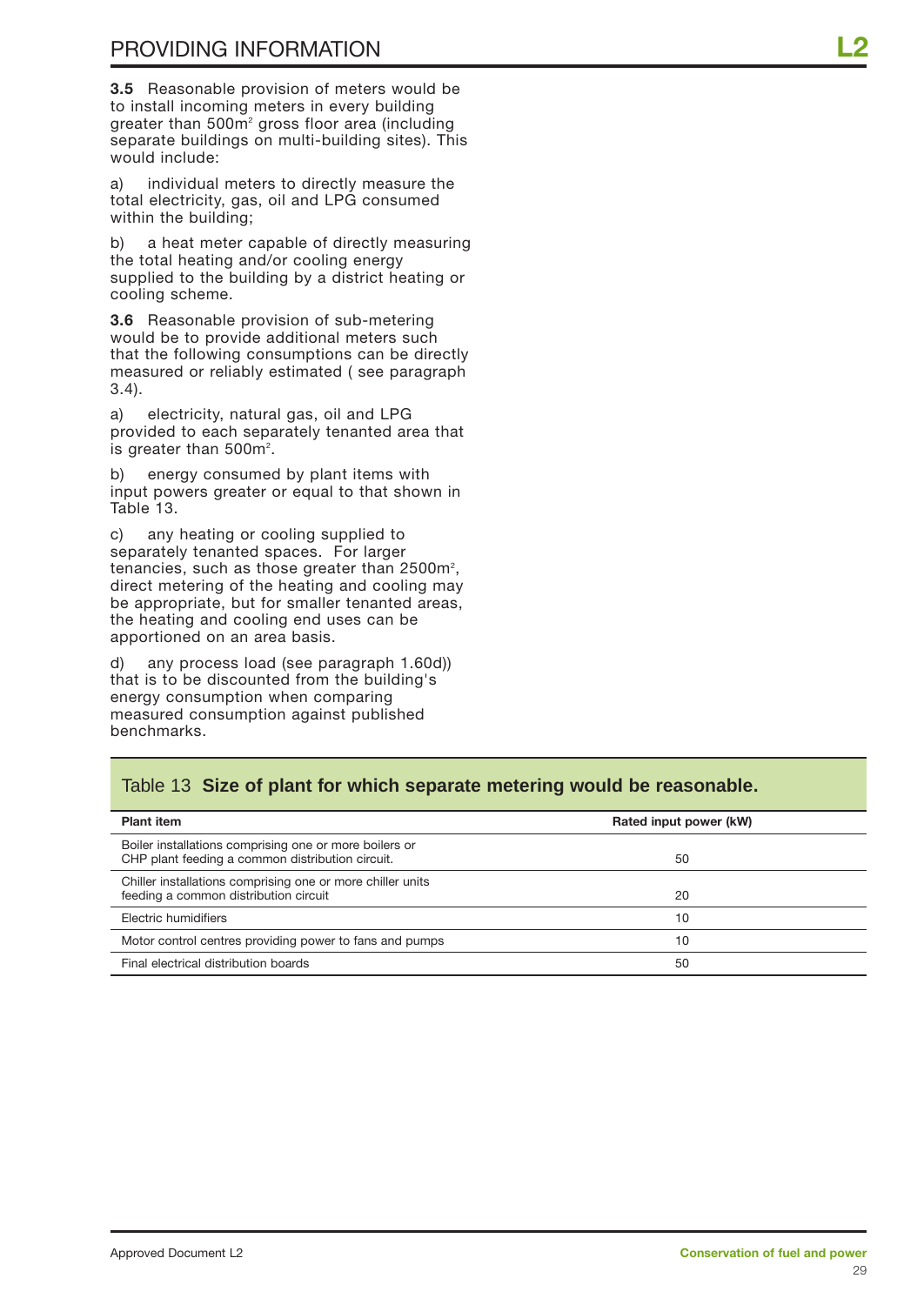**3.5** Reasonable provision of meters would be to install incoming meters in every building greater than $500m^2$ gross floor area (including separate buildings on multi-building sites). This would include:

a) individual meters to directly measure the total electricity, gas, oil and LPG consumed within the building;

b) a heat meter capable of directly measuring the total heating and/or cooling energy supplied to the building by a district heating or cooling scheme.

**3.6** Reasonable provision of sub-metering would be to provide additional meters such that the following consumptions can be directly measured or reliably estimated ( see paragraph 3.4).

a) electricity, natural gas, oil and LPG provided to each separately tenanted area that is greater than $500m^2$.

b) energy consumed by plant items with input powers greater or equal to that shown in Table 13.

c) any heating or cooling supplied to separately tenanted spaces. For larger tenancies, such as those greater than $2500m^2$, direct metering of the heating and cooling may be appropriate, but for smaller tenanted areas, the heating and cooling end uses can be apportioned on an area basis.

d) any process load (see paragraph 1.60d)) that is to be discounted from the building's energy consumption when comparing measured consumption against published benchmarks.

## Table 13 **Size of plant for which separate metering would be reasonable.**

| Plant item | Rated input power (kW) |
|---|---|
| Boiler installations comprising one or more boilers or CHP plant feeding a common distribution circuit. | 50 |
| Chiller installations comprising one or more chiller units feeding a common distribution circuit | 20 |
| Electric humidifiers | 10 |
| Motor control centres providing power to fans and pumps | 10 |
| Final electrical distribution boards | 50 |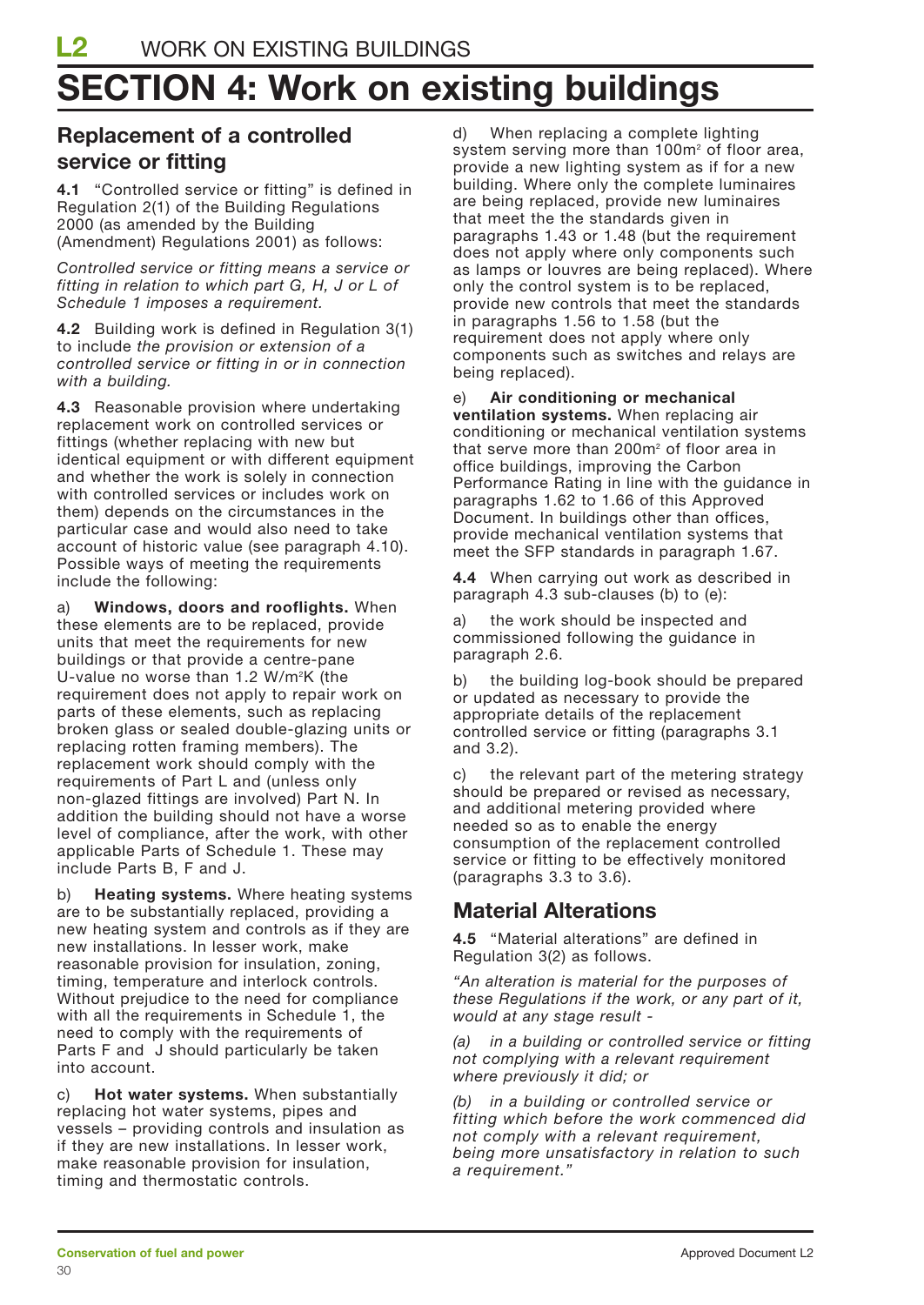# SECTION 4: Work on existing buildings

## Replacement of a controlled service or fitting

**4.1** "Controlled service or fitting" is defined in Regulation 2(1) of the Building Regulations 2000 (as amended by the Building (Amendment) Regulations 2001) as follows:

*Controlled service or fitting means a service or fitting in relation to which part G, H, J or L of Schedule 1 imposes a requirement.*

**4.2** Building work is defined in Regulation 3(1) to include *the provision or extension of a controlled service or fitting in or in connection with a building.*

**4.3** Reasonable provision where undertaking replacement work on controlled services or fittings (whether replacing with new but identical equipment or with different equipment and whether the work is solely in connection with controlled services or includes work on them) depends on the circumstances in the particular case and would also need to take account of historic value (see paragraph 4.10). Possible ways of meeting the requirements include the following:

a) **Windows, doors and rooflights.** When these elements are to be replaced, provide units that meet the requirements for new buildings or that provide a centre-pane U-value no worse than 1.2 W/m$^2$K (the requirement does not apply to repair work on parts of these elements, such as replacing broken glass or sealed double-glazing units or replacing rotten framing members). The replacement work should comply with the requirements of Part L and (unless only non-glazed fittings are involved) Part N. In addition the building should not have a worse level of compliance, after the work, with other applicable Parts of Schedule 1. These may include Parts B, F and J.

b) **Heating systems.** Where heating systems are to be substantially replaced, providing a new heating system and controls as if they are new installations. In lesser work, make reasonable provision for insulation, zoning, timing, temperature and interlock controls. Without prejudice to the need for compliance with all the requirements in Schedule 1, the need to comply with the requirements of Parts F and J should particularly be taken into account.

c) **Hot water systems.** When substantially replacing hot water systems, pipes and vessels – providing controls and insulation as if they are new installations. In lesser work, make reasonable provision for insulation, timing and thermostatic controls.

d) When replacing a complete lighting system serving more than 100m$^2$ of floor area, provide a new lighting system as if for a new building. Where only the complete luminaires are being replaced, provide new luminaires that meet the the standards given in paragraphs 1.43 or 1.48 (but the requirement does not apply where only components such as lamps or louvres are being replaced). Where only the control system is to be replaced, provide new controls that meet the standards in paragraphs 1.56 to 1.58 (but the requirement does not apply where only components such as switches and relays are being replaced).

e) **Air conditioning or mechanical ventilation systems.** When replacing air conditioning or mechanical ventilation systems that serve more than 200m$^2$ of floor area in office buildings, improving the Carbon Performance Rating in line with the guidance in paragraphs 1.62 to 1.66 of this Approved Document. In buildings other than offices, provide mechanical ventilation systems that meet the SFP standards in paragraph 1.67.

**4.4** When carrying out work as described in paragraph 4.3 sub-clauses (b) to (e):

a) the work should be inspected and commissioned following the guidance in paragraph 2.6.

b) the building log-book should be prepared or updated as necessary to provide the appropriate details of the replacement controlled service or fitting (paragraphs 3.1 and 3.2).

c) the relevant part of the metering strategy should be prepared or revised as necessary, and additional metering provided where needed so as to enable the energy consumption of the replacement controlled service or fitting to be effectively monitored (paragraphs 3.3 to 3.6).

## Material Alterations

**4.5** "Material alterations" are defined in Regulation 3(2) as follows.

*"An alteration is material for the purposes of these Regulations if the work, or any part of it, would at any stage result -*

*(a) in a building or controlled service or fitting not complying with a relevant requirement where previously it did; or*

*(b) in a building or controlled service or fitting which before the work commenced did not comply with a relevant requirement, being more unsatisfactory in relation to such a requirement."*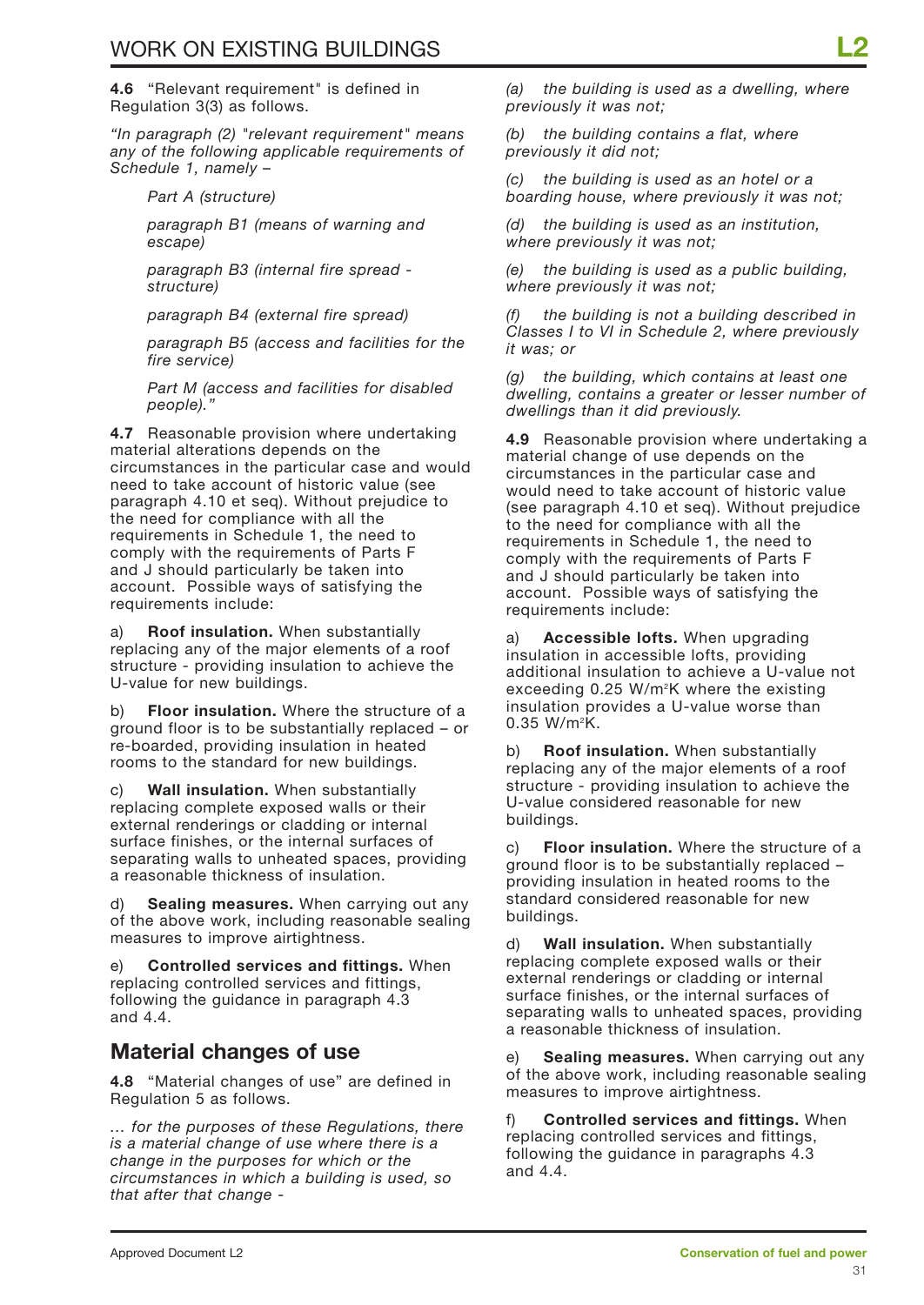**4.6** "Relevant requirement" is defined in Regulation 3(3) as follows.

*"In paragraph (2) "relevant requirement" means any of the following applicable requirements of Schedule 1, namely –*

> *Part A (structure)*
>
> *paragraph B1 (means of warning and escape)*
>
> *paragraph B3 (internal fire spread - structure)*
>
> *paragraph B4 (external fire spread)*
>
> *paragraph B5 (access and facilities for the fire service)*
>
> *Part M (access and facilities for disabled people)."*

**4.7** Reasonable provision where undertaking material alterations depends on the circumstances in the particular case and would need to take account of historic value (see paragraph 4.10 et seq). Without prejudice to the need for compliance with all the requirements in Schedule 1, the need to comply with the requirements of Parts F and J should particularly be taken into account. Possible ways of satisfying the requirements include:

a) **Roof insulation.** When substantially replacing any of the major elements of a roof structure - providing insulation to achieve the U-value for new buildings.

b) **Floor insulation.** Where the structure of a ground floor is to be substantially replaced – or re-boarded, providing insulation in heated rooms to the standard for new buildings.

c) **Wall insulation.** When substantially replacing complete exposed walls or their external renderings or cladding or internal surface finishes, or the internal surfaces of separating walls to unheated spaces, providing a reasonable thickness of insulation.

d) **Sealing measures.** When carrying out any of the above work, including reasonable sealing measures to improve airtightness.

e) **Controlled services and fittings.** When replacing controlled services and fittings, following the guidance in paragraph 4.3 and 4.4.

## Material changes of use

**4.8** "Material changes of use" are defined in Regulation 5 as follows.

*... for the purposes of these Regulations, there is a material change of use where there is a change in the purposes for which or the circumstances in which a building is used, so that after that change -*

*(a) the building is used as a dwelling, where previously it was not;*

*(b) the building contains a flat, where previously it did not;*

*(c) the building is used as an hotel or a boarding house, where previously it was not;*

*(d) the building is used as an institution, where previously it was not;*

*(e) the building is used as a public building, where previously it was not;*

*(f) the building is not a building described in Classes I to VI in Schedule 2, where previously it was; or*

*(g) the building, which contains at least one dwelling, contains a greater or lesser number of dwellings than it did previously.*

**4.9** Reasonable provision where undertaking a material change of use depends on the circumstances in the particular case and would need to take account of historic value (see paragraph 4.10 et seq). Without prejudice to the need for compliance with all the requirements in Schedule 1, the need to comply with the requirements of Parts F and J should particularly be taken into account. Possible ways of satisfying the requirements include:

a) **Accessible lofts.** When upgrading insulation in accessible lofts, providing additional insulation to achieve a U-value not exceeding 0.25 W/m²K where the existing insulation provides a U-value worse than 0.35 W/m²K.

b) **Roof insulation.** When substantially replacing any of the major elements of a roof structure - providing insulation to achieve the U-value considered reasonable for new buildings.

c) **Floor insulation.** Where the structure of a ground floor is to be substantially replaced – providing insulation in heated rooms to the standard considered reasonable for new buildings.

d) **Wall insulation.** When substantially replacing complete exposed walls or their external renderings or cladding or internal surface finishes, or the internal surfaces of separating walls to unheated spaces, providing a reasonable thickness of insulation.

e) **Sealing measures.** When carrying out any of the above work, including reasonable sealing measures to improve airtightness.

f) **Controlled services and fittings.** When replacing controlled services and fittings, following the guidance in paragraphs 4.3 and 4.4.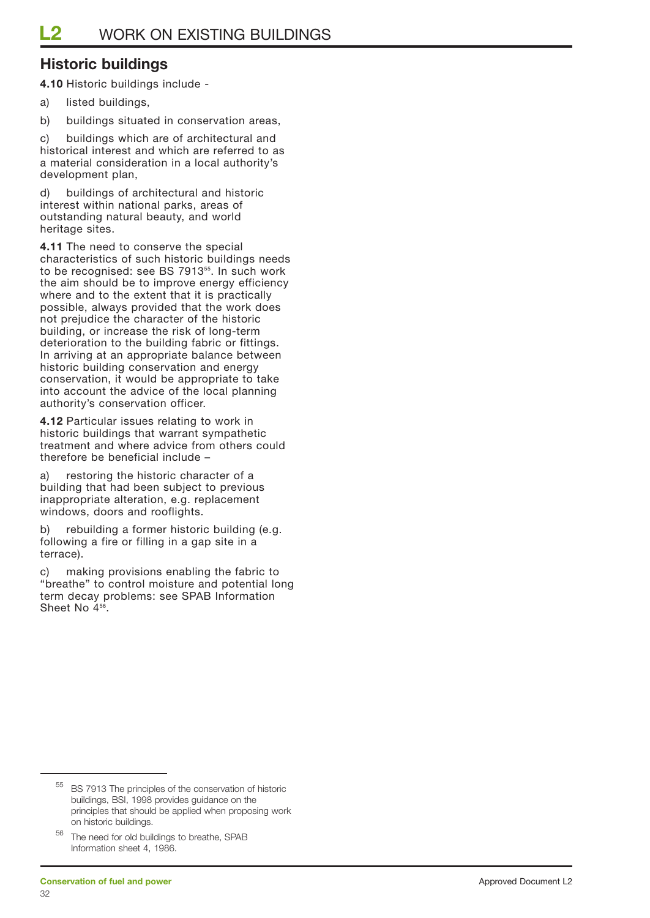## Historic buildings

**4.10** Historic buildings include -

a) listed buildings,

b) buildings situated in conservation areas,

c) buildings which are of architectural and historical interest and which are referred to as a material consideration in a local authority's development plan,

d) buildings of architectural and historic interest within national parks, areas of outstanding natural beauty, and world heritage sites.

**4.11** The need to conserve the special characteristics of such historic buildings needs to be recognised: see BS 7913[55]. In such work the aim should be to improve energy efficiency where and to the extent that it is practically possible, always provided that the work does not prejudice the character of the historic building, or increase the risk of long-term deterioration to the building fabric or fittings. In arriving at an appropriate balance between historic building conservation and energy conservation, it would be appropriate to take into account the advice of the local planning authority's conservation officer.

**4.12** Particular issues relating to work in historic buildings that warrant sympathetic treatment and where advice from others could therefore be beneficial include –

a) restoring the historic character of a building that had been subject to previous inappropriate alteration, e.g. replacement windows, doors and rooflights.

b) rebuilding a former historic building (e.g. following a fire or filling in a gap site in a terrace).

c) making provisions enabling the fabric to "breathe" to control moisture and potential long term decay problems: see SPAB Information Sheet No 4[56].

---

[55] BS 7913 The principles of the conservation of historic buildings, BSI, 1998 provides guidance on the principles that should be applied when proposing work on historic buildings.

[56] The need for old buildings to breathe, SPAB Information sheet 4, 1986.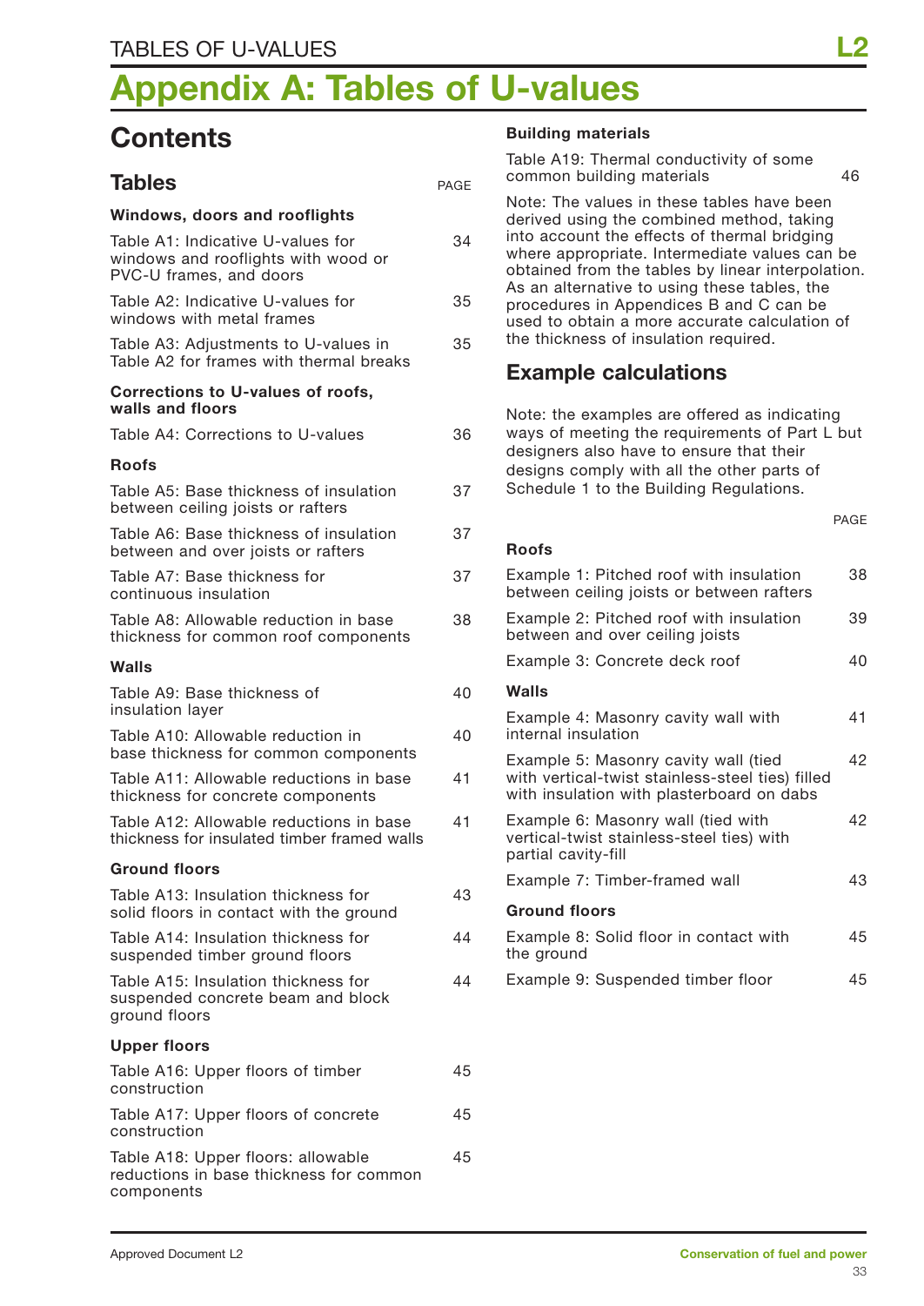# Appendix A: Tables of U-values

## Contents

### Tables

| | PAGE |
|---|---|
| **Windows, doors and rooflights** | |
| Table A1: Indicative U-values for windows and rooflights with wood or PVC-U frames, and doors | 34 |
| Table A2: Indicative U-values for windows with metal frames | 35 |
| Table A3: Adjustments to U-values in Table A2 for frames with thermal breaks | 35 |
| **Corrections to U-values of roofs, walls and floors** | |
| Table A4: Corrections to U-values | 36 |
| **Roofs** | |
| Table A5: Base thickness of insulation between ceiling joists or rafters | 37 |
| Table A6: Base thickness of insulation between and over joists or rafters | 37 |
| Table A7: Base thickness for continuous insulation | 37 |
| Table A8: Allowable reduction in base thickness for common roof components | 38 |
| **Walls** | |
| Table A9: Base thickness of insulation layer | 40 |
| Table A10: Allowable reduction in base thickness for common components | 40 |
| Table A11: Allowable reductions in base thickness for concrete components | 41 |
| Table A12: Allowable reductions in base thickness for insulated timber framed walls | 41 |
| **Ground floors** | |
| Table A13: Insulation thickness for solid floors in contact with the ground | 43 |
| Table A14: Insulation thickness for suspended timber ground floors | 44 |
| Table A15: Insulation thickness for suspended concrete beam and block ground floors | 44 |
| **Upper floors** | |
| Table A16: Upper floors of timber construction | 45 |
| Table A17: Upper floors of concrete construction | 45 |
| Table A18: Upper floors: allowable reductions in base thickness for common components | 45 |
| **Building materials** | |
| Table A19: Thermal conductivity of some common building materials | 46 |

Note: The values in these tables have been derived using the combined method, taking into account the effects of thermal bridging where appropriate. Intermediate values can be obtained from the tables by linear interpolation. As an alternative to using these tables, the procedures in Appendices B and C can be used to obtain a more accurate calculation of the thickness of insulation required.

## Example calculations

Note: the examples are offered as indicating ways of meeting the requirements of Part L but designers also have to ensure that their designs comply with all the other parts of Schedule 1 to the Building Regulations.

| | PAGE |
|---|---|
| **Roofs** | |
| Example 1: Pitched roof with insulation between ceiling joists or between rafters | 38 |
| Example 2: Pitched roof with insulation between and over ceiling joists | 39 |
| Example 3: Concrete deck roof | 40 |
| **Walls** | |
| Example 4: Masonry cavity wall with internal insulation | 41 |
| Example 5: Masonry cavity wall (tied with vertical-twist stainless-steel ties) filled with insulation with plasterboard on dabs | 42 |
| Example 6: Masonry wall (tied with vertical-twist stainless-steel ties) with partial cavity-fill | 42 |
| Example 7: Timber-framed wall | 43 |
| **Ground floors** | |
| Example 8: Solid floor in contact with the ground | 45 |
| Example 9: Suspended timber floor | 45 |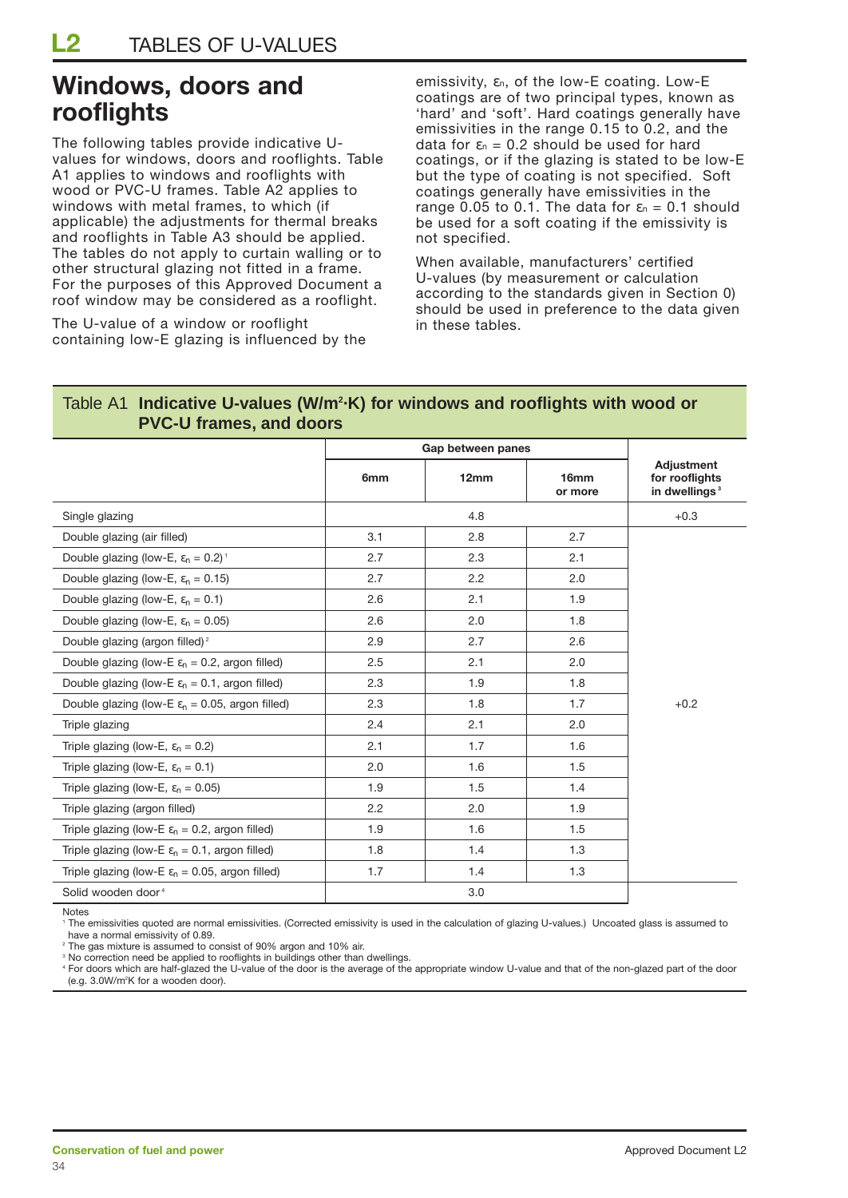# L2 TABLES OF U-VALUES

## Windows, doors and rooflights

The following tables provide indicative U-values for windows, doors and rooflights. Table A1 applies to windows and rooflights with wood or PVC-U frames. Table A2 applies to windows with metal frames, to which (if applicable) the adjustments for thermal breaks and rooflights in Table A3 should be applied. The tables do not apply to curtain walling or to other structural glazing not fitted in a frame. For the purposes of this Approved Document a roof window may be considered as a rooflight.

The U-value of a window or rooflight containing low-E glazing is influenced by the emissivity, $\varepsilon_n$, of the low-E coating. Low-E coatings are of two principal types, known as 'hard' and 'soft'. Hard coatings generally have emissivities in the range 0.15 to 0.2, and the data for $\varepsilon_n = 0.2$ should be used for hard coatings, or if the glazing is stated to be low-E but the type of coating is not specified. Soft coatings generally have emissivities in the range 0.05 to 0.1. The data for $\varepsilon_n = 0.1$ should be used for a soft coating if the emissivity is not specified.

When available, manufacturers' certified U-values (by measurement or calculation according to the standards given in Section 0) should be used in preference to the data given in these tables.

**Table A1 Indicative U-values (W/m²·K) for windows and rooflights with wood or PVC-U frames, and doors**

| | Gap between panes | | | Adjustment for rooflights in dwellings[3] |
|---|---|---|---|---|
| | 6mm | 12mm | 16mm or more | |
| Single glazing | 4.8 | | | +0.3 |
| Double glazing (air filled) | 3.1 | 2.8 | 2.7 | +0.2 |
| Double glazing (low-E, $\varepsilon_n = 0.2$)[1] | 2.7 | 2.3 | 2.1 | +0.2 |
| Double glazing (low-E, $\varepsilon_n = 0.15$) | 2.7 | 2.2 | 2.0 | +0.2 |
| Double glazing (low-E, $\varepsilon_n = 0.1$) | 2.6 | 2.1 | 1.9 | +0.2 |
| Double glazing (low-E, $\varepsilon_n = 0.05$) | 2.6 | 2.0 | 1.8 | +0.2 |
| Double glazing (argon filled)[2] | 2.9 | 2.7 | 2.6 | +0.2 |
| Double glazing (low-E $\varepsilon_n = 0.2$, argon filled) | 2.5 | 2.1 | 2.0 | +0.2 |
| Double glazing (low-E $\varepsilon_n = 0.1$, argon filled) | 2.3 | 1.9 | 1.8 | +0.2 |
| Double glazing (low-E $\varepsilon_n = 0.05$, argon filled) | 2.3 | 1.8 | 1.7 | +0.2 |
| Triple glazing | 2.4 | 2.1 | 2.0 | +0.2 |
| Triple glazing (low-E, $\varepsilon_n = 0.2$) | 2.1 | 1.7 | 1.6 | +0.2 |
| Triple glazing (low-E, $\varepsilon_n = 0.1$) | 2.0 | 1.6 | 1.5 | +0.2 |
| Triple glazing (low-E, $\varepsilon_n = 0.05$) | 1.9 | 1.5 | 1.4 | +0.2 |
| Triple glazing (argon filled) | 2.2 | 2.0 | 1.9 | +0.2 |
| Triple glazing (low-E $\varepsilon_n = 0.2$, argon filled) | 1.9 | 1.6 | 1.5 | +0.2 |
| Triple glazing (low-E $\varepsilon_n = 0.1$, argon filled) | 1.8 | 1.4 | 1.3 | +0.2 |
| Triple glazing (low-E $\varepsilon_n = 0.05$, argon filled) | 1.7 | 1.4 | 1.3 | +0.2 |
| Solid wooden door[4] | 3.0 | | | |

Notes

[1] The emissivities quoted are normal emissivities. (Corrected emissivity is used in the calculation of glazing U-values.) Uncoated glass is assumed to have a normal emissivity of 0.89.

[2] The gas mixture is assumed to consist of 90% argon and 10% air.

[3] No correction need be applied to rooflights in buildings other than dwellings.

[4] For doors which are half-glazed the U-value of the door is the average of the appropriate window U-value and that of the non-glazed part of the door (e.g. 3.0W/m²K for a wooden door).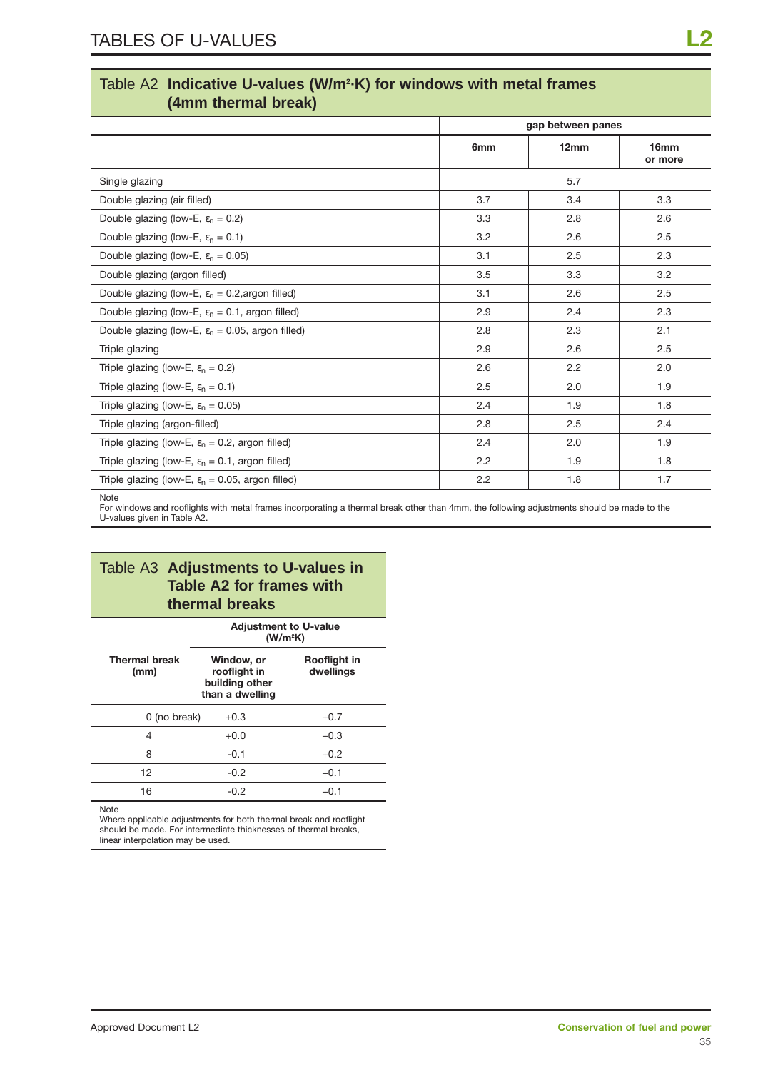# TABLES OF U-VALUES

## Table A2 Indicative U-values (W/m²·K) for windows with metal frames (4mm thermal break)

| | gap between panes | | |
|---|---|---|---|
| | 6mm | 12mm | 16mm or more |
| Single glazing | | 5.7 | |
| Double glazing (air filled) | 3.7 | 3.4 | 3.3 |
| Double glazing (low-E, $\varepsilon_n$ = 0.2) | 3.3 | 2.8 | 2.6 |
| Double glazing (low-E, $\varepsilon_n$ = 0.1) | 3.2 | 2.6 | 2.5 |
| Double glazing (low-E, $\varepsilon_n$ = 0.05) | 3.1 | 2.5 | 2.3 |
| Double glazing (argon filled) | 3.5 | 3.3 | 3.2 |
| Double glazing (low-E, $\varepsilon_n$ = 0.2,argon filled) | 3.1 | 2.6 | 2.5 |
| Double glazing (low-E, $\varepsilon_n$ = 0.1, argon filled) | 2.9 | 2.4 | 2.3 |
| Double glazing (low-E, $\varepsilon_n$ = 0.05, argon filled) | 2.8 | 2.3 | 2.1 |
| Triple glazing | 2.9 | 2.6 | 2.5 |
| Triple glazing (low-E, $\varepsilon_n$ = 0.2) | 2.6 | 2.2 | 2.0 |
| Triple glazing (low-E, $\varepsilon_n$ = 0.1) | 2.5 | 2.0 | 1.9 |
| Triple glazing (low-E, $\varepsilon_n$ = 0.05) | 2.4 | 1.9 | 1.8 |
| Triple glazing (argon-filled) | 2.8 | 2.5 | 2.4 |
| Triple glazing (low-E, $\varepsilon_n$ = 0.2, argon filled) | 2.4 | 2.0 | 1.9 |
| Triple glazing (low-E, $\varepsilon_n$ = 0.1, argon filled) | 2.2 | 1.9 | 1.8 |
| Triple glazing (low-E, $\varepsilon_n$ = 0.05, argon filled) | 2.2 | 1.8 | 1.7 |

Note
For windows and rooflights with metal frames incorporating a thermal break other than 4mm, the following adjustments should be made to the U-values given in Table A2.

## Table A3 Adjustments to U-values in Table A2 for frames with thermal breaks

| | Adjustment to U-value (W/m²K) | |
|---|---|---|
| **Thermal break (mm)** | **Window, or rooflight in building other than a dwelling** | **Rooflight in dwellings** |
| 0 (no break) | +0.3 | +0.7 |
| 4 | +0.0 | +0.3 |
| 8 | -0.1 | +0.2 |
| 12 | -0.2 | +0.1 |
| 16 | -0.2 | +0.1 |

Note
Where applicable adjustments for both thermal break and rooflight should be made. For intermediate thicknesses of thermal breaks, linear interpolation may be used.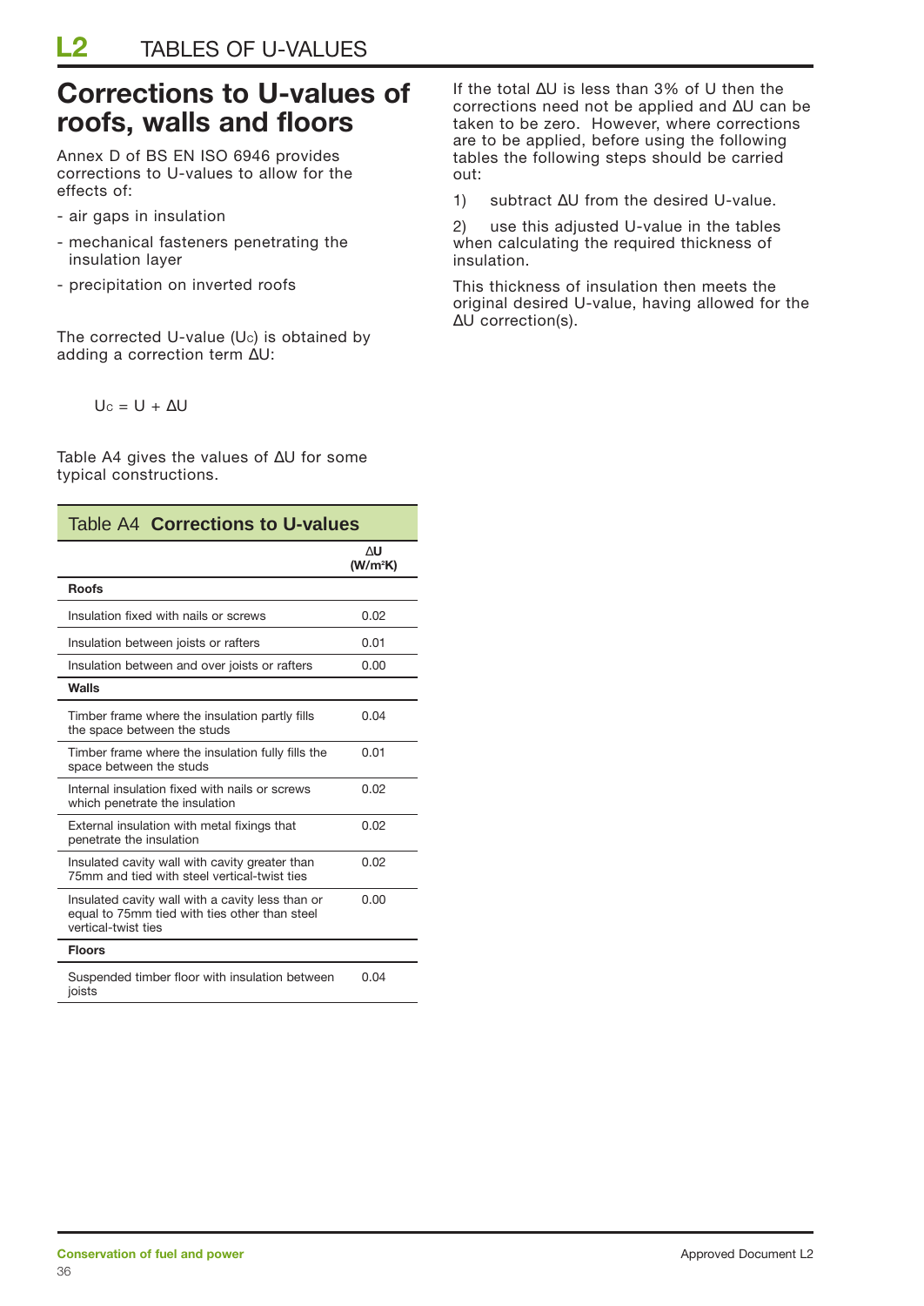# Corrections to U-values of roofs, walls and floors

Annex D of BS EN ISO 6946 provides corrections to U-values to allow for the effects of:

- air gaps in insulation
- mechanical fasteners penetrating the insulation layer
- precipitation on inverted roofs

The corrected U-value ($U_C$) is obtained by adding a correction term ΔU:

$$U_C = U + \Delta U$$

Table A4 gives the values of ΔU for some typical constructions.

**Table A4 Corrections to U-values**

| | ΔU (W/m²K) |
|---|---|
| **Roofs** | |
| Insulation fixed with nails or screws | 0.02 |
| Insulation between joists or rafters | 0.01 |
| Insulation between and over joists or rafters | 0.00 |
| **Walls** | |
| Timber frame where the insulation partly fills the space between the studs | 0.04 |
| Timber frame where the insulation fully fills the space between the studs | 0.01 |
| Internal insulation fixed with nails or screws which penetrate the insulation | 0.02 |
| External insulation with metal fixings that penetrate the insulation | 0.02 |
| Insulated cavity wall with cavity greater than 75mm and tied with steel vertical-twist ties | 0.02 |
| Insulated cavity wall with a cavity less than or equal to 75mm tied with ties other than steel vertical-twist ties | 0.00 |
| **Floors** | |
| Suspended timber floor with insulation between joists | 0.04 |

If the total ΔU is less than 3% of U then the corrections need not be applied and ΔU can be taken to be zero. However, where corrections are to be applied, before using the following tables the following steps should be carried out:

1) subtract ΔU from the desired U-value.

2) use this adjusted U-value in the tables when calculating the required thickness of insulation.

This thickness of insulation then meets the original desired U-value, having allowed for the ΔU correction(s).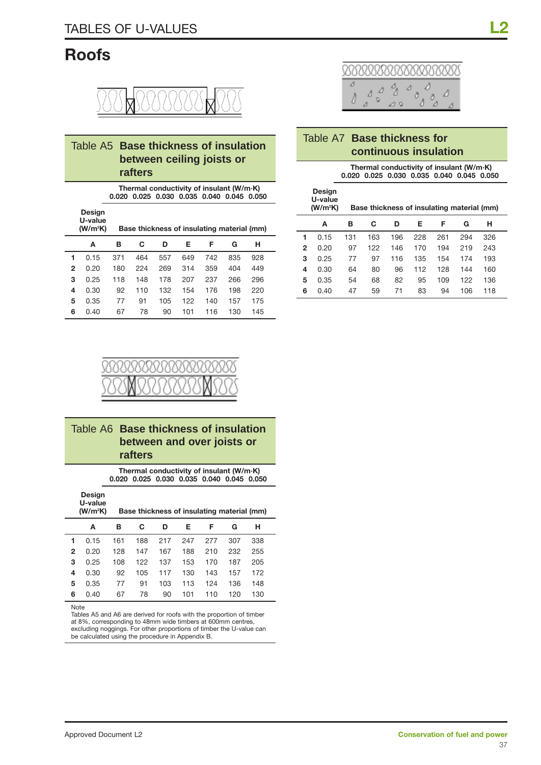# Roofs

## Table A5 Base thickness of insulation between ceiling joists or rafters

| | Design U-value (W/m²K) | Thermal conductivity of insulant (W/m·K) | | | | | | |
|---|---|---|---|---|---|---|---|---|
| | | 0.020 | 0.025 | 0.030 | 0.035 | 0.040 | 0.045 | 0.050 |
| | | Base thickness of insulating material (mm) | | | | | | |
| | **A** | **B** | **C** | **D** | **E** | **F** | **G** | **H** |
| **1** | 0.15 | 371 | 464 | 557 | 649 | 742 | 835 | 928 |
| **2** | 0.20 | 180 | 224 | 269 | 314 | 359 | 404 | 449 |
| **3** | 0.25 | 118 | 148 | 178 | 207 | 237 | 266 | 296 |
| **4** | 0.30 | 92 | 110 | 132 | 154 | 176 | 198 | 220 |
| **5** | 0.35 | 77 | 91 | 105 | 122 | 140 | 157 | 175 |
| **6** | 0.40 | 67 | 78 | 90 | 101 | 116 | 130 | 145 |

## Table A6 Base thickness of insulation between and over joists or rafters

| | Design U-value (W/m²K) | Thermal conductivity of insulant (W/m·K) | | | | | | |
|---|---|---|---|---|---|---|---|---|
| | | 0.020 | 0.025 | 0.030 | 0.035 | 0.040 | 0.045 | 0.050 |
| | | Base thickness of insulating material (mm) | | | | | | |
| | **A** | **B** | **C** | **D** | **E** | **F** | **G** | **H** |
| **1** | 0.15 | 161 | 188 | 217 | 247 | 277 | 307 | 338 |
| **2** | 0.20 | 128 | 147 | 167 | 188 | 210 | 232 | 255 |
| **3** | 0.25 | 108 | 122 | 137 | 153 | 170 | 187 | 205 |
| **4** | 0.30 | 92 | 105 | 117 | 130 | 143 | 157 | 172 |
| **5** | 0.35 | 77 | 91 | 103 | 113 | 124 | 136 | 148 |
| **6** | 0.40 | 67 | 78 | 90 | 101 | 110 | 120 | 130 |

Note
Tables A5 and A6 are derived for roofs with the proportion of timber at 8%, corresponding to 48mm wide timbers at 600mm centres, excluding noggings. For other proportions of timber the U-value can be calculated using the procedure in Appendix B.

## Table A7 Base thickness for continuous insulation

| | Design U-value (W/m²K) | Thermal conductivity of insulant (W/m·K) | | | | | | |
|---|---|---|---|---|---|---|---|---|
| | | 0.020 | 0.025 | 0.030 | 0.035 | 0.040 | 0.045 | 0.050 |
| | | Base thickness of insulating material (mm) | | | | | | |
| | **A** | **B** | **C** | **D** | **E** | **F** | **G** | **H** |
| **1** | 0.15 | 131 | 163 | 196 | 228 | 261 | 294 | 326 |
| **2** | 0.20 | 97 | 122 | 146 | 170 | 194 | 219 | 243 |
| **3** | 0.25 | 77 | 97 | 116 | 135 | 154 | 174 | 193 |
| **4** | 0.30 | 64 | 80 | 96 | 112 | 128 | 144 | 160 |
| **5** | 0.35 | 54 | 68 | 82 | 95 | 109 | 122 | 136 |
| **6** | 0.40 | 47 | 59 | 71 | 83 | 94 | 106 | 118 |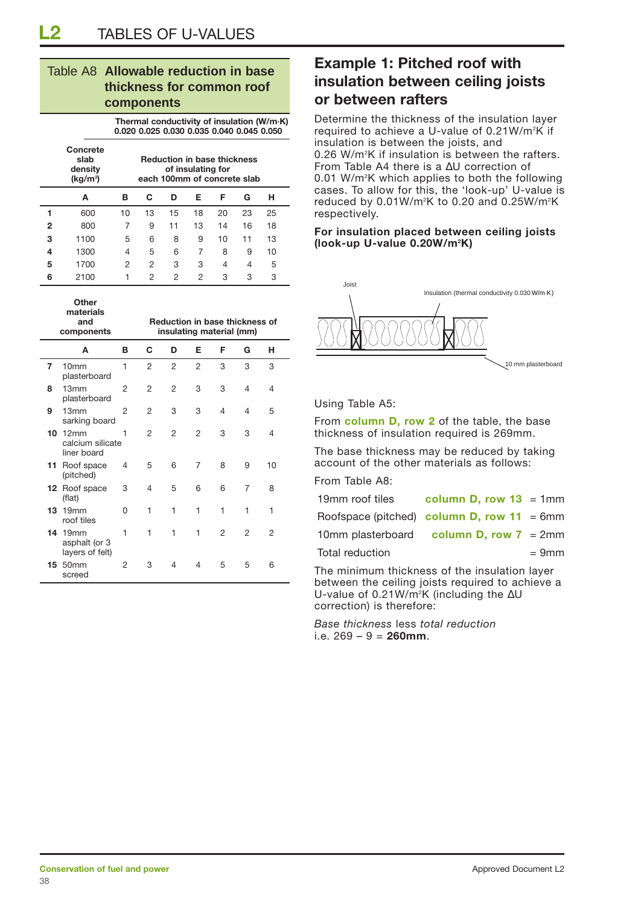## Table A8 Allowable reduction in base thickness for common roof components

| | Thermal conductivity of insulation (W/m·K) | | | | | | | |
|---|---|---|---|---|---|---|---|---|
| | | 0.020 | 0.025 | 0.030 | 0.035 | 0.040 | 0.045 | 0.050 |
| | **Concrete slab density (kg/m³)** | **Reduction in base thickness of insulating for each 100mm of concrete slab** | | | | | | |
| | **A** | **B** | **C** | **D** | **E** | **F** | **G** | **H** |
| **1** | 600 | 10 | 13 | 15 | 18 | 20 | 23 | 25 |
| **2** | 800 | 7 | 9 | 11 | 13 | 14 | 16 | 18 |
| **3** | 1100 | 5 | 6 | 8 | 9 | 10 | 11 | 13 |
| **4** | 1300 | 4 | 5 | 6 | 7 | 8 | 9 | 10 |
| **5** | 1700 | 2 | 2 | 3 | 3 | 4 | 4 | 5 |
| **6** | 2100 | 1 | 2 | 2 | 2 | 3 | 3 | 3 |
| | **Other materials and components** | **Reduction in base thickness of insulating material (mm)** | | | | | | |
| | **A** | **B** | **C** | **D** | **E** | **F** | **G** | **H** |
| **7** | 10mm plasterboard | 1 | 2 | 2 | 2 | 3 | 3 | 3 |
| **8** | 13mm plasterboard | 2 | 2 | 2 | 3 | 3 | 4 | 4 |
| **9** | 13mm sarking board | 2 | 2 | 3 | 3 | 4 | 4 | 5 |
| **10** | 12mm calcium silicate liner board | 1 | 2 | 2 | 2 | 3 | 3 | 4 |
| **11** | Roof space (pitched) | 4 | 5 | 6 | 7 | 8 | 9 | 10 |
| **12** | Roof space (flat) | 3 | 4 | 5 | 6 | 6 | 7 | 8 |
| **13** | 19mm roof tiles | 0 | 1 | 1 | 1 | 1 | 1 | 1 |
| **14** | 19mm asphalt (or 3 layers of felt) | 1 | 1 | 1 | 1 | 2 | 2 | 2 |
| **15** | 50mm screed | 2 | 3 | 4 | 4 | 5 | 5 | 6 |

## Example 1: Pitched roof with insulation between ceiling joists or between rafters

Determine the thickness of the insulation layer required to achieve a U-value of 0.21W/m²K if insulation is between the joists, and 0.26 W/m²K if insulation is between the rafters. From Table A4 there is a ΔU correction of 0.01 W/m²K which applies to both the following cases. To allow for this, the 'look-up' U-value is reduced by 0.01W/m²K to 0.20 and 0.25W/m²K respectively.

**For insulation placed between ceiling joists (look-up U-value 0.20W/m²K)**

Joist

Insulation (thermal conductivity 0.030 W/m·K)

10 mm plasterboard

Using Table A5:

From **column D, row 2** of the table, the base thickness of insulation required is 269mm.

The base thickness may be reduced by taking account of the other materials as follows:

From Table A8:

| | | |
|---|---|---|
| 19mm roof tiles | **column D, row 13** | = 1mm |
| Roofspace (pitched) | **column D, row 11** | = 6mm |
| 10mm plasterboard | **column D, row 7** | = 2mm |
| Total reduction | | = 9mm |

The minimum thickness of the insulation layer between the ceiling joists required to achieve a U-value of 0.21W/m²K (including the ΔU correction) is therefore:

*Base thickness* less *total reduction*
i.e. 269 – 9 = **260mm**.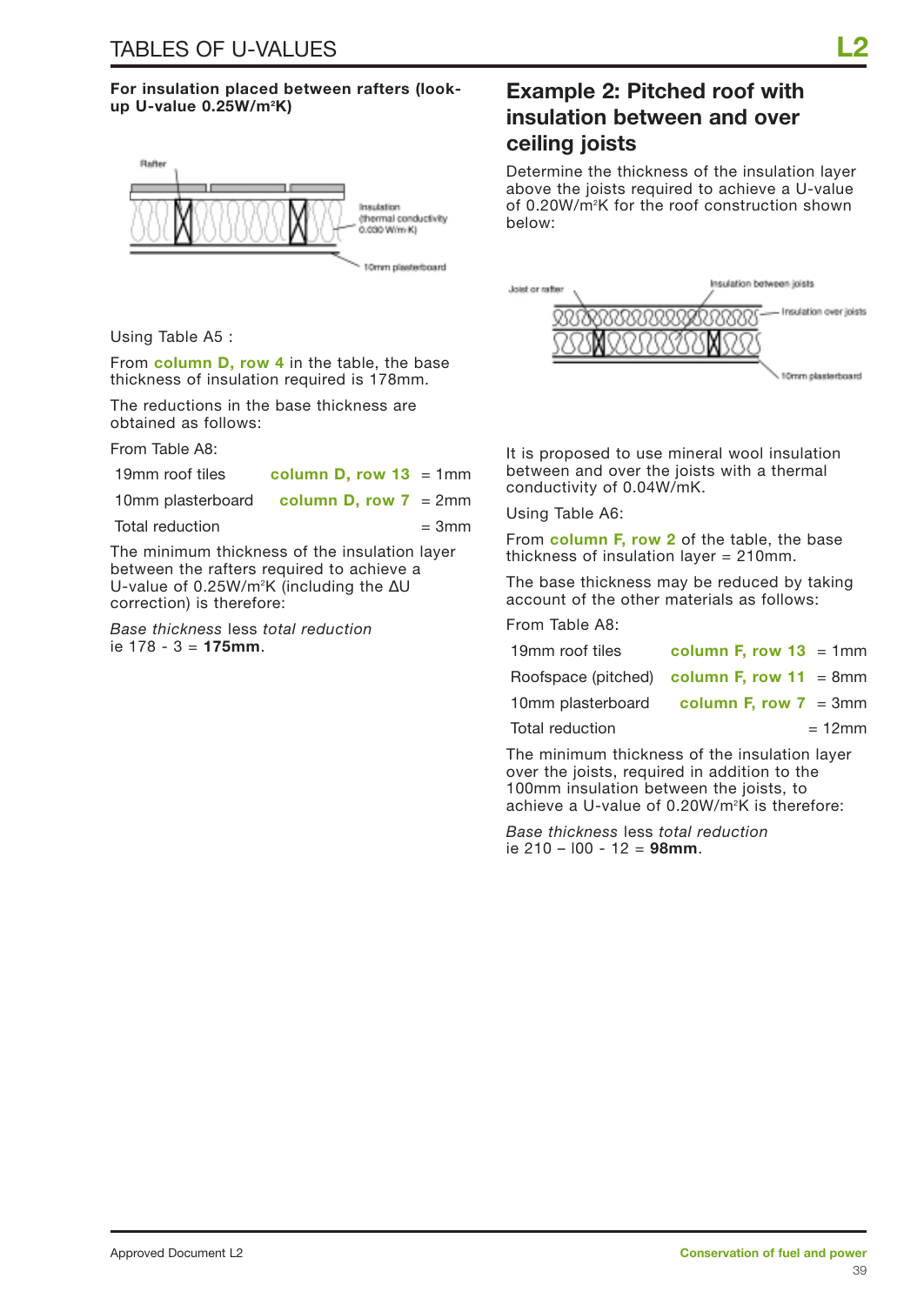**For insulation placed between rafters (look-up U-value 0.25W/m²K)**

Rafter

Insulation (thermal conductivity 0.030 W/m·K)

10mm plasterboard

Using Table A5 :

From **column D, row 4** in the table, the base thickness of insulation required is 178mm.

The reductions in the base thickness are obtained as follows:

From Table A8:

| | | |
|---|---|---|
| 19mm roof tiles | **column D, row 13** | = 1mm |
| 10mm plasterboard | **column D, row 7** | = 2mm |
| Total reduction | | = 3mm |

The minimum thickness of the insulation layer between the rafters required to achieve a U-value of 0.25W/m²K (including the ΔU correction) is therefore:

*Base thickness* less *total reduction*
ie 178 - 3 = **175mm**.

## Example 2: Pitched roof with insulation between and over ceiling joists

Determine the thickness of the insulation layer above the joists required to achieve a U-value of 0.20W/m²K for the roof construction shown below:

Joist or rafter

Insulation between joists

Insulation over joists

10mm plasterboard

It is proposed to use mineral wool insulation between and over the joists with a thermal conductivity of 0.04W/mK.

Using Table A6:

From **column F, row 2** of the table, the base thickness of insulation layer = 210mm.

The base thickness may be reduced by taking account of the other materials as follows:

From Table A8:

| | | |
|---|---|---|
| 19mm roof tiles | **column F, row 13** | = 1mm |
| Roofspace (pitched) | **column F, row 11** | = 8mm |
| 10mm plasterboard | **column F, row 7** | = 3mm |
| Total reduction | | = 12mm |

The minimum thickness of the insulation layer over the joists, required in addition to the 100mm insulation between the joists, to achieve a U-value of 0.20W/m²K is therefore:

*Base thickness* less *total reduction*
ie 210 – l00 - 12 = **98mm**.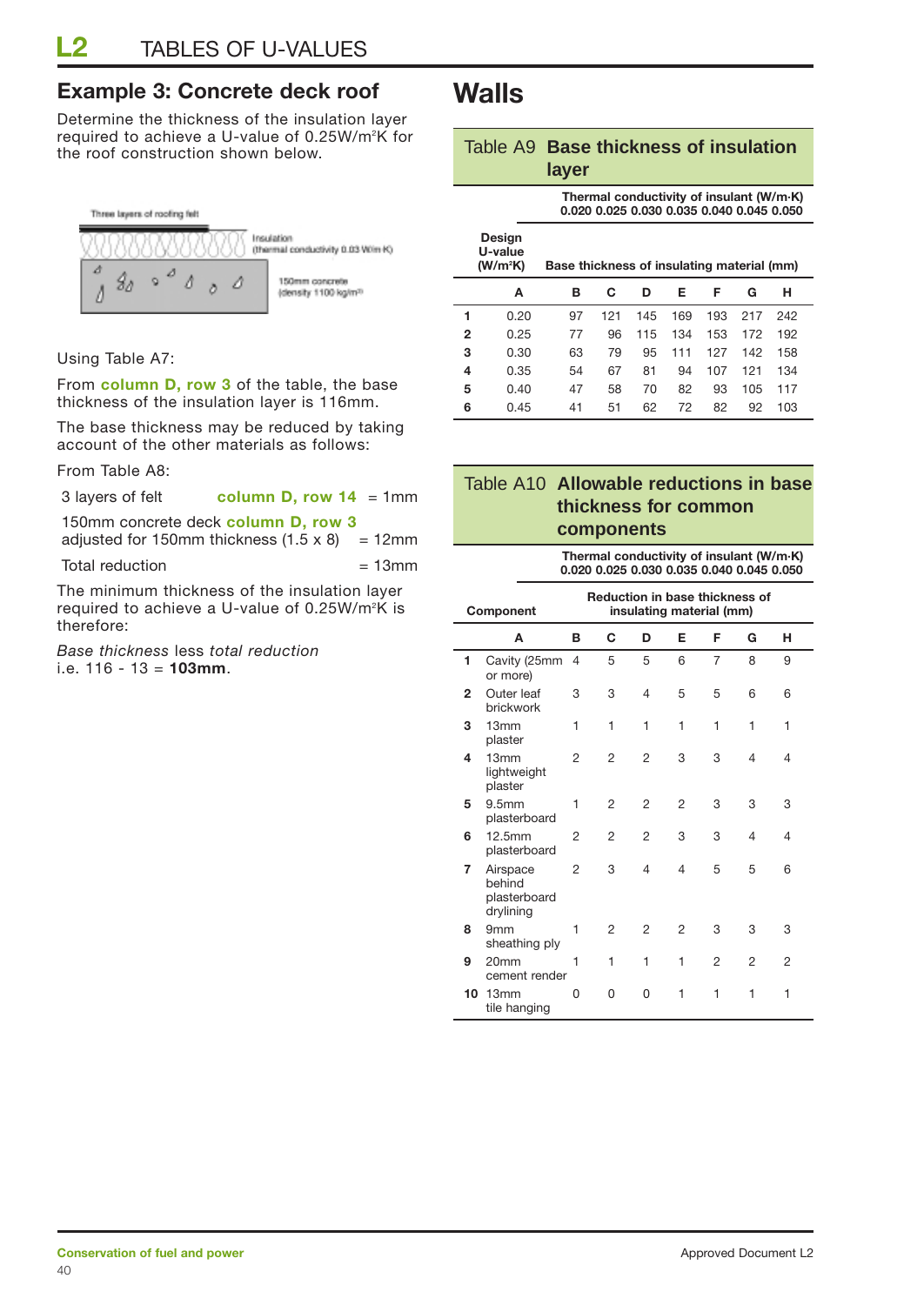## Example 3: Concrete deck roof

Determine the thickness of the insulation layer required to achieve a U-value of 0.25W/m²K for the roof construction shown below.

Three layers of roofing felt

Insulation (thermal conductivity 0.03 W/m·K)

150mm concrete (density 1100 kg/m³)

Using Table A7:

From **column D, row 3** of the table, the base thickness of the insulation layer is 116mm.

The base thickness may be reduced by taking account of the other materials as follows:

From Table A8:

| | | |
|---|---|---|
| 3 layers of felt | **column D, row 14** | = 1mm |
| 150mm concrete deck **column D, row 3** adjusted for 150mm thickness (1.5 x 8) | | = 12mm |
| Total reduction | | = 13mm |

The minimum thickness of the insulation layer required to achieve a U-value of 0.25W/m²K is therefore:

*Base thickness* less *total reduction*
i.e. 116 - 13 = **103mm**.

# Walls

## Table A9 Base thickness of insulation layer

| | Design U-value (W/m²K) | Thermal conductivity of insulant (W/m·K) 0.020 | 0.025 | 0.030 | 0.035 | 0.040 | 0.045 | 0.050 |
|---|---|---|---|---|---|---|---|---|
| | | Base thickness of insulating material (mm) | | | | | | |
| | A | B | C | D | E | F | G | H |
| 1 | 0.20 | 97 | 121 | 145 | 169 | 193 | 217 | 242 |
| 2 | 0.25 | 77 | 96 | 115 | 134 | 153 | 172 | 192 |
| 3 | 0.30 | 63 | 79 | 95 | 111 | 127 | 142 | 158 |
| 4 | 0.35 | 54 | 67 | 81 | 94 | 107 | 121 | 134 |
| 5 | 0.40 | 47 | 58 | 70 | 82 | 93 | 105 | 117 |
| 6 | 0.45 | 41 | 51 | 62 | 72 | 82 | 92 | 103 |

## Table A10 Allowable reductions in base thickness for common components

| | Component | Thermal conductivity of insulant (W/m·K) 0.020 | 0.025 | 0.030 | 0.035 | 0.040 | 0.045 | 0.050 |
|---|---|---|---|---|---|---|---|---|
| | | Reduction in base thickness of insulating material (mm) | | | | | | |
| | A | B | C | D | E | F | G | H |
| 1 | Cavity (25mm or more) | 4 | 5 | 5 | 6 | 7 | 8 | 9 |
| 2 | Outer leaf brickwork | 3 | 3 | 4 | 5 | 5 | 6 | 6 |
| 3 | 13mm plaster | 1 | 1 | 1 | 1 | 1 | 1 | 1 |
| 4 | 13mm lightweight plaster | 2 | 2 | 2 | 3 | 3 | 4 | 4 |
| 5 | 9.5mm plasterboard | 1 | 2 | 2 | 2 | 3 | 3 | 3 |
| 6 | 12.5mm plasterboard | 2 | 2 | 2 | 3 | 3 | 4 | 4 |
| 7 | Airspace behind plasterboard drylining | 2 | 3 | 4 | 4 | 5 | 5 | 6 |
| 8 | 9mm sheathing ply | 1 | 2 | 2 | 2 | 3 | 3 | 3 |
| 9 | 20mm cement render | 1 | 1 | 1 | 1 | 2 | 2 | 2 |
| 10 | 13mm tile hanging | 0 | 0 | 0 | 1 | 1 | 1 | 1 |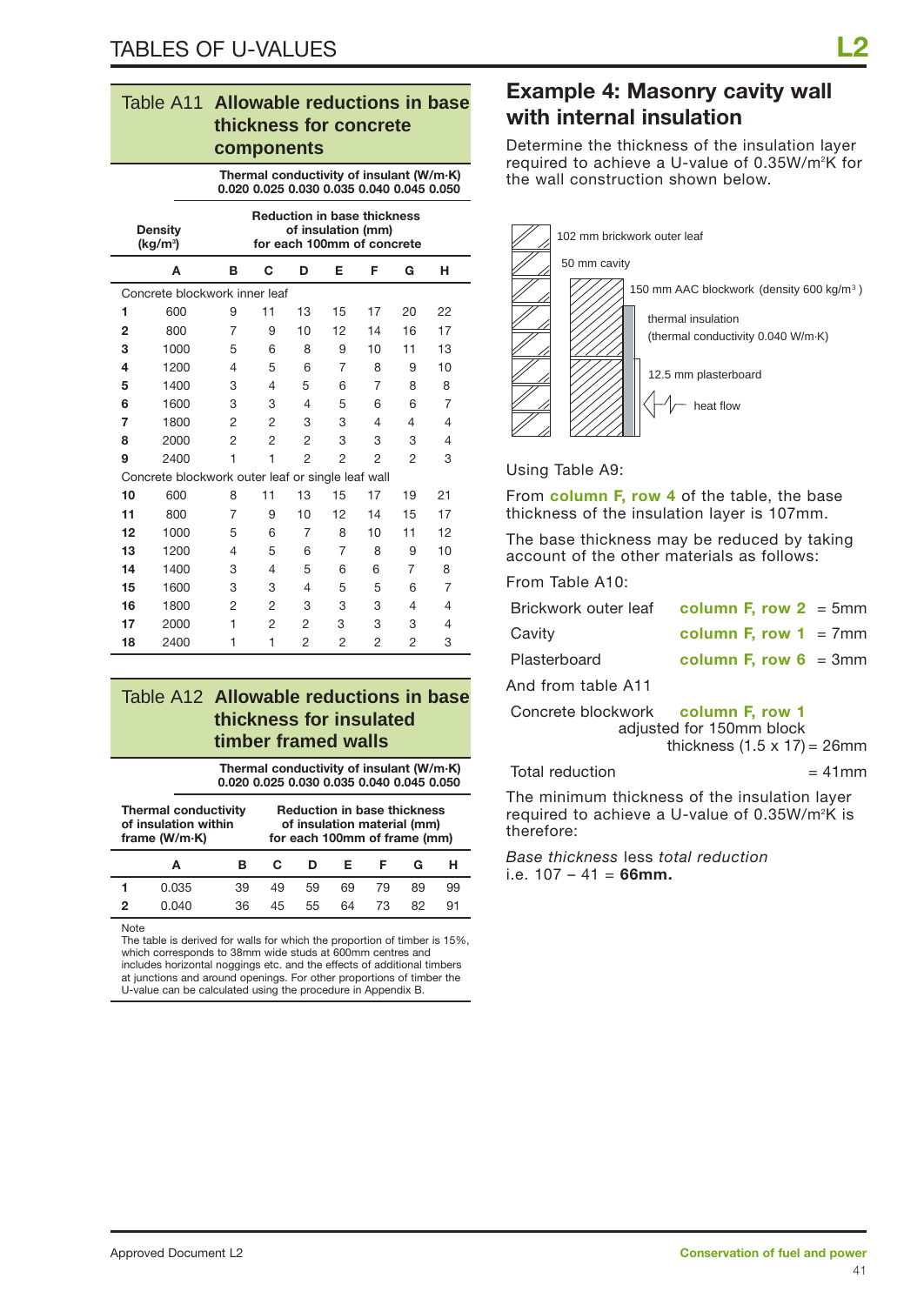# TABLES OF U-VALUES

## Table A11 Allowable reductions in base thickness for concrete components

| | Density (kg/m³) | Reduction in base thickness of insulation (mm) for each 100mm of concrete | | | | | | |
|---|---|---|---|---|---|---|---|---|
| | | Thermal conductivity of insulant (W/m·K) | | | | | | |
| | | 0.020 | 0.025 | 0.030 | 0.035 | 0.040 | 0.045 | 0.050 |
| | A | B | C | D | E | F | G | H |
| | Concrete blockwork inner leaf | | | | | | | |
| 1 | 600 | 9 | 11 | 13 | 15 | 17 | 20 | 22 |
| 2 | 800 | 7 | 9 | 10 | 12 | 14 | 16 | 17 |
| 3 | 1000 | 5 | 6 | 8 | 9 | 10 | 11 | 13 |
| 4 | 1200 | 4 | 5 | 6 | 7 | 8 | 9 | 10 |
| 5 | 1400 | 3 | 4 | 5 | 6 | 7 | 8 | 8 |
| 6 | 1600 | 3 | 3 | 4 | 5 | 6 | 6 | 7 |
| 7 | 1800 | 2 | 2 | 3 | 3 | 4 | 4 | 4 |
| 8 | 2000 | 2 | 2 | 2 | 3 | 3 | 3 | 4 |
| 9 | 2400 | 1 | 1 | 2 | 2 | 2 | 2 | 3 |
| | Concrete blockwork outer leaf or single leaf wall | | | | | | | |
| 10 | 600 | 8 | 11 | 13 | 15 | 17 | 19 | 21 |
| 11 | 800 | 7 | 9 | 10 | 12 | 14 | 15 | 17 |
| 12 | 1000 | 5 | 6 | 7 | 8 | 10 | 11 | 12 |
| 13 | 1200 | 4 | 5 | 6 | 7 | 8 | 9 | 10 |
| 14 | 1400 | 3 | 4 | 5 | 6 | 6 | 7 | 8 |
| 15 | 1600 | 3 | 3 | 4 | 5 | 5 | 6 | 7 |
| 16 | 1800 | 2 | 2 | 3 | 3 | 3 | 4 | 4 |
| 17 | 2000 | 1 | 2 | 2 | 3 | 3 | 3 | 4 |
| 18 | 2400 | 1 | 1 | 2 | 2 | 2 | 2 | 3 |

## Table A12 Allowable reductions in base thickness for insulated timber framed walls

| | Thermal conductivity of insulation within frame (W/m·K) | Reduction in base thickness of insulation material (mm) for each 100mm of frame (mm) | | | | | | |
|---|---|---|---|---|---|---|---|---|
| | | Thermal conductivity of insulant (W/m·K) | | | | | | |
| | | 0.020 | 0.025 | 0.030 | 0.035 | 0.040 | 0.045 | 0.050 |
| | A | B | C | D | E | F | G | H |
| 1 | 0.035 | 39 | 49 | 59 | 69 | 79 | 89 | 99 |
| 2 | 0.040 | 36 | 45 | 55 | 64 | 73 | 82 | 91 |

Note
The table is derived for walls for which the proportion of timber is 15%, which corresponds to 38mm wide studs at 600mm centres and includes horizontal noggings etc. and the effects of additional timbers at junctions and around openings. For other proportions of timber the U-value can be calculated using the procedure in Appendix B.

## Example 4: Masonry cavity wall with internal insulation

Determine the thickness of the insulation layer required to achieve a U-value of 0.35W/m²K for the wall construction shown below.

102 mm brickwork outer leaf
50 mm cavity
150 mm AAC blockwork (density 600 kg/m³)
thermal insulation (thermal conductivity 0.040 W/m·K)
12.5 mm plasterboard
heat flow

Using Table A9:

From **column F, row 4** of the table, the base thickness of the insulation layer is 107mm.

The base thickness may be reduced by taking account of the other materials as follows:

From Table A10:

| | | |
|---|---|---|
| Brickwork outer leaf | **column F, row 2** | = 5mm |
| Cavity | **column F, row 1** | = 7mm |
| Plasterboard | **column F, row 6** | = 3mm |

And from table A11

| | | |
|---|---|---|
| Concrete blockwork | **column F, row 1** adjusted for 150mm block thickness (1.5 x 17) | = 26mm |
| Total reduction | | = 41mm |

The minimum thickness of the insulation layer required to achieve a U-value of 0.35W/m²K is therefore:

*Base thickness* less *total reduction*
i.e. 107 – 41 = **66mm.**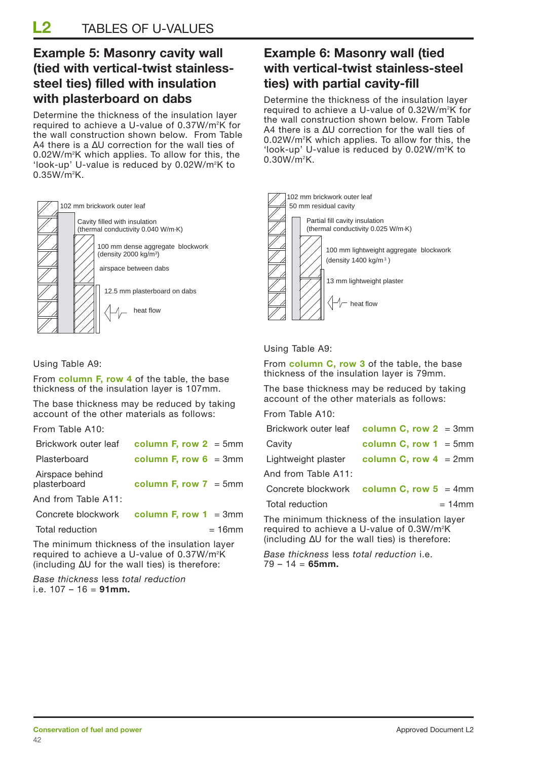## Example 5: Masonry cavity wall (tied with vertical-twist stainless-steel ties) filled with insulation with plasterboard on dabs

Determine the thickness of the insulation layer required to achieve a U-value of 0.37W/m²K for the wall construction shown below. From Table A4 there is a ΔU correction for the wall ties of 0.02W/m²K which applies. To allow for this, the 'look-up' U-value is reduced by 0.02W/m²K to 0.35W/m²K.

102 mm brickwork outer leaf

Cavity filled with insulation (thermal conductivity 0.040 W/m·K)

100 mm dense aggregate blockwork (density 2000 kg/m³)

airspace between dabs

12.5 mm plasterboard on dabs

heat flow

Using Table A9:

From **column F, row 4** of the table, the base thickness of the insulation layer is 107mm.

The base thickness may be reduced by taking account of the other materials as follows:

From Table A10:

| | | |
|---|---|---|
| Brickwork outer leaf | **column F, row 2** | = 5mm |
| Plasterboard | **column F, row 6** | = 3mm |
| Airspace behind plasterboard | **column F, row 7** | = 5mm |

And from Table A11:

| | | |
|---|---|---|
| Concrete blockwork | **column F, row 1** | = 3mm |
| Total reduction | | = 16mm |

The minimum thickness of the insulation layer required to achieve a U-value of 0.37W/m²K (including ΔU for the wall ties) is therefore:

*Base thickness* less *total reduction* i.e. 107 – 16 = **91mm.**

## Example 6: Masonry wall (tied with vertical-twist stainless-steel ties) with partial cavity-fill

Determine the thickness of the insulation layer required to achieve a U-value of 0.32W/m²K for the wall construction shown below. From Table A4 there is a ΔU correction for the wall ties of 0.02W/m²K which applies. To allow for this, the 'look-up' U-value is reduced by 0.02W/m²K to 0.30W/m²K.

102 mm brickwork outer leaf

50 mm residual cavity

Partial fill cavity insulation (thermal conductivity 0.025 W/m·K)

100 mm lightweight aggregate blockwork (density 1400 kg/m³)

13 mm lightweight plaster

heat flow

Using Table A9:

From **column C, row 3** of the table, the base thickness of the insulation layer is 79mm.

The base thickness may be reduced by taking account of the other materials as follows:

From Table A10:

| | | |
|---|---|---|
| Brickwork outer leaf | **column C, row 2** | = 3mm |
| Cavity | **column C, row 1** | = 5mm |
| Lightweight plaster | **column C, row 4** | = 2mm |

And from Table A11:

| | | |
|---|---|---|
| Concrete blockwork | **column C, row 5** | = 4mm |
| Total reduction | | = 14mm |

The minimum thickness of the insulation layer required to achieve a U-value of 0.3W/m²K (including ΔU for the wall ties) is therefore:

*Base thickness* less *total reduction* i.e. 79 – 14 = **65mm.**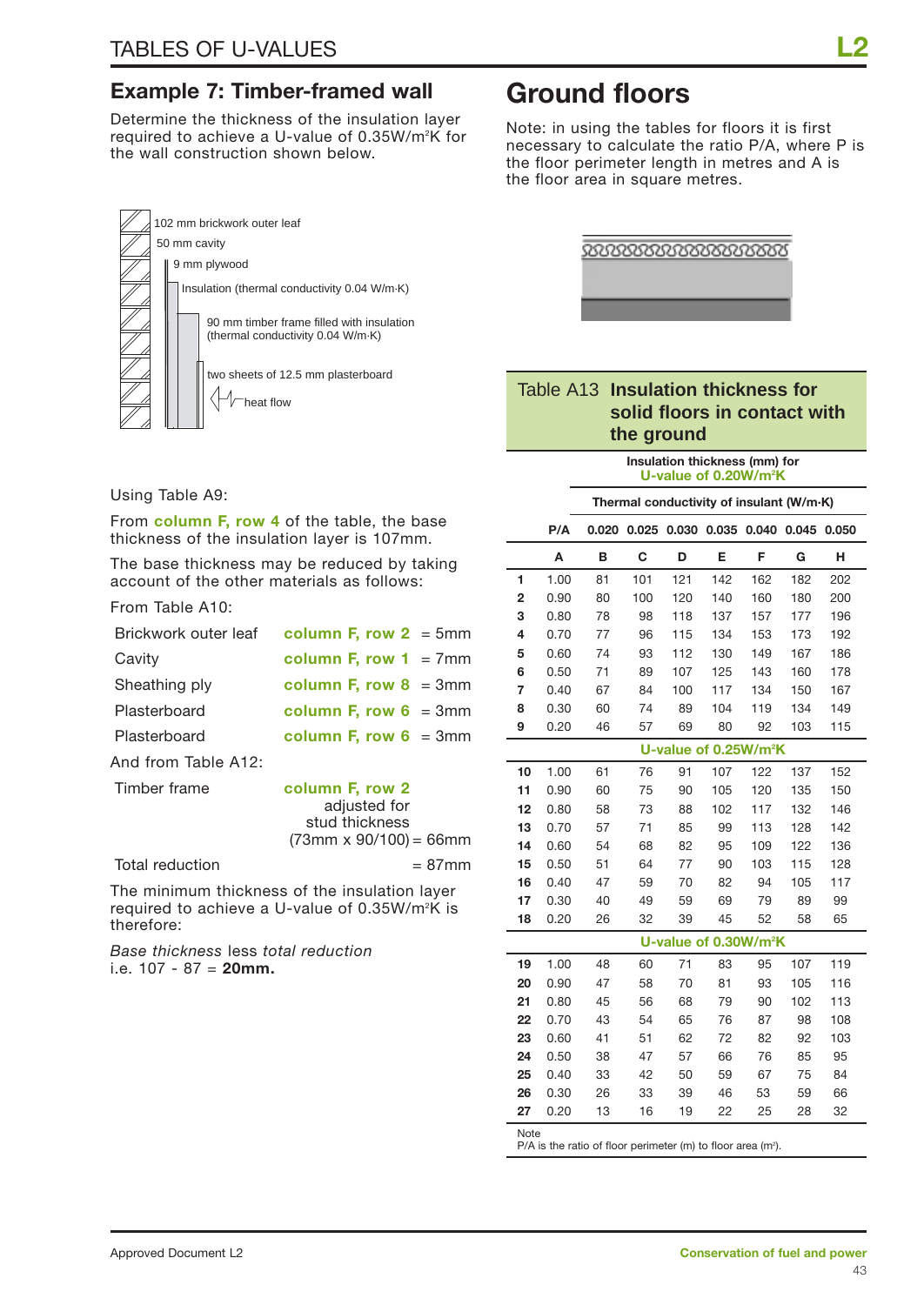## Example 7: Timber-framed wall

Determine the thickness of the insulation layer required to achieve a U-value of 0.35W/m²K for the wall construction shown below.

102 mm brickwork outer leaf

50 mm cavity

9 mm plywood

Insulation (thermal conductivity 0.04 W/m·K)

90 mm timber frame filled with insulation (thermal conductivity 0.04 W/m·K)

two sheets of 12.5 mm plasterboard

heat flow

Using Table A9:

From **column F, row 4** of the table, the base thickness of the insulation layer is 107mm.

The base thickness may be reduced by taking account of the other materials as follows:

From Table A10:

| | | |
|---|---|---|
| Brickwork outer leaf | **column F, row 2** | = 5mm |
| Cavity | **column F, row 1** | = 7mm |
| Sheathing ply | **column F, row 8** | = 3mm |
| Plasterboard | **column F, row 6** | = 3mm |
| Plasterboard | **column F, row 6** | = 3mm |

And from Table A12:

| | | |
|---|---|---|
| Timber frame | **column F, row 2** adjusted for stud thickness (73mm x 90/100) | = 66mm |
| Total reduction | | = 87mm |

The minimum thickness of the insulation layer required to achieve a U-value of 0.35W/m²K is therefore:

*Base thickness less total reduction*
i.e. 107 - 87 = **20mm.**

# Ground floors

Note: in using the tables for floors it is first necessary to calculate the ratio P/A, where P is the floor perimeter length in metres and A is the floor area in square metres.

### Table A13 Insulation thickness for solid floors in contact with the ground

| | P/A | Insulation thickness (mm) for U-value of 0.20W/m²K — Thermal conductivity of insulant (W/m·K) | | | | | | |
|---|---|---|---|---|---|---|---|---|
| | | 0.020 | 0.025 | 0.030 | 0.035 | 0.040 | 0.045 | 0.050 |
| | **A** | **B** | **C** | **D** | **E** | **F** | **G** | **H** |
| **1** | 1.00 | 81 | 101 | 121 | 142 | 162 | 182 | 202 |
| **2** | 0.90 | 80 | 100 | 120 | 140 | 160 | 180 | 200 |
| **3** | 0.80 | 78 | 98 | 118 | 137 | 157 | 177 | 196 |
| **4** | 0.70 | 77 | 96 | 115 | 134 | 153 | 173 | 192 |
| **5** | 0.60 | 74 | 93 | 112 | 130 | 149 | 167 | 186 |
| **6** | 0.50 | 71 | 89 | 107 | 125 | 143 | 160 | 178 |
| **7** | 0.40 | 67 | 84 | 100 | 117 | 134 | 150 | 167 |
| **8** | 0.30 | 60 | 74 | 89 | 104 | 119 | 134 | 149 |
| **9** | 0.20 | 46 | 57 | 69 | 80 | 92 | 103 | 115 |
| | | **U-value of 0.25W/m²K** | | | | | | |
| **10** | 1.00 | 61 | 76 | 91 | 107 | 122 | 137 | 152 |
| **11** | 0.90 | 60 | 75 | 90 | 105 | 120 | 135 | 150 |
| **12** | 0.80 | 58 | 73 | 88 | 102 | 117 | 132 | 146 |
| **13** | 0.70 | 57 | 71 | 85 | 99 | 113 | 128 | 142 |
| **14** | 0.60 | 54 | 68 | 82 | 95 | 109 | 122 | 136 |
| **15** | 0.50 | 51 | 64 | 77 | 90 | 103 | 115 | 128 |
| **16** | 0.40 | 47 | 59 | 70 | 82 | 94 | 105 | 117 |
| **17** | 0.30 | 40 | 49 | 59 | 69 | 79 | 89 | 99 |
| **18** | 0.20 | 26 | 32 | 39 | 45 | 52 | 58 | 65 |
| | | **U-value of 0.30W/m²K** | | | | | | |
| **19** | 1.00 | 48 | 60 | 71 | 83 | 95 | 107 | 119 |
| **20** | 0.90 | 47 | 58 | 70 | 81 | 93 | 105 | 116 |
| **21** | 0.80 | 45 | 56 | 68 | 79 | 90 | 102 | 113 |
| **22** | 0.70 | 43 | 54 | 65 | 76 | 87 | 98 | 108 |
| **23** | 0.60 | 41 | 51 | 62 | 72 | 82 | 92 | 103 |
| **24** | 0.50 | 38 | 47 | 57 | 66 | 76 | 85 | 95 |
| **25** | 0.40 | 33 | 42 | 50 | 59 | 67 | 75 | 84 |
| **26** | 0.30 | 26 | 33 | 39 | 46 | 53 | 59 | 66 |
| **27** | 0.20 | 13 | 16 | 19 | 22 | 25 | 28 | 32 |

Note
P/A is the ratio of floor perimeter (m) to floor area (m²).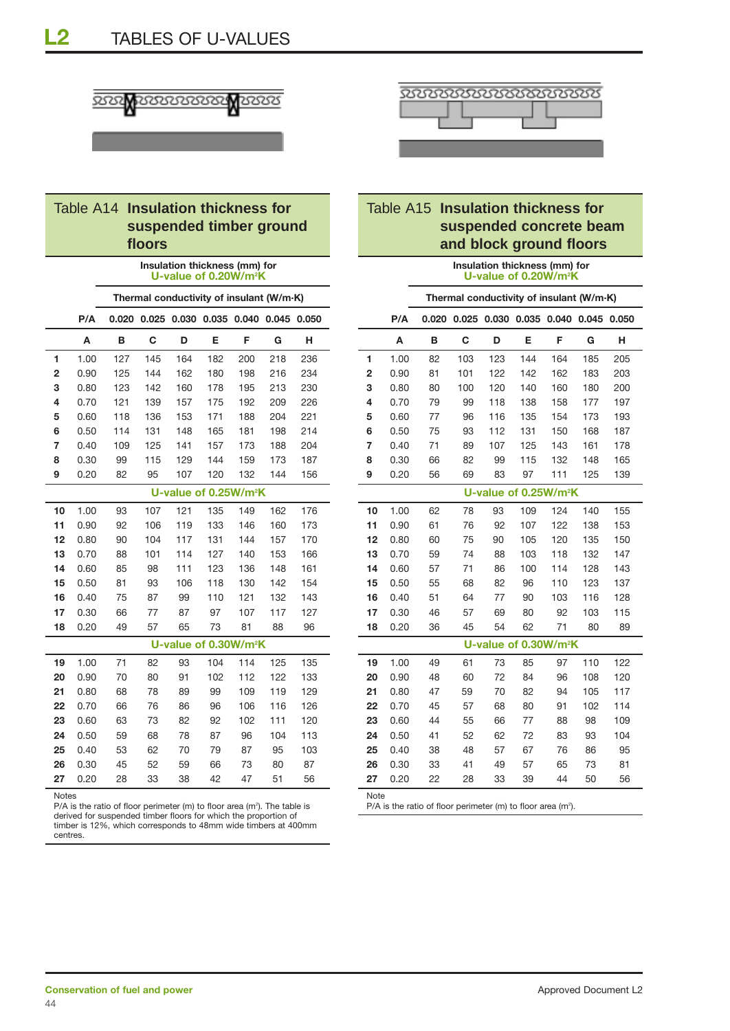# L2 TABLES OF U-VALUES

## Table A14 Insulation thickness for suspended timber ground floors

Insulation thickness (mm) for U-value of 0.20W/m²K

| | | Thermal conductivity of insulant (W/m·K) | | | | | | |
|---|---|---|---|---|---|---|---|---|
| | P/A | 0.020 | 0.025 | 0.030 | 0.035 | 0.040 | 0.045 | 0.050 |
| | A | B | C | D | E | F | G | H |
| 1 | 1.00 | 127 | 145 | 164 | 182 | 200 | 218 | 236 |
| 2 | 0.90 | 125 | 144 | 162 | 180 | 198 | 216 | 234 |
| 3 | 0.80 | 123 | 142 | 160 | 178 | 195 | 213 | 230 |
| 4 | 0.70 | 121 | 139 | 157 | 175 | 192 | 209 | 226 |
| 5 | 0.60 | 118 | 136 | 153 | 171 | 188 | 204 | 221 |
| 6 | 0.50 | 114 | 131 | 148 | 165 | 181 | 198 | 214 |
| 7 | 0.40 | 109 | 125 | 141 | 157 | 173 | 188 | 204 |
| 8 | 0.30 | 99 | 115 | 129 | 144 | 159 | 173 | 187 |
| 9 | 0.20 | 82 | 95 | 107 | 120 | 132 | 144 | 156 |
| | | U-value of 0.25W/m²K | | | | | | |
| 10 | 1.00 | 93 | 107 | 121 | 135 | 149 | 162 | 176 |
| 11 | 0.90 | 92 | 106 | 119 | 133 | 146 | 160 | 173 |
| 12 | 0.80 | 90 | 104 | 117 | 131 | 144 | 157 | 170 |
| 13 | 0.70 | 88 | 101 | 114 | 127 | 140 | 153 | 166 |
| 14 | 0.60 | 85 | 98 | 111 | 123 | 136 | 148 | 161 |
| 15 | 0.50 | 81 | 93 | 106 | 118 | 130 | 142 | 154 |
| 16 | 0.40 | 75 | 87 | 99 | 110 | 121 | 132 | 143 |
| 17 | 0.30 | 66 | 77 | 87 | 97 | 107 | 117 | 127 |
| 18 | 0.20 | 49 | 57 | 65 | 73 | 81 | 88 | 96 |
| | | U-value of 0.30W/m²K | | | | | | |
| 19 | 1.00 | 71 | 82 | 93 | 104 | 114 | 125 | 135 |
| 20 | 0.90 | 70 | 80 | 91 | 102 | 112 | 122 | 133 |
| 21 | 0.80 | 68 | 78 | 89 | 99 | 109 | 119 | 129 |
| 22 | 0.70 | 66 | 76 | 86 | 96 | 106 | 116 | 126 |
| 23 | 0.60 | 63 | 73 | 82 | 92 | 102 | 111 | 120 |
| 24 | 0.50 | 59 | 68 | 78 | 87 | 96 | 104 | 113 |
| 25 | 0.40 | 53 | 62 | 70 | 79 | 87 | 95 | 103 |
| 26 | 0.30 | 45 | 52 | 59 | 66 | 73 | 80 | 87 |
| 27 | 0.20 | 28 | 33 | 38 | 42 | 47 | 51 | 56 |

Notes
P/A is the ratio of floor perimeter (m) to floor area (m²). The table is derived for suspended timber floors for which the proportion of timber is 12%, which corresponds to 48mm wide timbers at 400mm centres.

## Table A15 Insulation thickness for suspended concrete beam and block ground floors

Insulation thickness (mm) for U-value of 0.20W/m²K

| | | Thermal conductivity of insulant (W/m·K) | | | | | | |
|---|---|---|---|---|---|---|---|---|
| | P/A | 0.020 | 0.025 | 0.030 | 0.035 | 0.040 | 0.045 | 0.050 |
| | A | B | C | D | E | F | G | H |
| 1 | 1.00 | 82 | 103 | 123 | 144 | 164 | 185 | 205 |
| 2 | 0.90 | 81 | 101 | 122 | 142 | 162 | 183 | 203 |
| 3 | 0.80 | 80 | 100 | 120 | 140 | 160 | 180 | 200 |
| 4 | 0.70 | 79 | 99 | 118 | 138 | 158 | 177 | 197 |
| 5 | 0.60 | 77 | 96 | 116 | 135 | 154 | 173 | 193 |
| 6 | 0.50 | 75 | 93 | 112 | 131 | 150 | 168 | 187 |
| 7 | 0.40 | 71 | 89 | 107 | 125 | 143 | 161 | 178 |
| 8 | 0.30 | 66 | 82 | 99 | 115 | 132 | 148 | 165 |
| 9 | 0.20 | 56 | 69 | 83 | 97 | 111 | 125 | 139 |
| | | U-value of 0.25W/m²K | | | | | | |
| 10 | 1.00 | 62 | 78 | 93 | 109 | 124 | 140 | 155 |
| 11 | 0.90 | 61 | 76 | 92 | 107 | 122 | 138 | 153 |
| 12 | 0.80 | 60 | 75 | 90 | 105 | 120 | 135 | 150 |
| 13 | 0.70 | 59 | 74 | 88 | 103 | 118 | 132 | 147 |
| 14 | 0.60 | 57 | 71 | 86 | 100 | 114 | 128 | 143 |
| 15 | 0.50 | 55 | 68 | 82 | 96 | 110 | 123 | 137 |
| 16 | 0.40 | 51 | 64 | 77 | 90 | 103 | 116 | 128 |
| 17 | 0.30 | 46 | 57 | 69 | 80 | 92 | 103 | 115 |
| 18 | 0.20 | 36 | 45 | 54 | 62 | 71 | 80 | 89 |
| | | U-value of 0.30W/m²K | | | | | | |
| 19 | 1.00 | 49 | 61 | 73 | 85 | 97 | 110 | 122 |
| 20 | 0.90 | 48 | 60 | 72 | 84 | 96 | 108 | 120 |
| 21 | 0.80 | 47 | 59 | 70 | 82 | 94 | 105 | 117 |
| 22 | 0.70 | 45 | 57 | 68 | 80 | 91 | 102 | 114 |
| 23 | 0.60 | 44 | 55 | 66 | 77 | 88 | 98 | 109 |
| 24 | 0.50 | 41 | 52 | 62 | 72 | 83 | 93 | 104 |
| 25 | 0.40 | 38 | 48 | 57 | 67 | 76 | 86 | 95 |
| 26 | 0.30 | 33 | 41 | 49 | 57 | 65 | 73 | 81 |
| 27 | 0.20 | 22 | 28 | 33 | 39 | 44 | 50 | 56 |

Note
P/A is the ratio of floor perimeter (m) to floor area (m²).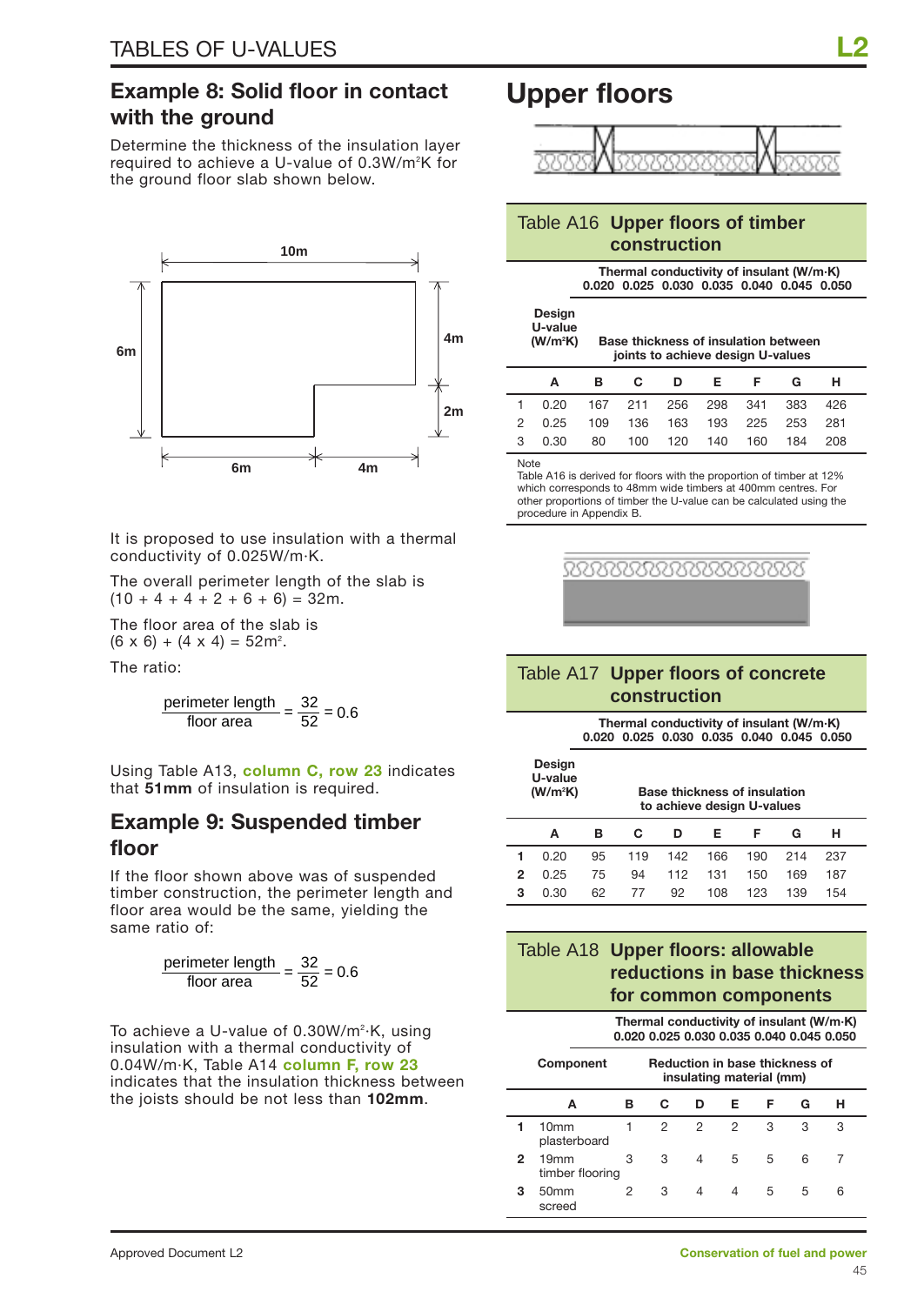## Example 8: Solid floor in contact with the ground

Determine the thickness of the insulation layer required to achieve a U-value of 0.3W/m$^2$K for the ground floor slab shown below.

10m

6m

4m

2m

6m

4m

It is proposed to use insulation with a thermal conductivity of 0.025W/m·K.

The overall perimeter length of the slab is (10 + 4 + 4 + 2 + 6 + 6) = 32m.

The floor area of the slab is (6 x 6) + (4 x 4) = 52m$^2$.

The ratio:

$$\frac{\text{perimeter length}}{\text{floor area}} = \frac{32}{52} = 0.6$$

Using Table A13, **column C, row 23** indicates that **51mm** of insulation is required.

## Example 9: Suspended timber floor

If the floor shown above was of suspended timber construction, the perimeter length and floor area would be the same, yielding the same ratio of:

$$\frac{\text{perimeter length}}{\text{floor area}} = \frac{32}{52} = 0.6$$

To achieve a U-value of 0.30W/m$^2$·K, using insulation with a thermal conductivity of 0.04W/m·K, Table A14 **column F, row 23** indicates that the insulation thickness between the joists should be not less than **102mm**.

# Upper floors

### Table A16 Upper floors of timber construction

| | Design U-value (W/m²K) | Thermal conductivity of insulant (W/m·K) 0.020 | 0.025 | 0.030 | 0.035 | 0.040 | 0.045 | 0.050 |
|---|---|---|---|---|---|---|---|---|
| | | Base thickness of insulation between joints to achieve design U-values | | | | | | |
| | A | B | C | D | E | F | G | H |
| 1 | 0.20 | 167 | 211 | 256 | 298 | 341 | 383 | 426 |
| 2 | 0.25 | 109 | 136 | 163 | 193 | 225 | 253 | 281 |
| 3 | 0.30 | 80 | 100 | 120 | 140 | 160 | 184 | 208 |

Note
Table A16 is derived for floors with the proportion of timber at 12% which corresponds to 48mm wide timbers at 400mm centres. For other proportions of timber the U-value can be calculated using the procedure in Appendix B.

### Table A17 Upper floors of concrete construction

| | Design U-value (W/m²K) | Thermal conductivity of insulant (W/m·K) 0.020 | 0.025 | 0.030 | 0.035 | 0.040 | 0.045 | 0.050 |
|---|---|---|---|---|---|---|---|---|
| | | Base thickness of insulation to achieve design U-values | | | | | | |
| | A | B | C | D | E | F | G | H |
| **1** | 0.20 | 95 | 119 | 142 | 166 | 190 | 214 | 237 |
| **2** | 0.25 | 75 | 94 | 112 | 131 | 150 | 169 | 187 |
| **3** | 0.30 | 62 | 77 | 92 | 108 | 123 | 139 | 154 |

### Table A18 Upper floors: allowable reductions in base thickness for common components

| | Component | Thermal conductivity of insulant (W/m·K) 0.020 | 0.025 | 0.030 | 0.035 | 0.040 | 0.045 | 0.050 |
|---|---|---|---|---|---|---|---|---|
| | | Reduction in base thickness of insulating material (mm) | | | | | | |
| | A | B | C | D | E | F | G | H |
| **1** | 10mm plasterboard | 1 | 2 | 2 | 2 | 3 | 3 | 3 |
| **2** | 19mm timber flooring | 3 | 3 | 4 | 5 | 5 | 6 | 7 |
| **3** | 50mm screed | 2 | 3 | 4 | 4 | 5 | 5 | 6 |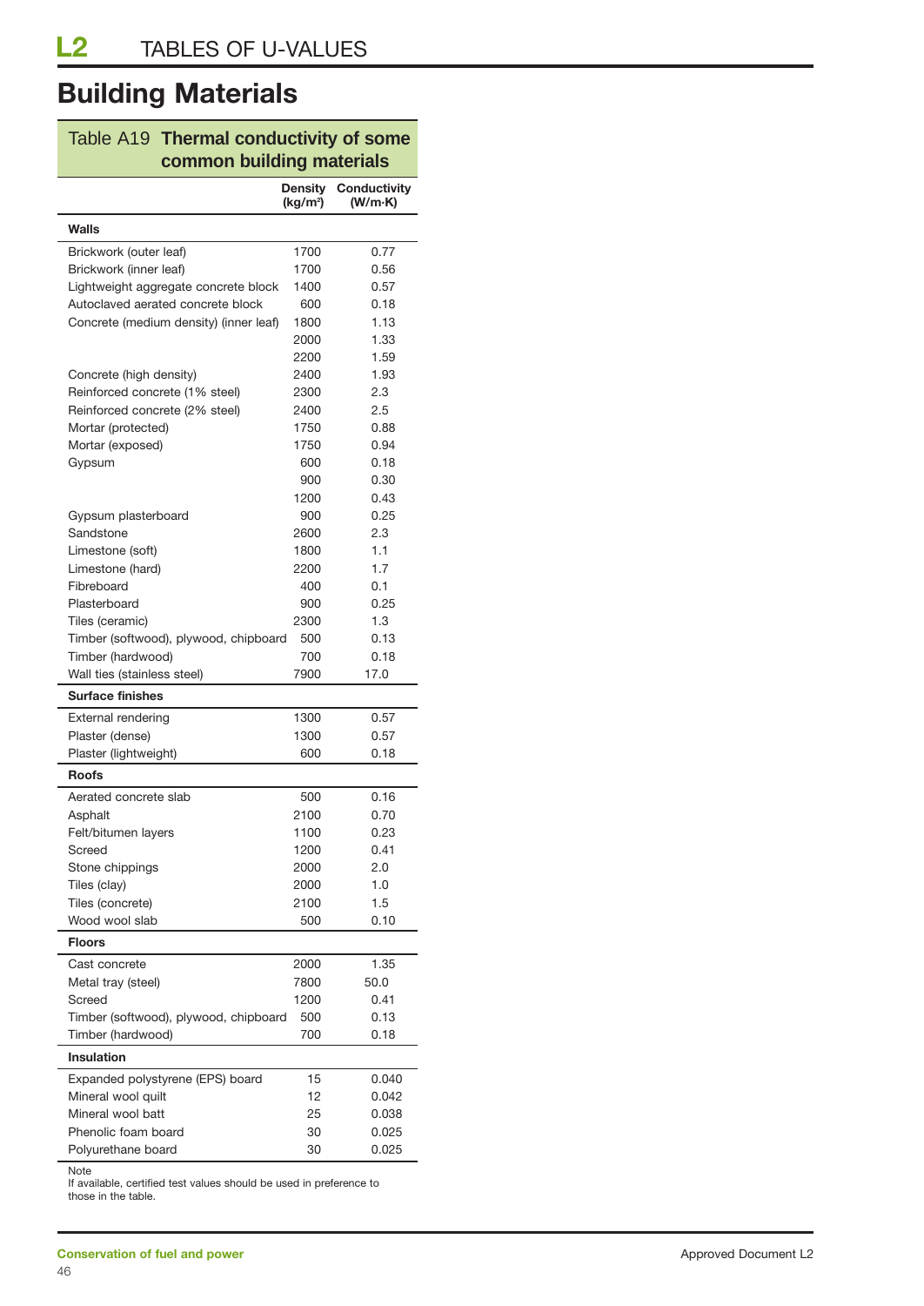# L2 TABLES OF U-VALUES

## Building Materials

### Table A19 Thermal conductivity of some common building materials

| | Density ($kg/m^3$) | Conductivity (W/m·K) |
|---|---|---|
| **Walls** | | |
| Brickwork (outer leaf) | 1700 | 0.77 |
| Brickwork (inner leaf) | 1700 | 0.56 |
| Lightweight aggregate concrete block | 1400 | 0.57 |
| Autoclaved aerated concrete block | 600 | 0.18 |
| Concrete (medium density) (inner leaf) | 1800 | 1.13 |
| | 2000 | 1.33 |
| | 2200 | 1.59 |
| Concrete (high density) | 2400 | 1.93 |
| Reinforced concrete (1% steel) | 2300 | 2.3 |
| Reinforced concrete (2% steel) | 2400 | 2.5 |
| Mortar (protected) | 1750 | 0.88 |
| Mortar (exposed) | 1750 | 0.94 |
| Gypsum | 600 | 0.18 |
| | 900 | 0.30 |
| | 1200 | 0.43 |
| Gypsum plasterboard | 900 | 0.25 |
| Sandstone | 2600 | 2.3 |
| Limestone (soft) | 1800 | 1.1 |
| Limestone (hard) | 2200 | 1.7 |
| Fibreboard | 400 | 0.1 |
| Plasterboard | 900 | 0.25 |
| Tiles (ceramic) | 2300 | 1.3 |
| Timber (softwood), plywood, chipboard | 500 | 0.13 |
| Timber (hardwood) | 700 | 0.18 |
| Wall ties (stainless steel) | 7900 | 17.0 |
| **Surface finishes** | | |
| External rendering | 1300 | 0.57 |
| Plaster (dense) | 1300 | 0.57 |
| Plaster (lightweight) | 600 | 0.18 |
| **Roofs** | | |
| Aerated concrete slab | 500 | 0.16 |
| Asphalt | 2100 | 0.70 |
| Felt/bitumen layers | 1100 | 0.23 |
| Screed | 1200 | 0.41 |
| Stone chippings | 2000 | 2.0 |
| Tiles (clay) | 2000 | 1.0 |
| Tiles (concrete) | 2100 | 1.5 |
| Wood wool slab | 500 | 0.10 |
| **Floors** | | |
| Cast concrete | 2000 | 1.35 |
| Metal tray (steel) | 7800 | 50.0 |
| Screed | 1200 | 0.41 |
| Timber (softwood), plywood, chipboard | 500 | 0.13 |
| Timber (hardwood) | 700 | 0.18 |
| **Insulation** | | |
| Expanded polystyrene (EPS) board | 15 | 0.040 |
| Mineral wool quilt | 12 | 0.042 |
| Mineral wool batt | 25 | 0.038 |
| Phenolic foam board | 30 | 0.025 |
| Polyurethane board | 30 | 0.025 |

Note
If available, certified test values should be used in preference to those in the table.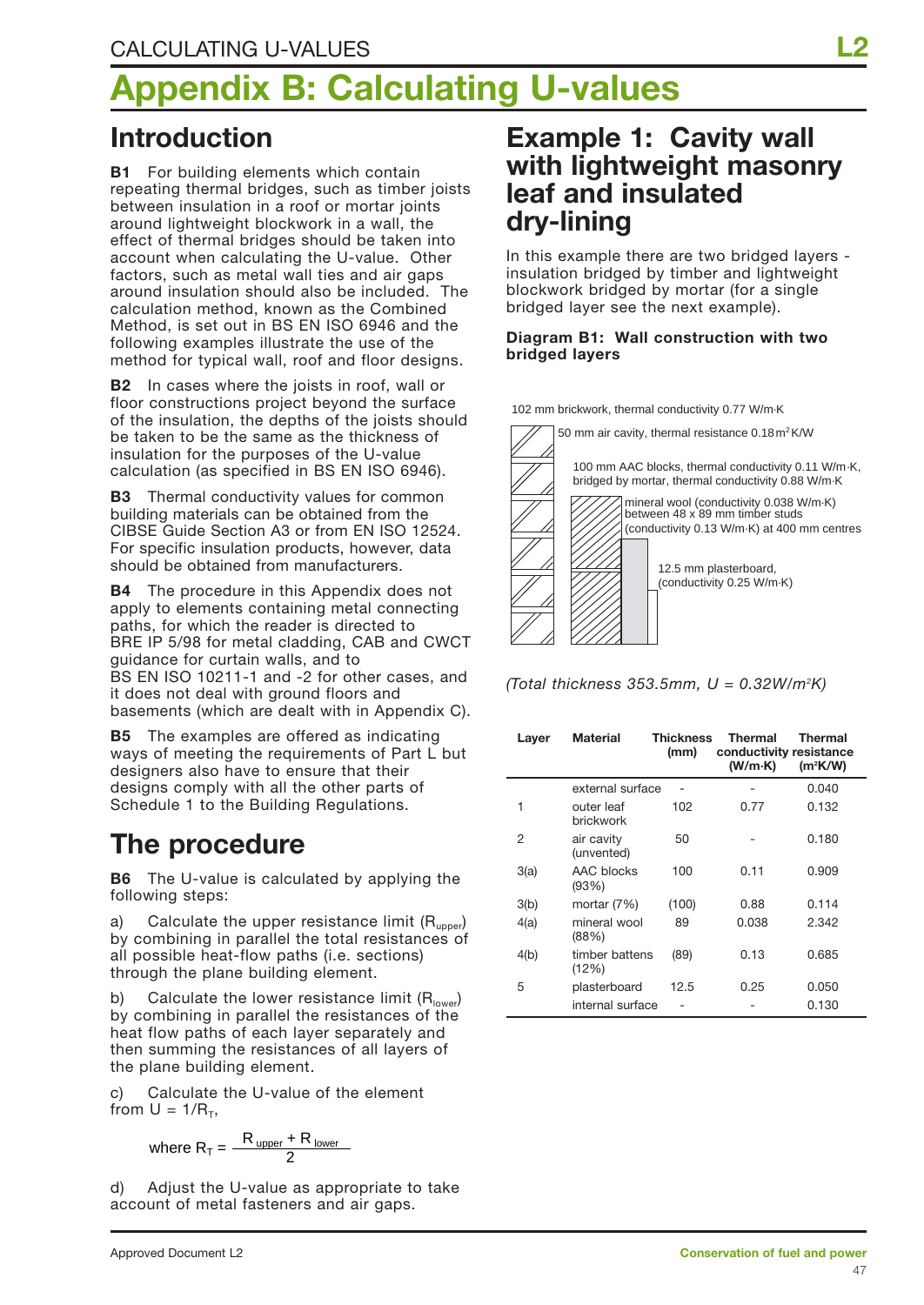# Appendix B: Calculating U-values

## Introduction

**B1** For building elements which contain repeating thermal bridges, such as timber joists between insulation in a roof or mortar joints around lightweight blockwork in a wall, the effect of thermal bridges should be taken into account when calculating the U-value. Other factors, such as metal wall ties and air gaps around insulation should also be included. The calculation method, known as the Combined Method, is set out in BS EN ISO 6946 and the following examples illustrate the use of the method for typical wall, roof and floor designs.

**B2** In cases where the joists in roof, wall or floor constructions project beyond the surface of the insulation, the depths of the joists should be taken to be the same as the thickness of insulation for the purposes of the U-value calculation (as specified in BS EN ISO 6946).

**B3** Thermal conductivity values for common building materials can be obtained from the CIBSE Guide Section A3 or from EN ISO 12524. For specific insulation products, however, data should be obtained from manufacturers.

**B4** The procedure in this Appendix does not apply to elements containing metal connecting paths, for which the reader is directed to BRE IP 5/98 for metal cladding, CAB and CWCT guidance for curtain walls, and to BS EN ISO 10211-1 and -2 for other cases, and it does not deal with ground floors and basements (which are dealt with in Appendix C).

**B5** The examples are offered as indicating ways of meeting the requirements of Part L but designers also have to ensure that their designs comply with all the other parts of Schedule 1 to the Building Regulations.

## The procedure

**B6** The U-value is calculated by applying the following steps:

a) Calculate the upper resistance limit ($R_{upper}$) by combining in parallel the total resistances of all possible heat-flow paths (i.e. sections) through the plane building element.

b) Calculate the lower resistance limit ($R_{lower}$) by combining in parallel the resistances of the heat flow paths of each layer separately and then summing the resistances of all layers of the plane building element.

c) Calculate the U-value of the element from $U = 1/R_T$,

$$\text{where } R_T = \frac{R_{upper} + R_{lower}}{2}$$

d) Adjust the U-value as appropriate to take account of metal fasteners and air gaps.

## Example 1: Cavity wall with lightweight masonry leaf and insulated dry-lining

In this example there are two bridged layers - insulation bridged by timber and lightweight blockwork bridged by mortar (for a single bridged layer see the next example).

**Diagram B1: Wall construction with two bridged layers**

102 mm brickwork, thermal conductivity 0.77 W/m·K

50 mm air cavity, thermal resistance 0.18 m²K/W

100 mm AAC blocks, thermal conductivity 0.11 W/m·K, bridged by mortar, thermal conductivity 0.88 W/m·K

mineral wool (conductivity 0.038 W/m·K) between 48 x 89 mm timber studs (conductivity 0.13 W/m·K) at 400 mm centres

12.5 mm plasterboard, (conductivity 0.25 W/m·K)

*(Total thickness 353.5mm, U = 0.32W/m²K)*

| Layer | Material | Thickness (mm) | Thermal conductivity (W/m·K) | Thermal resistance (m²K/W) |
|---|---|---|---|---|
| | external surface | - | - | 0.040 |
| 1 | outer leaf brickwork | 102 | 0.77 | 0.132 |
| 2 | air cavity (unvented) | 50 | - | 0.180 |
| 3(a) | AAC blocks (93%) | 100 | 0.11 | 0.909 |
| 3(b) | mortar (7%) | (100) | 0.88 | 0.114 |
| 4(a) | mineral wool (88%) | 89 | 0.038 | 2.342 |
| 4(b) | timber battens (12%) | (89) | 0.13 | 0.685 |
| 5 | plasterboard | 12.5 | 0.25 | 0.050 |
| | internal surface | - | - | 0.130 |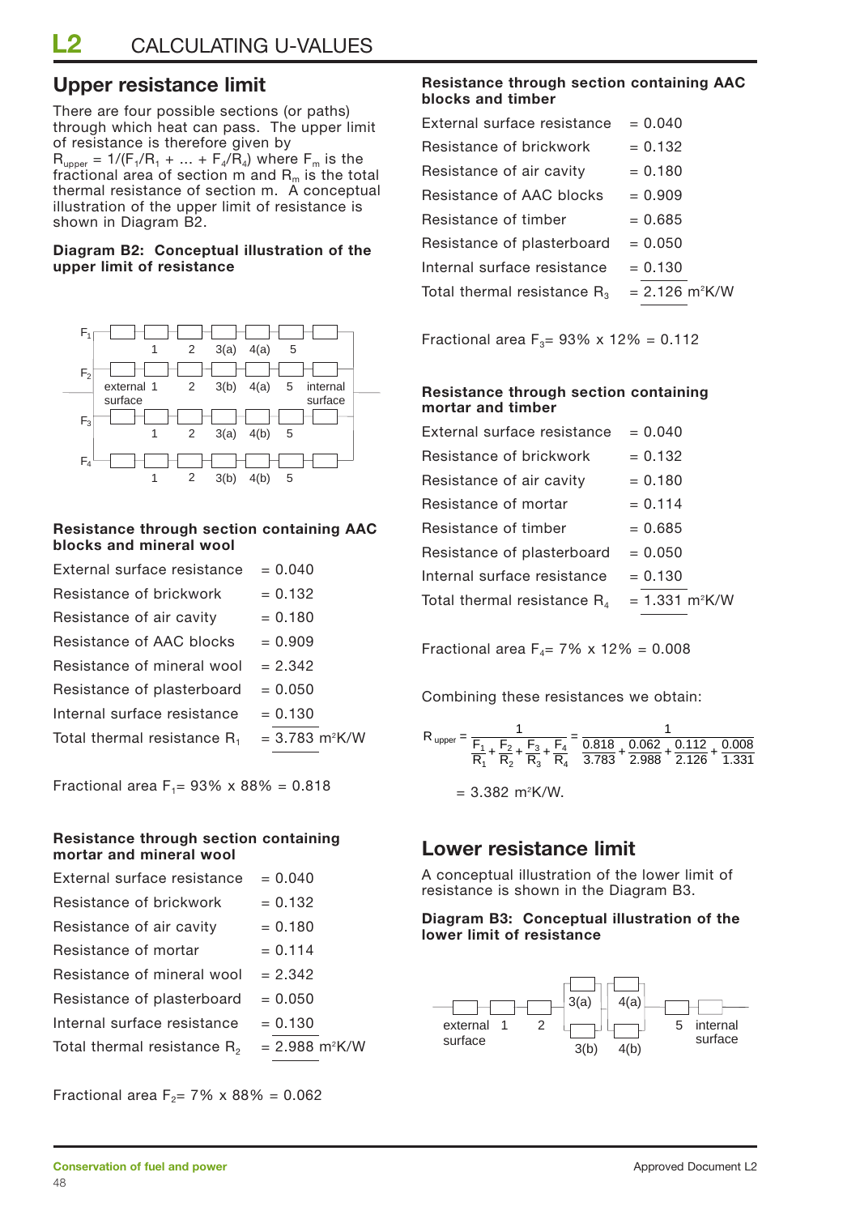## Upper resistance limit

There are four possible sections (or paths) through which heat can pass. The upper limit of resistance is therefore given by $R_{upper} = 1/(F_1/R_1 + ... + F_4/R_4)$ where $F_m$ is the fractional area of section m and $R_m$ is the total thermal resistance of section m. A conceptual illustration of the upper limit of resistance is shown in Diagram B2.

**Diagram B2: Conceptual illustration of the upper limit of resistance**

$F_1$
1 2 3(a) 4(a) 5
$F_2$
external surface 1 2 3(b) 4(a) 5 internal surface
$F_3$
1 2 3(a) 4(b) 5
$F_4$
1 2 3(b) 4(b) 5

**Resistance through section containing AAC blocks and mineral wool**

| | |
|---|---|
| External surface resistance | = 0.040 |
| Resistance of brickwork | = 0.132 |
| Resistance of air cavity | = 0.180 |
| Resistance of AAC blocks | = 0.909 |
| Resistance of mineral wool | = 2.342 |
| Resistance of plasterboard | = 0.050 |
| Internal surface resistance | = 0.130 |
| Total thermal resistance $R_1$ | = 3.783 $m^2K/W$ |

Fractional area $F_1$= 93% x 88% = 0.818

**Resistance through section containing mortar and mineral wool**

| | |
|---|---|
| External surface resistance | = 0.040 |
| Resistance of brickwork | = 0.132 |
| Resistance of air cavity | = 0.180 |
| Resistance of mortar | = 0.114 |
| Resistance of mineral wool | = 2.342 |
| Resistance of plasterboard | = 0.050 |
| Internal surface resistance | = 0.130 |
| Total thermal resistance $R_2$ | = 2.988 $m^2K/W$ |

Fractional area $F_2$= 7% x 88% = 0.062

**Resistance through section containing AAC blocks and timber**

| | |
|---|---|
| External surface resistance | = 0.040 |
| Resistance of brickwork | = 0.132 |
| Resistance of air cavity | = 0.180 |
| Resistance of AAC blocks | = 0.909 |
| Resistance of timber | = 0.685 |
| Resistance of plasterboard | = 0.050 |
| Internal surface resistance | = 0.130 |
| Total thermal resistance $R_3$ | = 2.126 $m^2K/W$ |

Fractional area $F_3$= 93% x 12% = 0.112

**Resistance through section containing mortar and timber**

| | |
|---|---|
| External surface resistance | = 0.040 |
| Resistance of brickwork | = 0.132 |
| Resistance of air cavity | = 0.180 |
| Resistance of mortar | = 0.114 |
| Resistance of timber | = 0.685 |
| Resistance of plasterboard | = 0.050 |
| Internal surface resistance | = 0.130 |
| Total thermal resistance $R_4$ | = 1.331 $m^2K/W$ |

Fractional area $F_4$= 7% x 12% = 0.008

Combining these resistances we obtain:

$$R_{upper} = \frac{1}{\frac{F_1}{R_1} + \frac{F_2}{R_2} + \frac{F_3}{R_3} + \frac{F_4}{R_4}} = \frac{1}{\frac{0.818}{3.783} + \frac{0.062}{2.988} + \frac{0.112}{2.126} + \frac{0.008}{1.331}}$$

$$= 3.382 \text{ m}^2\text{K/W}.$$

## Lower resistance limit

A conceptual illustration of the lower limit of resistance is shown in the Diagram B3.

**Diagram B3: Conceptual illustration of the lower limit of resistance**

external surface 1 2 3(a) 3(b) 4(a) 4(b) 5 internal surface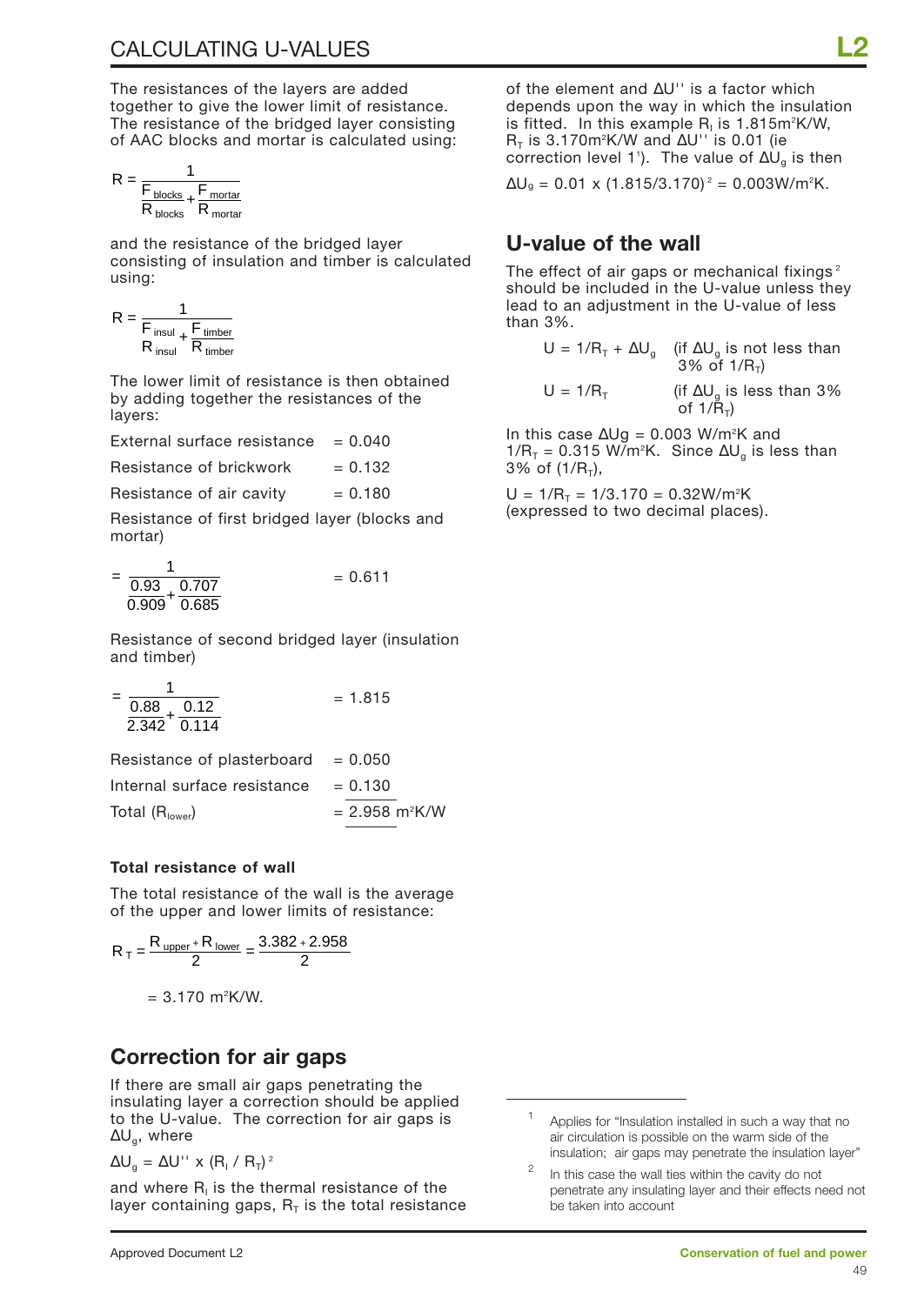The resistances of the layers are added together to give the lower limit of resistance. The resistance of the bridged layer consisting of AAC blocks and mortar is calculated using:

$$R = \frac{1}{\frac{F_{blocks}}{R_{blocks}} + \frac{F_{mortar}}{R_{mortar}}}$$

and the resistance of the bridged layer consisting of insulation and timber is calculated using:

$$R = \frac{1}{\frac{F_{insul}}{R_{insul}} + \frac{F_{timber}}{R_{timber}}}$$

The lower limit of resistance is then obtained by adding together the resistances of the layers:

External surface resistance = 0.040

Resistance of brickwork = 0.132

Resistance of air cavity = 0.180

Resistance of first bridged layer (blocks and mortar)

$$= \frac{1}{\frac{0.93}{0.909} + \frac{0.707}{0.685}} = 0.611$$

Resistance of second bridged layer (insulation and timber)

$$= \frac{1}{\frac{0.88}{2.342} + \frac{0.12}{0.114}} = 1.815$$

Resistance of plasterboard = 0.050

Internal surface resistance = 0.130

Total ($R_{lower}$) = 2.958 $m^2K/W$

**Total resistance of wall**

The total resistance of the wall is the average of the upper and lower limits of resistance:

$$R_T = \frac{R_{upper} + R_{lower}}{2} = \frac{3.382 + 2.958}{2}$$

$$= 3.170 \text{ m}^2\text{K/W}.$$

## Correction for air gaps

If there are small air gaps penetrating the insulating layer a correction should be applied to the U-value. The correction for air gaps is $\Delta U_g$, where

$$\Delta U_g = \Delta U'' \times (R_I / R_T)^2$$

and where $R_I$ is the thermal resistance of the layer containing gaps, $R_T$ is the total resistance of the element and $\Delta U''$ is a factor which depends upon the way in which the insulation is fitted. In this example $R_I$ is 1.815$m^2K/W$, $R_T$ is 3.170$m^2K/W$ and $\Delta U''$ is 0.01 (ie correction level 1[1]). The value of $\Delta U_g$ is then

$\Delta U_g = 0.01 \times (1.815/3.170)^2 = 0.003 W/m^2K$.

## U-value of the wall

The effect of air gaps or mechanical fixings[2] should be included in the U-value unless they lead to an adjustment in the U-value of less than 3%.

$U = 1/R_T + \Delta U_g$ (if $\Delta U_g$ is not less than 3% of $1/R_T$)

$U = 1/R_T$ (if $\Delta U_g$ is less than 3% of $1/R_T$)

In this case $\Delta Ug = 0.003$ $W/m^2K$ and $1/R_T = 0.315$ $W/m^2K$. Since $\Delta U_g$ is less than 3% of $(1/R_T)$,

$U = 1/R_T = 1/3.170 = 0.32 W/m^2K$ (expressed to two decimal places).

---

[1] Applies for "Insulation installed in such a way that no air circulation is possible on the warm side of the insulation; air gaps may penetrate the insulation layer"

[2] In this case the wall ties within the cavity do not penetrate any insulating layer and their effects need not be taken into account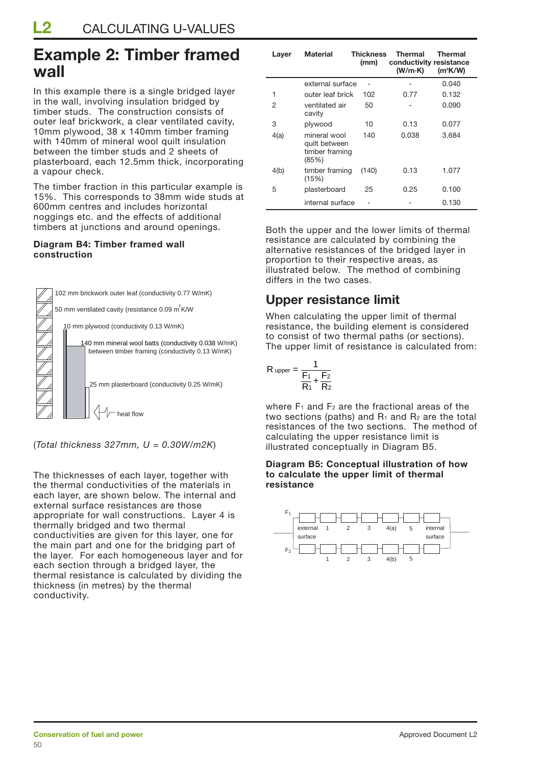# Example 2: Timber framed wall

In this example there is a single bridged layer in the wall, involving insulation bridged by timber studs. The construction consists of outer leaf brickwork, a clear ventilated cavity, 10mm plywood, 38 x 140mm timber framing with 140mm of mineral wool quilt insulation between the timber studs and 2 sheets of plasterboard, each 12.5mm thick, incorporating a vapour check.

The timber fraction in this particular example is 15%. This corresponds to 38mm wide studs at 600mm centres and includes horizontal noggings etc. and the effects of additional timbers at junctions and around openings.

**Diagram B4: Timber framed wall construction**

102 mm brickwork outer leaf (conductivity 0.77 W/mK)

50 mm ventilated cavity (resistance 0.09 $m^2$K/W

10 mm plywood (conductivity 0.13 W/mK)

140 mm mineral wool batts (conductivity 0.038 W/mK) between timber framing (conductivity 0.13 W/mK)

25 mm plasterboard (conductivity 0.25 W/mK)

heat flow

(*Total thickness 327mm, U = 0.30W/m2K*)

The thicknesses of each layer, together with the thermal conductivities of the materials in each layer, are shown below. The internal and external surface resistances are those appropriate for wall constructions. Layer 4 is thermally bridged and two thermal conductivities are given for this layer, one for the main part and one for the bridging part of the layer. For each homogeneous layer and for each section through a bridged layer, the thermal resistance is calculated by dividing the thickness (in metres) by the thermal conductivity.

| Layer | Material | Thickness (mm) | Thermal conductivity (W/m·K) | Thermal resistance ($m^2$K/W) |
|---|---|---|---|---|
| | external surface | - | - | 0.040 |
| 1 | outer leaf brick | 102 | 0.77 | 0.132 |
| 2 | ventilated air cavity | 50 | - | 0.090 |
| 3 | plywood | 10 | 0.13 | 0.077 |
| 4(a) | mineral wool quilt between timber framing (85%) | 140 | 0.038 | 3.684 |
| 4(b) | timber framing (15%) | (140) | 0.13 | 1.077 |
| 5 | plasterboard | 25 | 0.25 | 0.100 |
| | internal surface | - | - | 0.130 |

Both the upper and the lower limits of thermal resistance are calculated by combining the alternative resistances of the bridged layer in proportion to their respective areas, as illustrated below. The method of combining differs in the two cases.

## Upper resistance limit

When calculating the upper limit of thermal resistance, the building element is considered to consist of two thermal paths (or sections). The upper limit of resistance is calculated from:

$$R_{upper} = \frac{1}{\frac{F_1}{R_1} + \frac{F_2}{R_2}}$$

where $F_1$ and $F_2$ are the fractional areas of the two sections (paths) and $R_1$ and $R_2$ are the total resistances of the two sections. The method of calculating the upper resistance limit is illustrated conceptually in Diagram B5.

**Diagram B5: Conceptual illustration of how to calculate the upper limit of thermal resistance**

$F_1$ external surface 1 2 3 4(a) 5 internal surface

$F_2$ 1 2 3 4(b) 5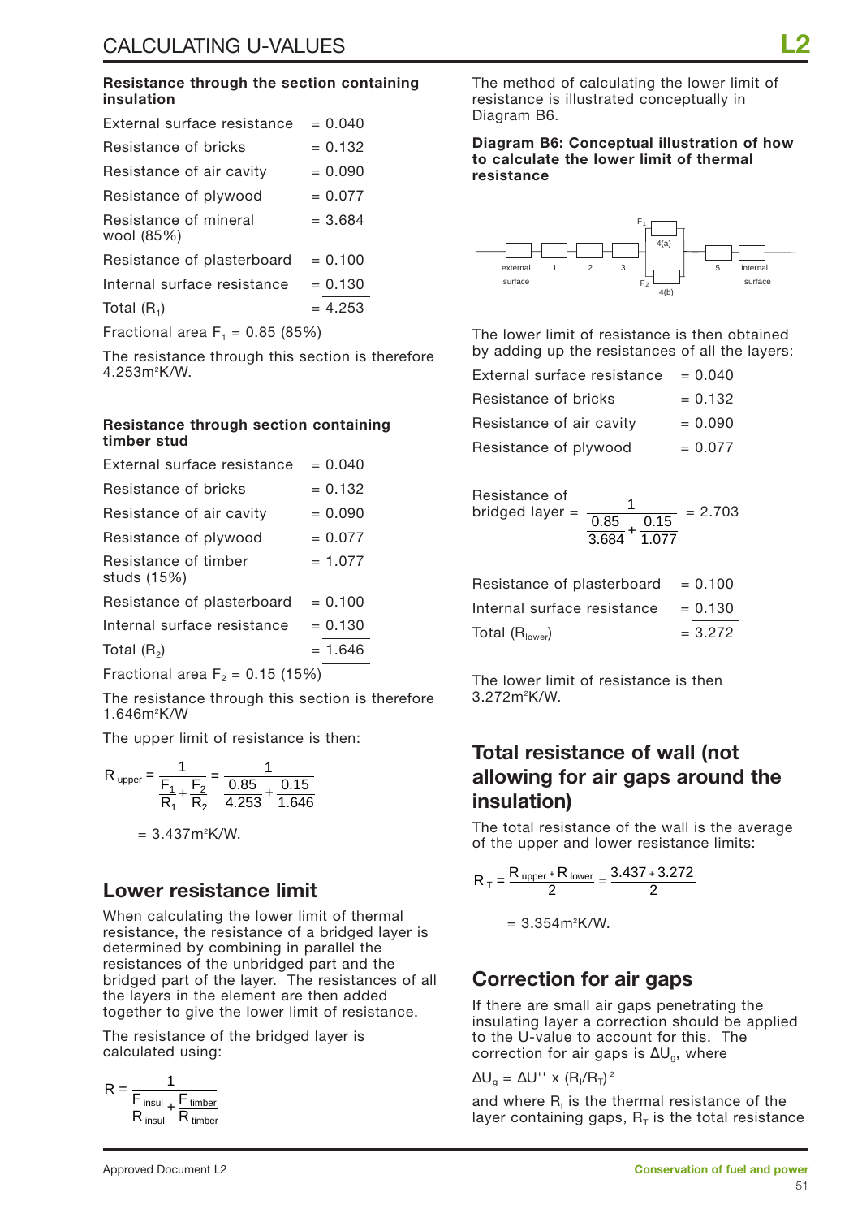**Resistance through the section containing insulation**

| | |
|---|---|
| External surface resistance | = 0.040 |
| Resistance of bricks | = 0.132 |
| Resistance of air cavity | = 0.090 |
| Resistance of plywood | = 0.077 |
| Resistance of mineral wool (85%) | = 3.684 |
| Resistance of plasterboard | = 0.100 |
| Internal surface resistance | = 0.130 |
| Total ($R_1$) | = 4.253 |

Fractional area $F_1$ = 0.85 (85%)

The resistance through this section is therefore 4.253m²K/W.

**Resistance through section containing timber stud**

| | |
|---|---|
| External surface resistance | = 0.040 |
| Resistance of bricks | = 0.132 |
| Resistance of air cavity | = 0.090 |
| Resistance of plywood | = 0.077 |
| Resistance of timber studs (15%) | = 1.077 |
| Resistance of plasterboard | = 0.100 |
| Internal surface resistance | = 0.130 |
| Total ($R_2$) | = 1.646 |

Fractional area $F_2$ = 0.15 (15%)

The resistance through this section is therefore 1.646m²K/W

The upper limit of resistance is then:

$$R_{upper} = \frac{1}{\frac{F_1}{R_1} + \frac{F_2}{R_2}} = \frac{1}{\frac{0.85}{4.253} + \frac{0.15}{1.646}}$$

$$= 3.437\text{m}^2\text{K/W.}$$

## Lower resistance limit

When calculating the lower limit of thermal resistance, the resistance of a bridged layer is determined by combining in parallel the resistances of the unbridged part and the bridged part of the layer. The resistances of all the layers in the element are then added together to give the lower limit of resistance.

The resistance of the bridged layer is calculated using:

$$R = \frac{1}{\frac{F_{insul}}{R_{insul}} + \frac{F_{timber}}{R_{timber}}}$$

The method of calculating the lower limit of resistance is illustrated conceptually in Diagram B6.

**Diagram B6: Conceptual illustration of how to calculate the lower limit of thermal resistance**

external surface
1
2
3
$F_1$
4(a)
$F_2$
4(b)
5
internal surface

The lower limit of resistance is then obtained by adding up the resistances of all the layers:

| | |
|---|---|
| External surface resistance | = 0.040 |
| Resistance of bricks | = 0.132 |
| Resistance of air cavity | = 0.090 |
| Resistance of plywood | = 0.077 |

$$\text{Resistance of bridged layer} = \frac{1}{\frac{0.85}{3.684} + \frac{0.15}{1.077}} = 2.703$$

| | |
|---|---|
| Resistance of plasterboard | = 0.100 |
| Internal surface resistance | = 0.130 |
| Total ($R_{lower}$) | = 3.272 |

The lower limit of resistance is then 3.272m²K/W.

## Total resistance of wall (not allowing for air gaps around the insulation)

The total resistance of the wall is the average of the upper and lower resistance limits:

$$R_T = \frac{R_{upper} + R_{lower}}{2} = \frac{3.437 + 3.272}{2}$$

$$= 3.354\text{m}^2\text{K/W.}$$

## Correction for air gaps

If there are small air gaps penetrating the insulating layer a correction should be applied to the U-value to account for this. The correction for air gaps is $\Delta U_g$, where

$\Delta U_g = \Delta U'' \times (R_I/R_T)^2$

and where $R_I$ is the thermal resistance of the layer containing gaps, $R_T$ is the total resistance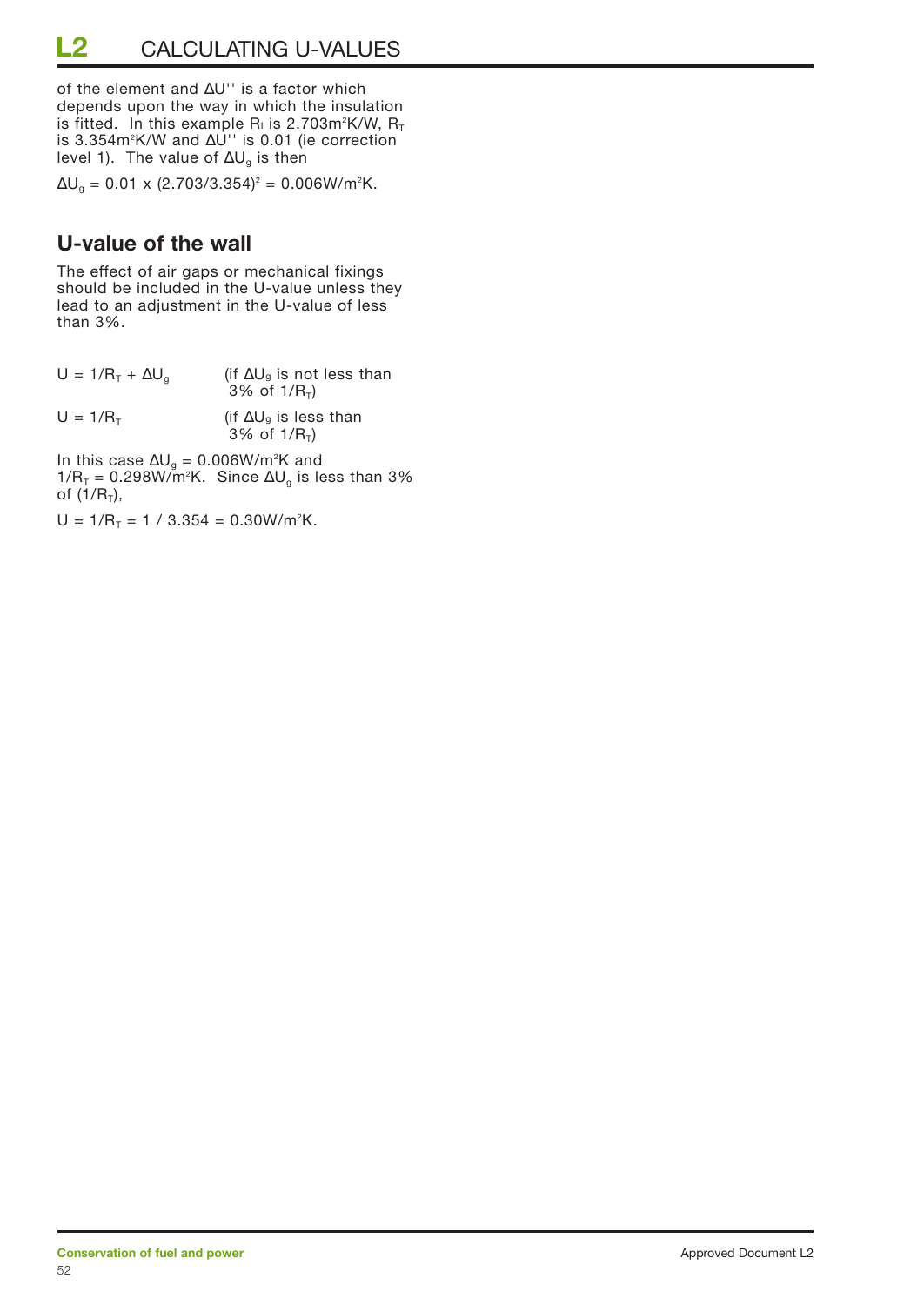of the element and $\Delta U''$ is a factor which depends upon the way in which the insulation is fitted. In this example $R_I$ is 2.703m²K/W, $R_T$ is 3.354m²K/W and $\Delta U''$ is 0.01 (ie correction level 1). The value of $\Delta U_g$ is then

$\Delta U_g = 0.01 \times (2.703/3.354)^2 = 0.006\text{W/m}^2\text{K}$.

## U-value of the wall

The effect of air gaps or mechanical fixings should be included in the U-value unless they lead to an adjustment in the U-value of less than 3%.

| | |
|---|---|
| $U = 1/R_T + \Delta U_g$ | (if $\Delta U_g$ is not less than 3% of $1/R_T$) |
| $U = 1/R_T$ | (if $\Delta U_g$ is less than 3% of $1/R_T$) |

In this case $\Delta U_g = 0.006\text{W/m}^2\text{K}$ and $1/R_T = 0.298\text{W/m}^2\text{K}$. Since $\Delta U_g$ is less than 3% of $(1/R_T)$,

$U = 1/R_T = 1 / 3.354 = 0.30\text{W/m}^2\text{K}$.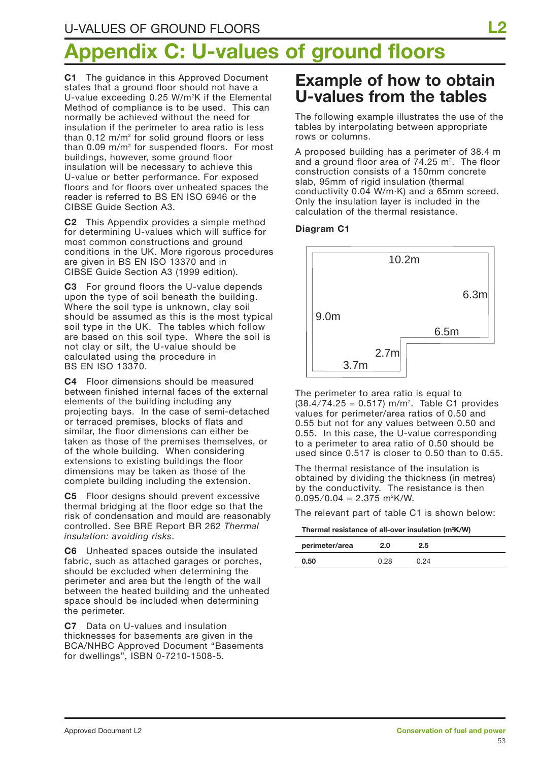# Appendix C: U-values of ground floors

**C1** The guidance in this Approved Document states that a ground floor should not have a U-value exceeding 0.25 W/m²K if the Elemental Method of compliance is to be used. This can normally be achieved without the need for insulation if the perimeter to area ratio is less than 0.12 m/m² for solid ground floors or less than 0.09 m/m² for suspended floors. For most buildings, however, some ground floor insulation will be necessary to achieve this U-value or better performance. For exposed floors and for floors over unheated spaces the reader is referred to BS EN ISO 6946 or the CIBSE Guide Section A3.

**C2** This Appendix provides a simple method for determining U-values which will suffice for most common constructions and ground conditions in the UK. More rigorous procedures are given in BS EN ISO 13370 and in CIBSE Guide Section A3 (1999 edition).

**C3** For ground floors the U-value depends upon the type of soil beneath the building. Where the soil type is unknown, clay soil should be assumed as this is the most typical soil type in the UK. The tables which follow are based on this soil type. Where the soil is not clay or silt, the U-value should be calculated using the procedure in BS EN ISO 13370.

**C4** Floor dimensions should be measured between finished internal faces of the external elements of the building including any projecting bays. In the case of semi-detached or terraced premises, blocks of flats and similar, the floor dimensions can either be taken as those of the premises themselves, or of the whole building. When considering extensions to existing buildings the floor dimensions may be taken as those of the complete building including the extension.

**C5** Floor designs should prevent excessive thermal bridging at the floor edge so that the risk of condensation and mould are reasonably controlled. See BRE Report BR 262 *Thermal insulation: avoiding risks*.

**C6** Unheated spaces outside the insulated fabric, such as attached garages or porches, should be excluded when determining the perimeter and area but the length of the wall between the heated building and the unheated space should be included when determining the perimeter.

**C7** Data on U-values and insulation thicknesses for basements are given in the BCA/NHBC Approved Document "Basements for dwellings", ISBN 0-7210-1508-5.

## Example of how to obtain U-values from the tables

The following example illustrates the use of the tables by interpolating between appropriate rows or columns.

A proposed building has a perimeter of 38.4 m and a ground floor area of 74.25 m². The floor construction consists of a 150mm concrete slab, 95mm of rigid insulation (thermal conductivity 0.04 W/m·K) and a 65mm screed. Only the insulation layer is included in the calculation of the thermal resistance.

**Diagram C1**

10.2m

6.3m

9.0m

6.5m

2.7m

3.7m

The perimeter to area ratio is equal to (38.4/74.25 = 0.517) m/m². Table C1 provides values for perimeter/area ratios of 0.50 and 0.55 but not for any values between 0.50 and 0.55. In this case, the U-value corresponding to a perimeter to area ratio of 0.50 should be used since 0.517 is closer to 0.50 than to 0.55.

The thermal resistance of the insulation is obtained by dividing the thickness (in metres) by the conductivity. The resistance is then 0.095/0.04 = 2.375 m²K/W.

The relevant part of table C1 is shown below:

**Thermal resistance of all-over insulation (m²K/W)**

| perimeter/area | 2.0 | 2.5 |
|---|---|---|
| **0.50** | 0.28 | 0.24 |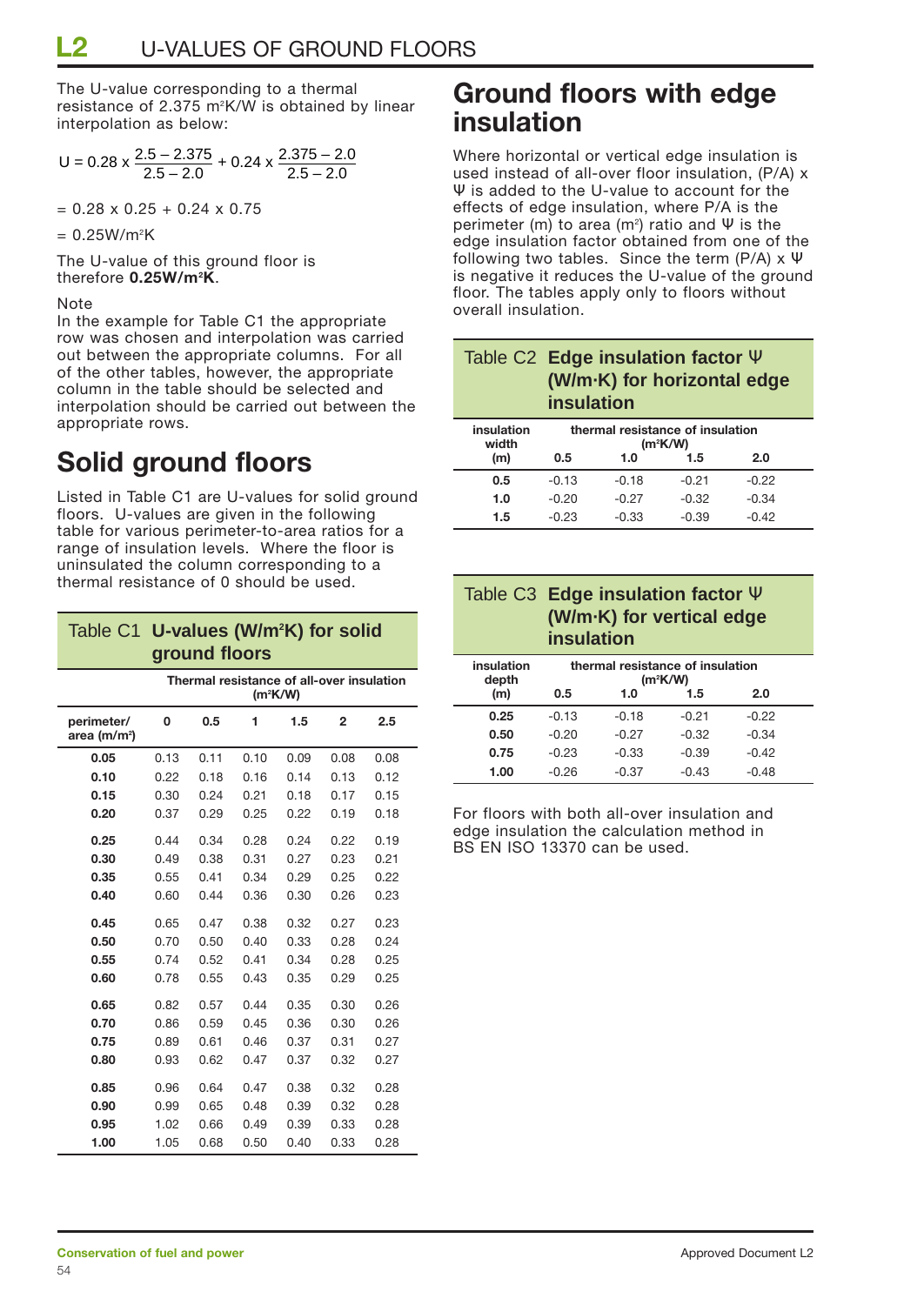# L2 U-VALUES OF GROUND FLOORS

The U-value corresponding to a thermal resistance of 2.375 m²K/W is obtained by linear interpolation as below:

$$U = 0.28 \times \frac{2.5 - 2.375}{2.5 - 2.0} + 0.24 \times \frac{2.375 - 2.0}{2.5 - 2.0}$$

$= 0.28 \times 0.25 + 0.24 \times 0.75$

$= 0.25 W/m^2K$

The U-value of this ground floor is therefore **0.25W/m²K**.

Note

In the example for Table C1 the appropriate row was chosen and interpolation was carried out between the appropriate columns. For all of the other tables, however, the appropriate column in the table should be selected and interpolation should be carried out between the appropriate rows.

## Solid ground floors

Listed in Table C1 are U-values for solid ground floors. U-values are given in the following table for various perimeter-to-area ratios for a range of insulation levels. Where the floor is uninsulated the column corresponding to a thermal resistance of 0 should be used.

**Table C1 U-values (W/m²K) for solid ground floors**

| | Thermal resistance of all-over insulation (m²K/W) | | | | | |
|---|---|---|---|---|---|---|
| **perimeter/ area (m/m²)** | **0** | **0.5** | **1** | **1.5** | **2** | **2.5** |
| **0.05** | 0.13 | 0.11 | 0.10 | 0.09 | 0.08 | 0.08 |
| **0.10** | 0.22 | 0.18 | 0.16 | 0.14 | 0.13 | 0.12 |
| **0.15** | 0.30 | 0.24 | 0.21 | 0.18 | 0.17 | 0.15 |
| **0.20** | 0.37 | 0.29 | 0.25 | 0.22 | 0.19 | 0.18 |
| **0.25** | 0.44 | 0.34 | 0.28 | 0.24 | 0.22 | 0.19 |
| **0.30** | 0.49 | 0.38 | 0.31 | 0.27 | 0.23 | 0.21 |
| **0.35** | 0.55 | 0.41 | 0.34 | 0.29 | 0.25 | 0.22 |
| **0.40** | 0.60 | 0.44 | 0.36 | 0.30 | 0.26 | 0.23 |
| **0.45** | 0.65 | 0.47 | 0.38 | 0.32 | 0.27 | 0.23 |
| **0.50** | 0.70 | 0.50 | 0.40 | 0.33 | 0.28 | 0.24 |
| **0.55** | 0.74 | 0.52 | 0.41 | 0.34 | 0.28 | 0.25 |
| **0.60** | 0.78 | 0.55 | 0.43 | 0.35 | 0.29 | 0.25 |
| **0.65** | 0.82 | 0.57 | 0.44 | 0.35 | 0.30 | 0.26 |
| **0.70** | 0.86 | 0.59 | 0.45 | 0.36 | 0.30 | 0.26 |
| **0.75** | 0.89 | 0.61 | 0.46 | 0.37 | 0.31 | 0.27 |
| **0.80** | 0.93 | 0.62 | 0.47 | 0.37 | 0.32 | 0.27 |
| **0.85** | 0.96 | 0.64 | 0.47 | 0.38 | 0.32 | 0.28 |
| **0.90** | 0.99 | 0.65 | 0.48 | 0.39 | 0.32 | 0.28 |
| **0.95** | 1.02 | 0.66 | 0.49 | 0.39 | 0.33 | 0.28 |
| **1.00** | 1.05 | 0.68 | 0.50 | 0.40 | 0.33 | 0.28 |

## Ground floors with edge insulation

Where horizontal or vertical edge insulation is used instead of all-over floor insulation, (P/A) x Ψ is added to the U-value to account for the effects of edge insulation, where P/A is the perimeter (m) to area (m²) ratio and Ψ is the edge insulation factor obtained from one of the following two tables. Since the term (P/A) x Ψ is negative it reduces the U-value of the ground floor. The tables apply only to floors without overall insulation.

**Table C2 Edge insulation factor Ψ (W/m·K) for horizontal edge insulation**

| insulation width | thermal resistance of insulation (m²K/W) | | | |
|---|---|---|---|---|
| **(m)** | **0.5** | **1.0** | **1.5** | **2.0** |
| **0.5** | -0.13 | -0.18 | -0.21 | -0.22 |
| **1.0** | -0.20 | -0.27 | -0.32 | -0.34 |
| **1.5** | -0.23 | -0.33 | -0.39 | -0.42 |

**Table C3 Edge insulation factor Ψ (W/m·K) for vertical edge insulation**

| insulation depth | thermal resistance of insulation (m²K/W) | | | |
|---|---|---|---|---|
| **(m)** | **0.5** | **1.0** | **1.5** | **2.0** |
| **0.25** | -0.13 | -0.18 | -0.21 | -0.22 |
| **0.50** | -0.20 | -0.27 | -0.32 | -0.34 |
| **0.75** | -0.23 | -0.33 | -0.39 | -0.42 |
| **1.00** | -0.26 | -0.37 | -0.43 | -0.48 |

For floors with both all-over insulation and edge insulation the calculation method in BS EN ISO 13370 can be used.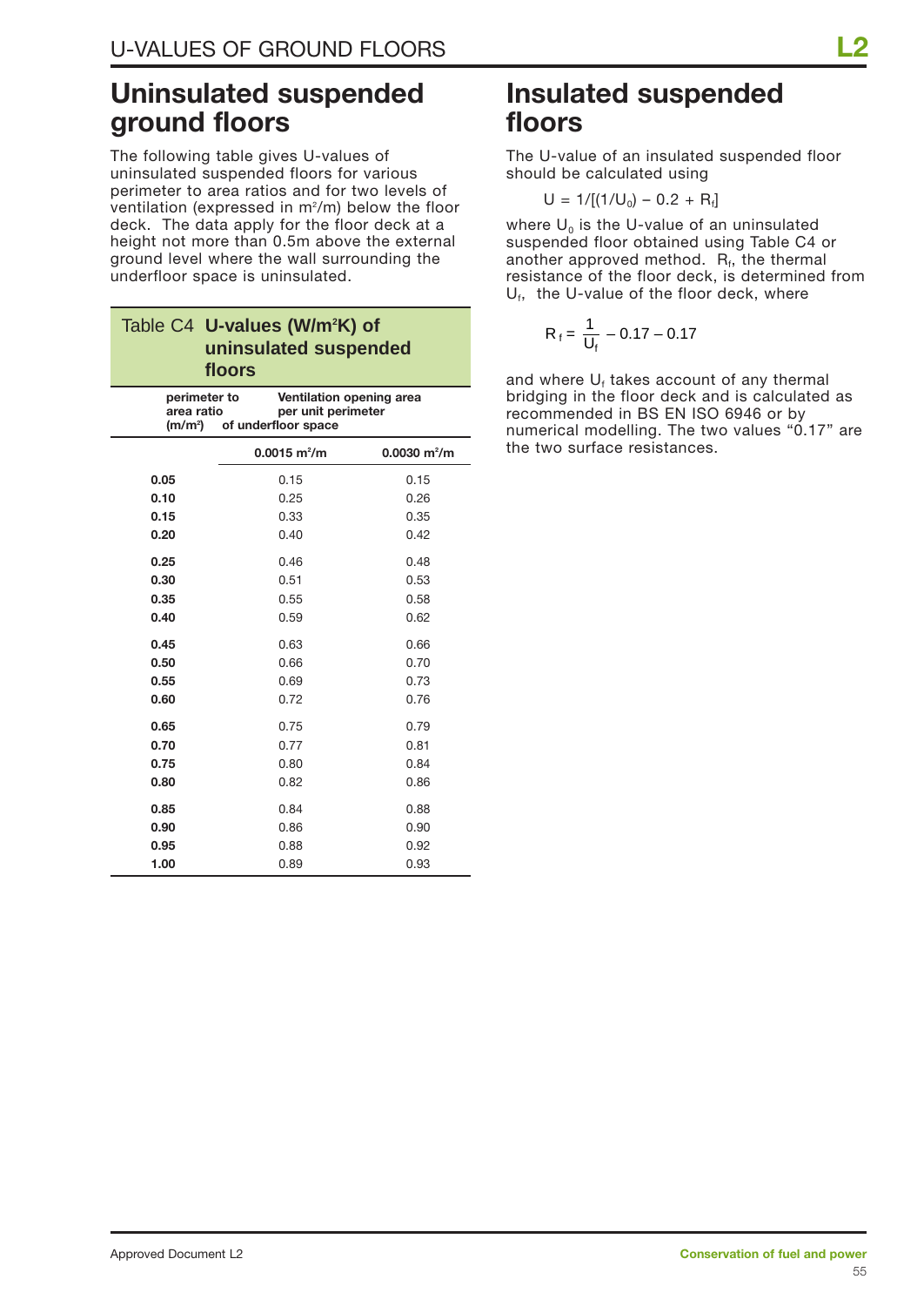## Uninsulated suspended ground floors

The following table gives U-values of uninsulated suspended floors for various perimeter to area ratios and for two levels of ventilation (expressed in $m^2/m$) below the floor deck. The data apply for the floor deck at a height not more than 0.5m above the external ground level where the wall surrounding the underfloor space is uninsulated.

**Table C4 U-values ($W/m^2K$) of uninsulated suspended floors**

| perimeter to area ratio ($m/m^2$) | Ventilation opening area per unit perimeter of underfloor space | |
|---|---|---|
| | **0.0015 $m^2/m$** | **0.0030 $m^2/m$** |
| **0.05** | 0.15 | 0.15 |
| **0.10** | 0.25 | 0.26 |
| **0.15** | 0.33 | 0.35 |
| **0.20** | 0.40 | 0.42 |
| **0.25** | 0.46 | 0.48 |
| **0.30** | 0.51 | 0.53 |
| **0.35** | 0.55 | 0.58 |
| **0.40** | 0.59 | 0.62 |
| **0.45** | 0.63 | 0.66 |
| **0.50** | 0.66 | 0.70 |
| **0.55** | 0.69 | 0.73 |
| **0.60** | 0.72 | 0.76 |
| **0.65** | 0.75 | 0.79 |
| **0.70** | 0.77 | 0.81 |
| **0.75** | 0.80 | 0.84 |
| **0.80** | 0.82 | 0.86 |
| **0.85** | 0.84 | 0.88 |
| **0.90** | 0.86 | 0.90 |
| **0.95** | 0.88 | 0.92 |
| **1.00** | 0.89 | 0.93 |

## Insulated suspended floors

The U-value of an insulated suspended floor should be calculated using

$$U = 1/[(1/U_0) - 0.2 + R_f]$$

where $U_0$ is the U-value of an uninsulated suspended floor obtained using Table C4 or another approved method. $R_f$, the thermal resistance of the floor deck, is determined from $U_f$, the U-value of the floor deck, where

$$R_f = \frac{1}{U_f} - 0.17 - 0.17$$

and where $U_f$ takes account of any thermal bridging in the floor deck and is calculated as recommended in BS EN ISO 6946 or by numerical modelling. The two values "0.17" are the two surface resistances.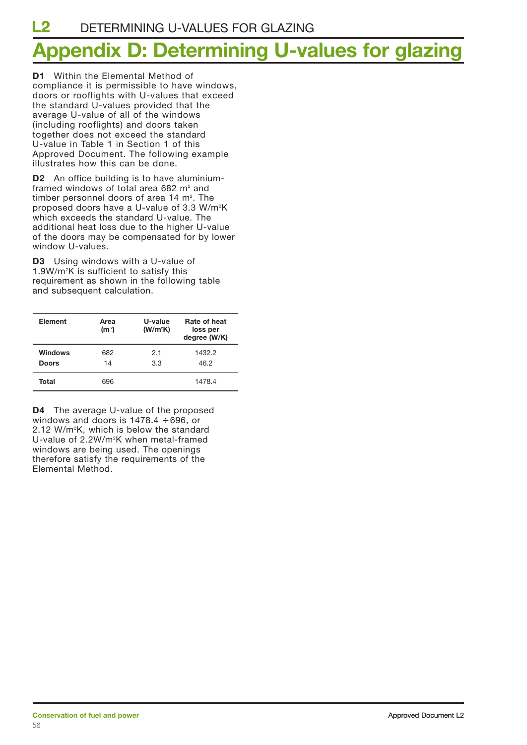# Appendix D: Determining U-values for glazing

**D1** Within the Elemental Method of compliance it is permissible to have windows, doors or rooflights with U-values that exceed the standard U-values provided that the average U-value of all of the windows (including rooflights) and doors taken together does not exceed the standard U-value in Table 1 in Section 1 of this Approved Document. The following example illustrates how this can be done.

**D2** An office building is to have aluminium-framed windows of total area 682 $m^2$ and timber personnel doors of area 14 $m^2$. The proposed doors have a U-value of 3.3 $W/m^2K$ which exceeds the standard U-value. The additional heat loss due to the higher U-value of the doors may be compensated for by lower window U-values.

**D3** Using windows with a U-value of 1.9$W/m^2K$ is sufficient to satisfy this requirement as shown in the following table and subsequent calculation.

| Element | Area ($m^2$) | U-value ($W/m^2K$) | Rate of heat loss per degree (W/K) |
|---|---|---|---|
| **Windows** | 682 | 2.1 | 1432.2 |
| **Doors** | 14 | 3.3 | 46.2 |
| **Total** | 696 | | 1478.4 |

**D4** The average U-value of the proposed windows and doors is 1478.4 ÷696, or 2.12 $W/m^2K$, which is below the standard U-value of 2.2$W/m^2K$ when metal-framed windows are being used. The openings therefore satisfy the requirements of the Elemental Method.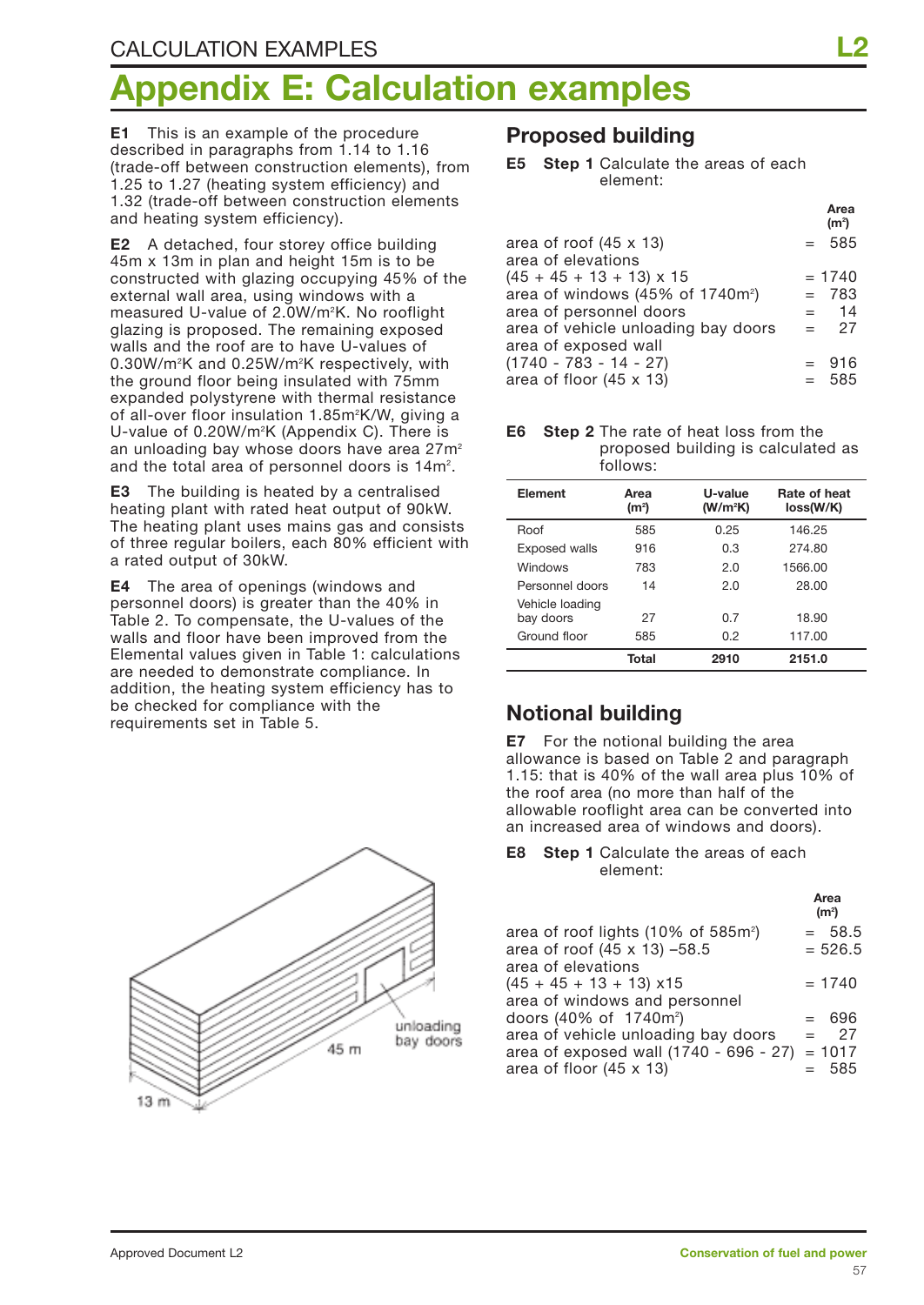# Appendix E: Calculation examples

**E1** This is an example of the procedure described in paragraphs from 1.14 to 1.16 (trade-off between construction elements), from 1.25 to 1.27 (heating system efficiency) and 1.32 (trade-off between construction elements and heating system efficiency).

**E2** A detached, four storey office building 45m x 13m in plan and height 15m is to be constructed with glazing occupying 45% of the external wall area, using windows with a measured U-value of 2.0W/m²K. No rooflight glazing is proposed. The remaining exposed walls and the roof are to have U-values of 0.30W/m²K and 0.25W/m²K respectively, with the ground floor being insulated with 75mm expanded polystyrene with thermal resistance of all-over floor insulation 1.85m²K/W, giving a U-value of 0.20W/m²K (Appendix C). There is an unloading bay whose doors have area 27m² and the total area of personnel doors is 14m².

**E3** The building is heated by a centralised heating plant with rated heat output of 90kW. The heating plant uses mains gas and consists of three regular boilers, each 80% efficient with a rated output of 30kW.

**E4** The area of openings (windows and personnel doors) is greater than the 40% in Table 2. To compensate, the U-values of the walls and floor have been improved from the Elemental values given in Table 1: calculations are needed to demonstrate compliance. In addition, the heating system efficiency has to be checked for compliance with the requirements set in Table 5.

13 m

45 m

unloading bay doors

## Proposed building

**E5** **Step 1** Calculate the areas of each element:

| | Area (m²) |
|---|---|
| area of roof (45 x 13) | = 585 |
| area of elevations (45 + 45 + 13 + 13) x 15 | = 1740 |
| area of windows (45% of 1740m²) | = 783 |
| area of personnel doors | = 14 |
| area of vehicle unloading bay doors | = 27 |
| area of exposed wall (1740 - 783 - 14 - 27) | = 916 |
| area of floor (45 x 13) | = 585 |

**E6** **Step 2** The rate of heat loss from the proposed building is calculated as follows:

| Element | Area (m²) | U-value (W/m²K) | Rate of heat loss(W/K) |
|---|---|---|---|
| Roof | 585 | 0.25 | 146.25 |
| Exposed walls | 916 | 0.3 | 274.80 |
| Windows | 783 | 2.0 | 1566.00 |
| Personnel doors | 14 | 2.0 | 28.00 |
| Vehicle loading bay doors | 27 | 0.7 | 18.90 |
| Ground floor | 585 | 0.2 | 117.00 |
| | **Total** | **2910** | **2151.0** |

## Notional building

**E7** For the notional building the area allowance is based on Table 2 and paragraph 1.15: that is 40% of the wall area plus 10% of the roof area (no more than half of the allowable rooflight area can be converted into an increased area of windows and doors).

**E8** **Step 1** Calculate the areas of each element:

| | Area (m²) |
|---|---|
| area of roof lights (10% of 585m²) | = 58.5 |
| area of roof (45 x 13) –58.5 | = 526.5 |
| area of elevations (45 + 45 + 13 + 13) x15 | = 1740 |
| area of windows and personnel doors (40% of 1740m²) | = 696 |
| area of vehicle unloading bay doors | = 27 |
| area of exposed wall (1740 - 696 - 27) | = 1017 |
| area of floor (45 x 13) | = 585 |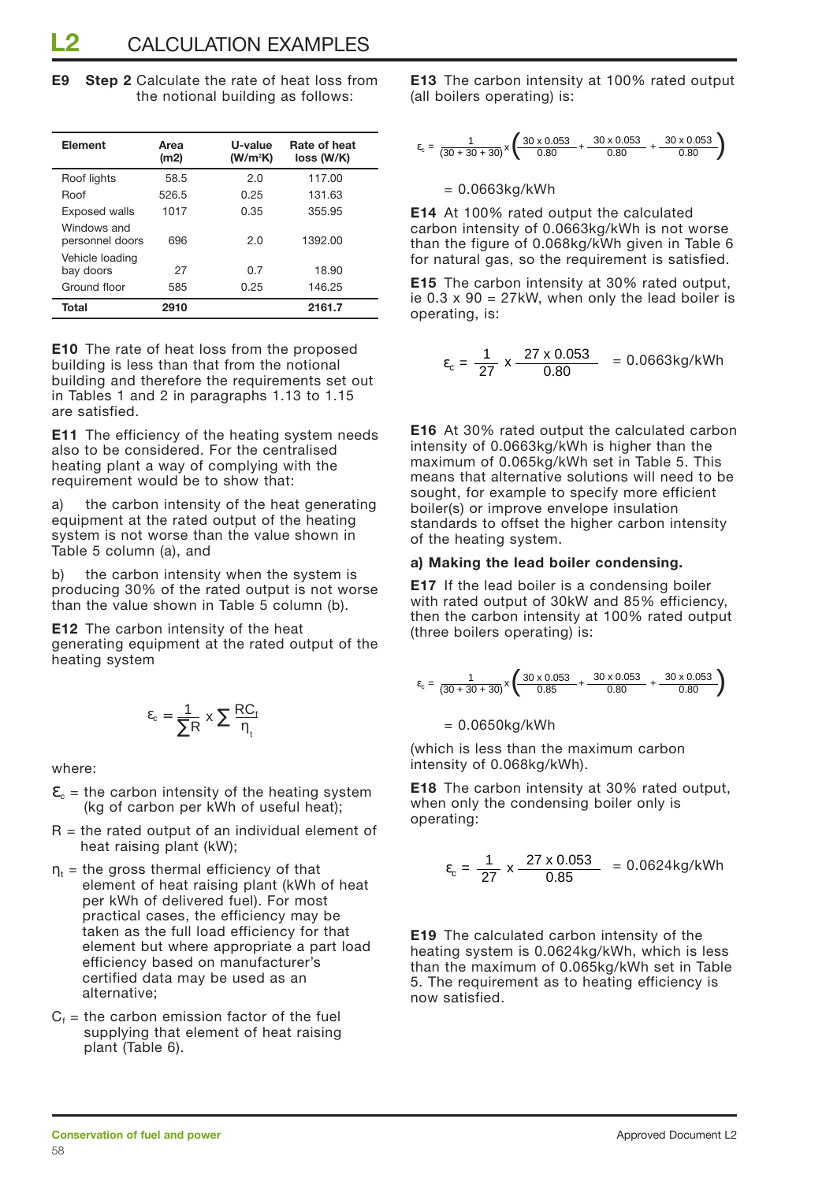## L2 CALCULATION EXAMPLES

**E9 Step 2** Calculate the rate of heat loss from the notional building as follows:

| Element | Area (m2) | U-value (W/m²K) | Rate of heat loss (W/K) |
|---|---|---|---|
| Roof lights | 58.5 | 2.0 | 117.00 |
| Roof | 526.5 | 0.25 | 131.63 |
| Exposed walls | 1017 | 0.35 | 355.95 |
| Windows and personnel doors | 696 | 2.0 | 1392.00 |
| Vehicle loading bay doors | 27 | 0.7 | 18.90 |
| Ground floor | 585 | 0.25 | 146.25 |
| **Total** | **2910** | | **2161.7** |

**E10** The rate of heat loss from the proposed building is less than that from the notional building and therefore the requirements set out in Tables 1 and 2 in paragraphs 1.13 to 1.15 are satisfied.

**E11** The efficiency of the heating system needs also to be considered. For the centralised heating plant a way of complying with the requirement would be to show that:

a) the carbon intensity of the heat generating equipment at the rated output of the heating system is not worse than the value shown in Table 5 column (a), and

b) the carbon intensity when the system is producing 30% of the rated output is not worse than the value shown in Table 5 column (b).

**E12** The carbon intensity of the heat generating equipment at the rated output of the heating system

$$\varepsilon_c = \frac{1}{\sum R} \times \sum \frac{RC_f}{\eta_t}$$

where:

$\varepsilon_c$ = the carbon intensity of the heating system (kg of carbon per kWh of useful heat);

$R$ = the rated output of an individual element of heat raising plant (kW);

$\eta_t$ = the gross thermal efficiency of that element of heat raising plant (kWh of heat per kWh of delivered fuel). For most practical cases, the efficiency may be taken as the full load efficiency for that element but where appropriate a part load efficiency based on manufacturer's certified data may be used as an alternative;

$C_f$ = the carbon emission factor of the fuel supplying that element of heat raising plant (Table 6).

**E13** The carbon intensity at 100% rated output (all boilers operating) is:

$$\varepsilon_c = \frac{1}{(30 + 30 + 30)} \times \left( \frac{30 \times 0.053}{0.80} + \frac{30 \times 0.053}{0.80} + \frac{30 \times 0.053}{0.80} \right)$$

$= 0.0663$kg/kWh

**E14** At 100% rated output the calculated carbon intensity of 0.0663kg/kWh is not worse than the figure of 0.068kg/kWh given in Table 6 for natural gas, so the requirement is satisfied.

**E15** The carbon intensity at 30% rated output, ie 0.3 x 90 = 27kW, when only the lead boiler is operating, is:

$$\varepsilon_c = \frac{1}{27} \times \frac{27 \times 0.053}{0.80} = 0.0663\text{kg/kWh}$$

**E16** At 30% rated output the calculated carbon intensity of 0.0663kg/kWh is higher than the maximum of 0.065kg/kWh set in Table 5. This means that alternative solutions will need to be sought, for example to specify more efficient boiler(s) or improve envelope insulation standards to offset the higher carbon intensity of the heating system.

**a) Making the lead boiler condensing.**

**E17** If the lead boiler is a condensing boiler with rated output of 30kW and 85% efficiency, then the carbon intensity at 100% rated output (three boilers operating) is:

$$\varepsilon_c = \frac{1}{(30 + 30 + 30)} \times \left( \frac{30 \times 0.053}{0.85} + \frac{30 \times 0.053}{0.80} + \frac{30 \times 0.053}{0.80} \right)$$

$= 0.0650$kg/kWh

(which is less than the maximum carbon intensity of 0.068kg/kWh).

**E18** The carbon intensity at 30% rated output, when only the condensing boiler only is operating:

$$\varepsilon_c = \frac{1}{27} \times \frac{27 \times 0.053}{0.85} = 0.0624\text{kg/kWh}$$

**E19** The calculated carbon intensity of the heating system is 0.0624kg/kWh, which is less than the maximum of 0.065kg/kWh set in Table 5. The requirement as to heating efficiency is now satisfied.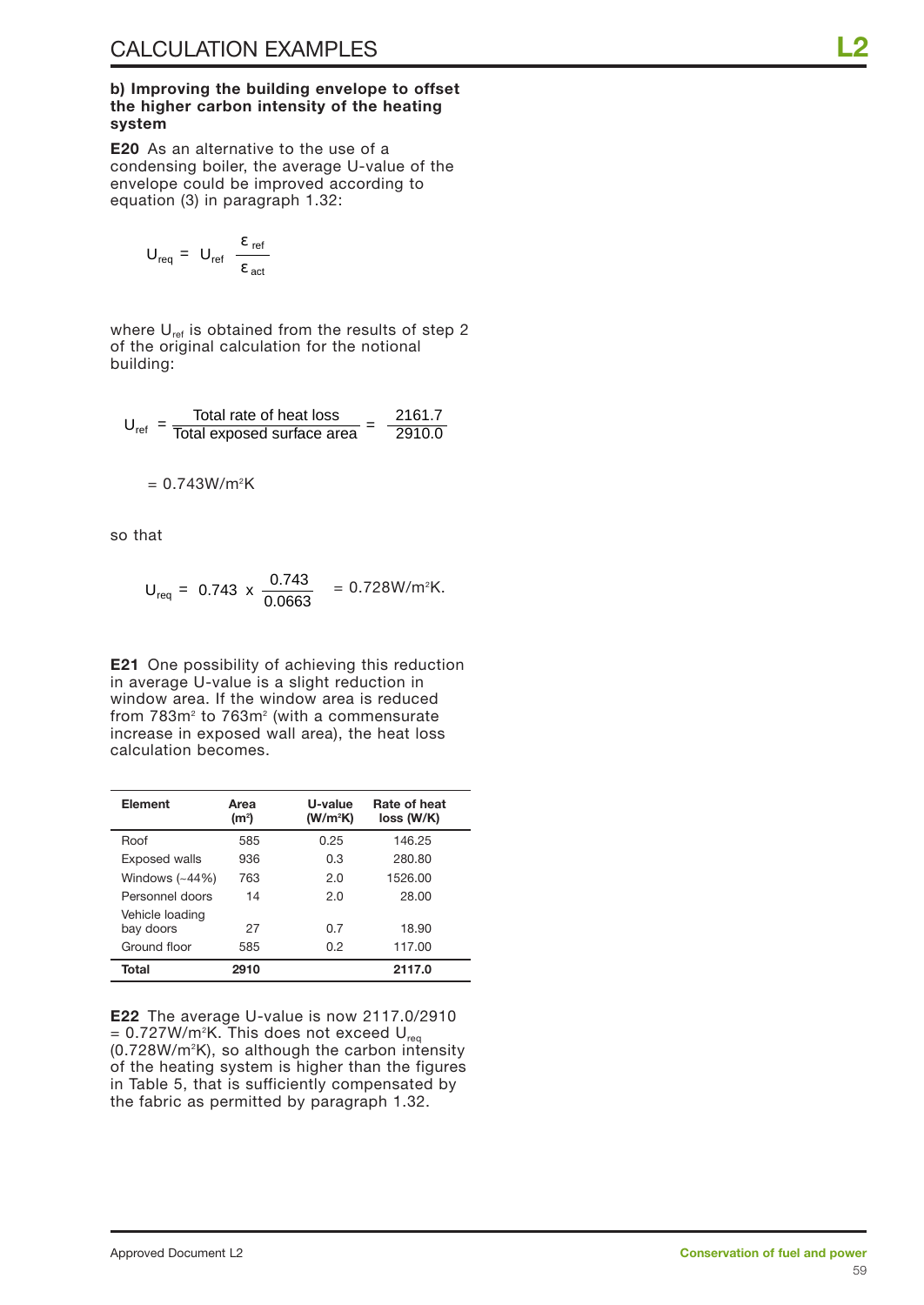# CALCULATION EXAMPLES

**b) Improving the building envelope to offset the higher carbon intensity of the heating system**

**E20** As an alternative to the use of a condensing boiler, the average U-value of the envelope could be improved according to equation (3) in paragraph 1.32:

$$U_{req} = U_{ref} \frac{\varepsilon_{ref}}{\varepsilon_{act}}$$

where $U_{ref}$ is obtained from the results of step 2 of the original calculation for the notional building:

$$U_{ref} = \frac{\text{Total rate of heat loss}}{\text{Total exposed surface area}} = \frac{2161.7}{2910.0}$$

$$= 0.743\text{W/m}^2\text{K}$$

so that

$$U_{req} = 0.743 \times \frac{0.743}{0.0663} = 0.728\text{W/m}^2\text{K}.$$

**E21** One possibility of achieving this reduction in average U-value is a slight reduction in window area. If the window area is reduced from 783m² to 763m² (with a commensurate increase in exposed wall area), the heat loss calculation becomes.

| Element | Area (m²) | U-value (W/m²K) | Rate of heat loss (W/K) |
|---|---|---|---|
| Roof | 585 | 0.25 | 146.25 |
| Exposed walls | 936 | 0.3 | 280.80 |
| Windows (~44%) | 763 | 2.0 | 1526.00 |
| Personnel doors | 14 | 2.0 | 28.00 |
| Vehicle loading bay doors | 27 | 0.7 | 18.90 |
| Ground floor | 585 | 0.2 | 117.00 |
| **Total** | **2910** | | **2117.0** |

**E22** The average U-value is now 2117.0/2910 = 0.727W/m²K. This does not exceed $U_{req}$ (0.728W/m²K), so although the carbon intensity of the heating system is higher than the figures in Table 5, that is sufficiently compensated by the fabric as permitted by paragraph 1.32.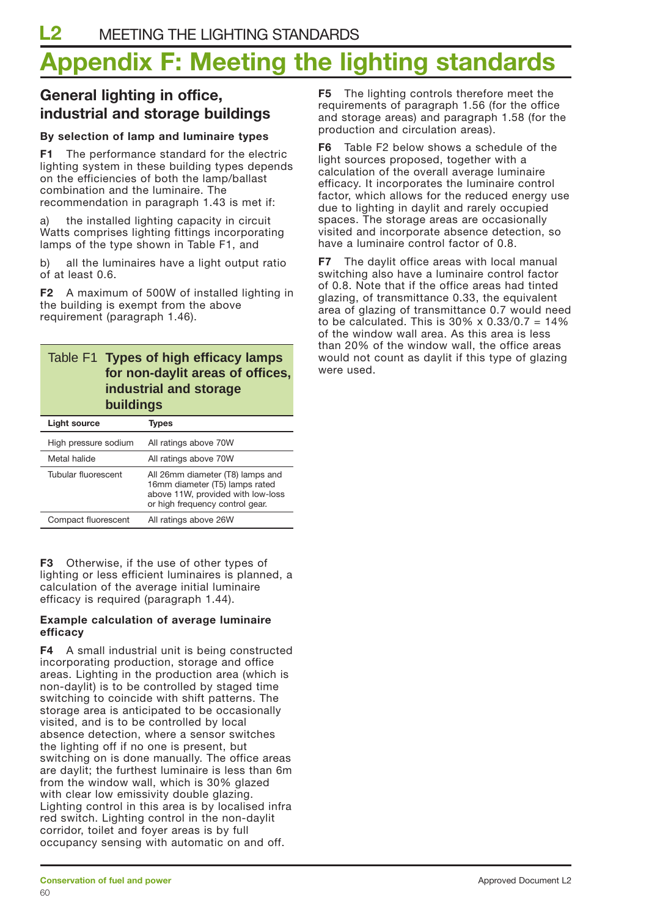# Appendix F: Meeting the lighting standards

## General lighting in office, industrial and storage buildings

### By selection of lamp and luminaire types

**F1** The performance standard for the electric lighting system in these building types depends on the efficiencies of both the lamp/ballast combination and the luminaire. The recommendation in paragraph 1.43 is met if:

a) the installed lighting capacity in circuit Watts comprises lighting fittings incorporating lamps of the type shown in Table F1, and

b) all the luminaires have a light output ratio of at least 0.6.

**F2** A maximum of 500W of installed lighting in the building is exempt from the above requirement (paragraph 1.46).

Table F1 **Types of high efficacy lamps for non-daylit areas of offices, industrial and storage buildings**

| Light source | Types |
|---|---|
| High pressure sodium | All ratings above 70W |
| Metal halide | All ratings above 70W |
| Tubular fluorescent | All 26mm diameter (T8) lamps and 16mm diameter (T5) lamps rated above 11W, provided with low-loss or high frequency control gear. |
| Compact fluorescent | All ratings above 26W |

**F3** Otherwise, if the use of other types of lighting or less efficient luminaires is planned, a calculation of the average initial luminaire efficacy is required (paragraph 1.44).

### Example calculation of average luminaire efficacy

**F4** A small industrial unit is being constructed incorporating production, storage and office areas. Lighting in the production area (which is non-daylit) is to be controlled by staged time switching to coincide with shift patterns. The storage area is anticipated to be occasionally visited, and is to be controlled by local absence detection, where a sensor switches the lighting off if no one is present, but switching on is done manually. The office areas are daylit; the furthest luminaire is less than 6m from the window wall, which is 30% glazed with clear low emissivity double glazing. Lighting control in this area is by localised infra red switch. Lighting control in the non-daylit corridor, toilet and foyer areas is by full occupancy sensing with automatic on and off.

**F5** The lighting controls therefore meet the requirements of paragraph 1.56 (for the office and storage areas) and paragraph 1.58 (for the production and circulation areas).

**F6** Table F2 below shows a schedule of the light sources proposed, together with a calculation of the overall average luminaire efficacy. It incorporates the luminaire control factor, which allows for the reduced energy use due to lighting in daylit and rarely occupied spaces. The storage areas are occasionally visited and incorporate absence detection, so have a luminaire control factor of 0.8.

**F7** The daylit office areas with local manual switching also have a luminaire control factor of 0.8. Note that if the office areas had tinted glazing, of transmittance 0.33, the equivalent area of glazing of transmittance 0.7 would need to be calculated. This is 30% x 0.33/0.7 = 14% of the window wall area. As this area is less than 20% of the window wall, the office areas would not count as daylit if this type of glazing were used.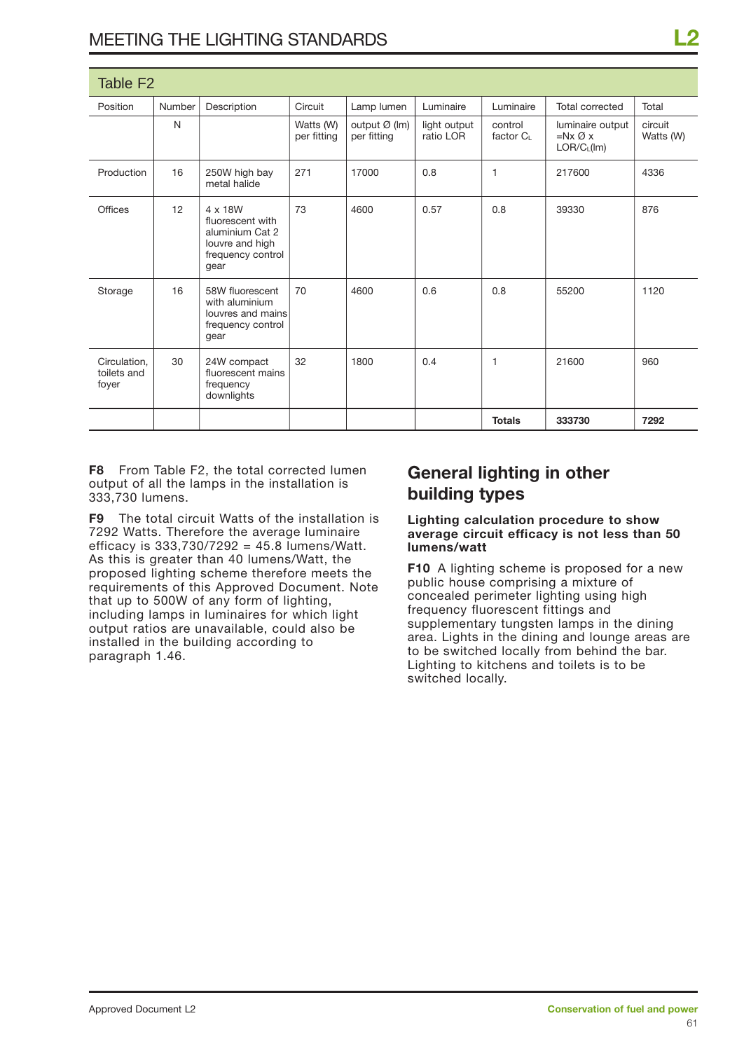## Table F2

| Position | Number | Description | Circuit | Lamp lumen | Luminaire | Luminaire | Total corrected | Total |
|---|---|---|---|---|---|---|---|---|
| | N | | Watts (W) per fitting | output Ø (lm) per fitting | light output ratio LOR | control factor $C_L$ | luminaire output =Nx Ø x LOR/$C_L$(lm) | circuit Watts (W) |
| Production | 16 | 250W high bay metal halide | 271 | 17000 | 0.8 | 1 | 217600 | 4336 |
| Offices | 12 | 4 x 18W fluorescent with aluminium Cat 2 louvre and high frequency control gear | 73 | 4600 | 0.57 | 0.8 | 39330 | 876 |
| Storage | 16 | 58W fluorescent with aluminium louvres and mains frequency control gear | 70 | 4600 | 0.6 | 0.8 | 55200 | 1120 |
| Circulation, toilets and foyer | 30 | 24W compact fluorescent mains frequency downlights | 32 | 1800 | 0.4 | 1 | 21600 | 960 |
| | | | | | | **Totals** | **333730** | **7292** |

**F8** From Table F2, the total corrected lumen output of all the lamps in the installation is 333,730 lumens.

**F9** The total circuit Watts of the installation is 7292 Watts. Therefore the average luminaire efficacy is 333,730/7292 = 45.8 lumens/Watt. As this is greater than 40 lumens/Watt, the proposed lighting scheme therefore meets the requirements of this Approved Document. Note that up to 500W of any form of lighting, including lamps in luminaires for which light output ratios are unavailable, could also be installed in the building according to paragraph 1.46.

## General lighting in other building types

### Lighting calculation procedure to show average circuit efficacy is not less than 50 lumens/watt

**F10** A lighting scheme is proposed for a new public house comprising a mixture of concealed perimeter lighting using high frequency fluorescent fittings and supplementary tungsten lamps in the dining area. Lights in the dining and lounge areas are to be switched locally from behind the bar. Lighting to kitchens and toilets is to be switched locally.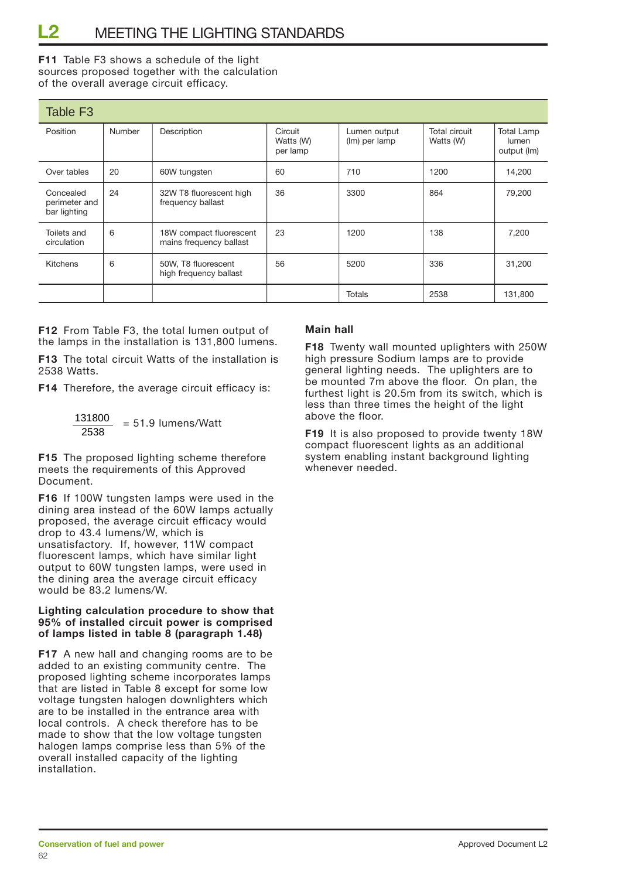**F11** Table F3 shows a schedule of the light sources proposed together with the calculation of the overall average circuit efficacy.

Table F3

| Position | Number | Description | Circuit Watts (W) per lamp | Lumen output (lm) per lamp | Total circuit Watts (W) | Total Lamp lumen output (lm) |
|---|---|---|---|---|---|---|
| Over tables | 20 | 60W tungsten | 60 | 710 | 1200 | 14,200 |
| Concealed perimeter and bar lighting | 24 | 32W T8 fluorescent high frequency ballast | 36 | 3300 | 864 | 79,200 |
| Toilets and circulation | 6 | 18W compact fluorescent mains frequency ballast | 23 | 1200 | 138 | 7,200 |
| Kitchens | 6 | 50W, T8 fluorescent high frequency ballast | 56 | 5200 | 336 | 31,200 |
| | | | | Totals | 2538 | 131,800 |

**F12** From Table F3, the total lumen output of the lamps in the installation is 131,800 lumens.

**F13** The total circuit Watts of the installation is 2538 Watts.

**F14** Therefore, the average circuit efficacy is:

$$\frac{131800}{2538} = 51.9 \text{ lumens/Watt}$$

**F15** The proposed lighting scheme therefore meets the requirements of this Approved Document.

**F16** If 100W tungsten lamps were used in the dining area instead of the 60W lamps actually proposed, the average circuit efficacy would drop to 43.4 lumens/W, which is unsatisfactory. If, however, 11W compact fluorescent lamps, which have similar light output to 60W tungsten lamps, were used in the dining area the average circuit efficacy would be 83.2 lumens/W.

**Lighting calculation procedure to show that 95% of installed circuit power is comprised of lamps listed in table 8 (paragraph 1.48)**

**F17** A new hall and changing rooms are to be added to an existing community centre. The proposed lighting scheme incorporates lamps that are listed in Table 8 except for some low voltage tungsten halogen downlighters which are to be installed in the entrance area with local controls. A check therefore has to be made to show that the low voltage tungsten halogen lamps comprise less than 5% of the overall installed capacity of the lighting installation.

**Main hall**

**F18** Twenty wall mounted uplighters with 250W high pressure Sodium lamps are to provide general lighting needs. The uplighters are to be mounted 7m above the floor. On plan, the furthest light is 20.5m from its switch, which is less than three times the height of the light above the floor.

**F19** It is also proposed to provide twenty 18W compact fluorescent lights as an additional system enabling instant background lighting whenever needed.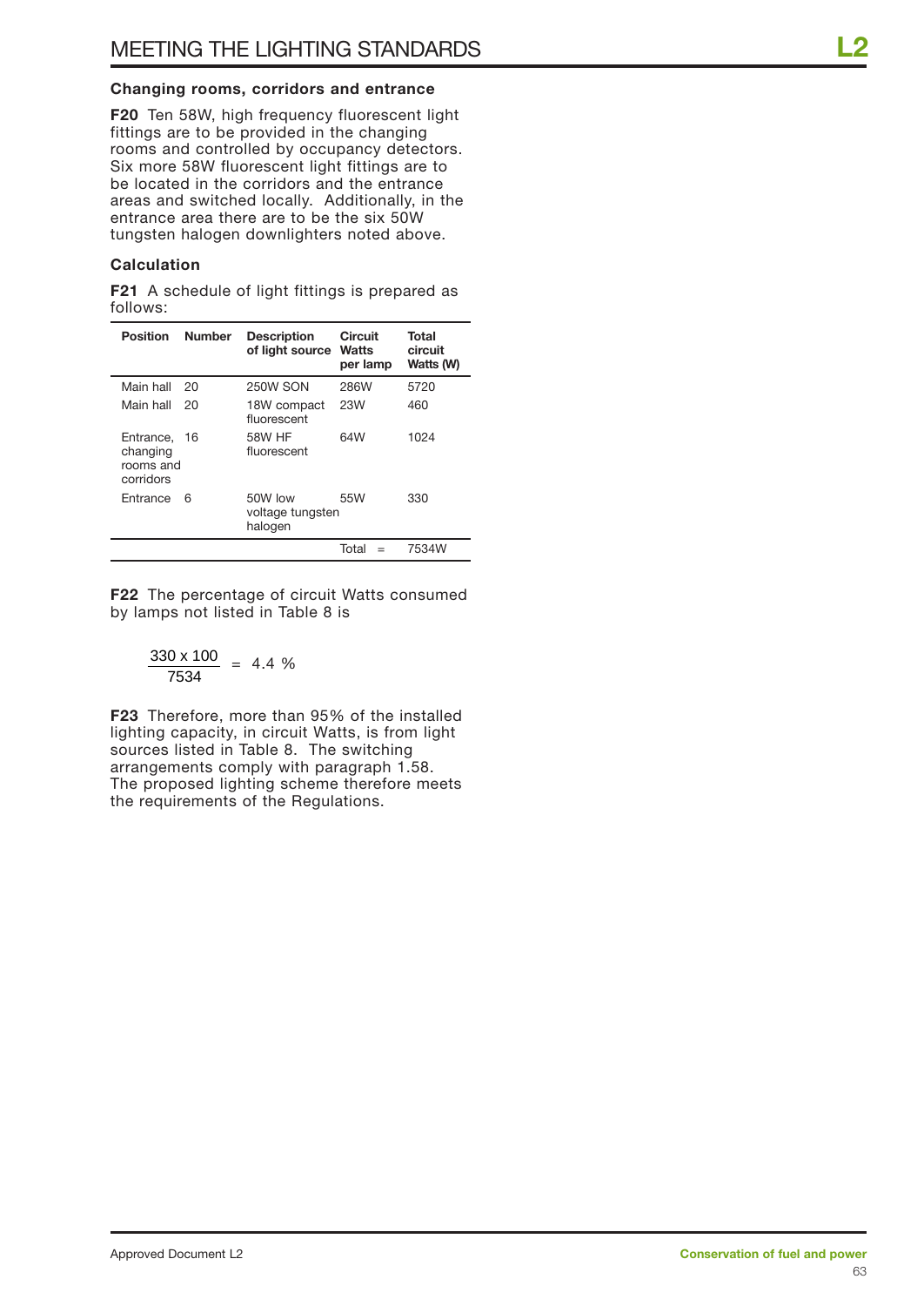### Changing rooms, corridors and entrance

**F20** Ten 58W, high frequency fluorescent light fittings are to be provided in the changing rooms and controlled by occupancy detectors. Six more 58W fluorescent light fittings are to be located in the corridors and the entrance areas and switched locally. Additionally, in the entrance area there are to be the six 50W tungsten halogen downlighters noted above.

### Calculation

**F21** A schedule of light fittings is prepared as follows:

| Position | Number | Description of light source | Circuit Watts per lamp | Total circuit Watts (W) |
|---|---|---|---|---|
| Main hall | 20 | 250W SON | 286W | 5720 |
| Main hall | 20 | 18W compact fluorescent | 23W | 460 |
| Entrance, changing rooms and corridors | 16 | 58W HF fluorescent | 64W | 1024 |
| Entrance | 6 | 50W low voltage tungsten halogen | 55W | 330 |
| | | | Total = | 7534W |

**F22** The percentage of circuit Watts consumed by lamps not listed in Table 8 is

$$\frac{330 \times 100}{7534} = 4.4\ \%$$

**F23** Therefore, more than 95% of the installed lighting capacity, in circuit Watts, is from light sources listed in Table 8. The switching arrangements comply with paragraph 1.58. The proposed lighting scheme therefore meets the requirements of the Regulations.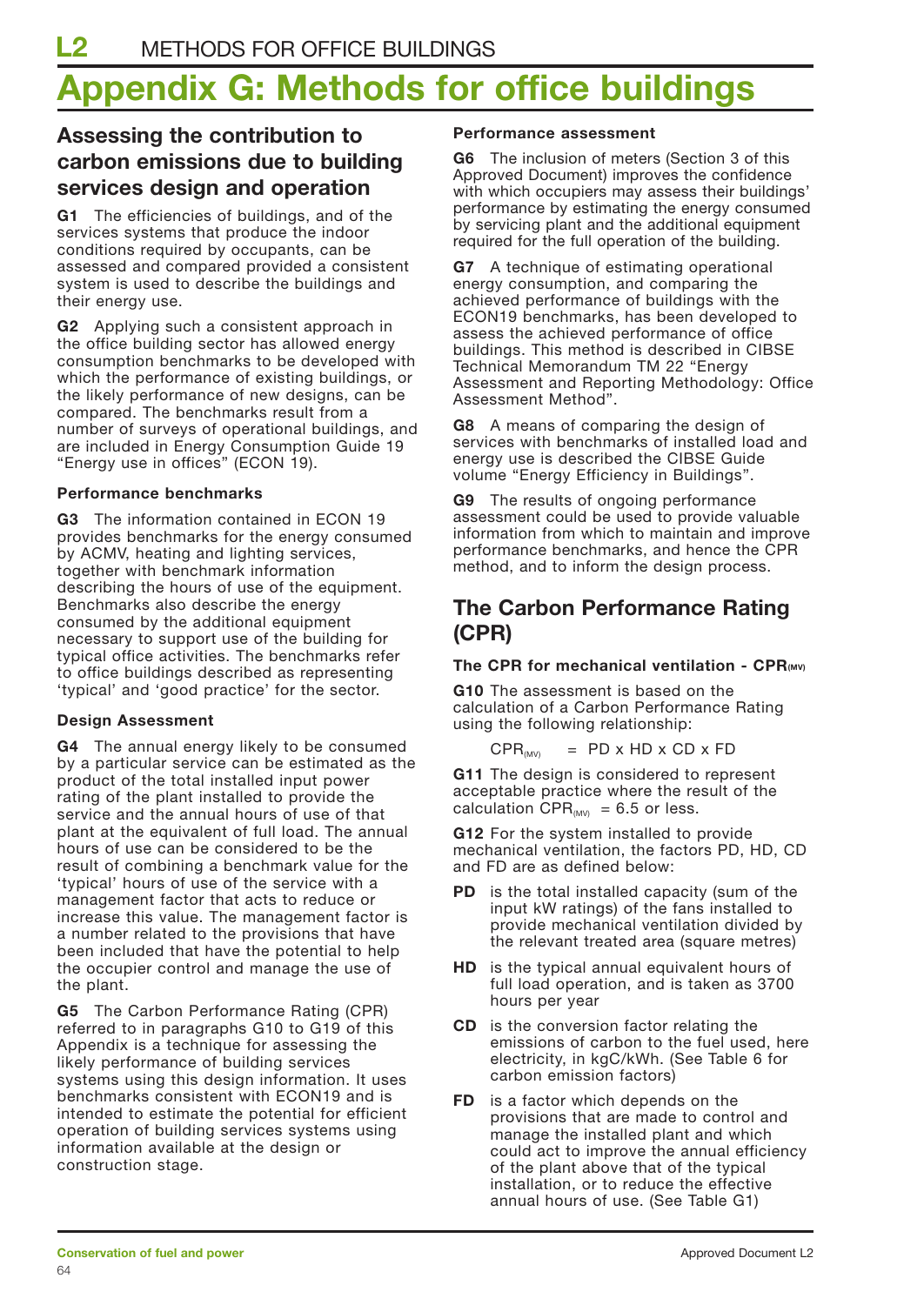# Appendix G: Methods for office buildings

## Assessing the contribution to carbon emissions due to building services design and operation

**G1** The efficiencies of buildings, and of the services systems that produce the indoor conditions required by occupants, can be assessed and compared provided a consistent system is used to describe the buildings and their energy use.

**G2** Applying such a consistent approach in the office building sector has allowed energy consumption benchmarks to be developed with which the performance of existing buildings, or the likely performance of new designs, can be compared. The benchmarks result from a number of surveys of operational buildings, and are included in Energy Consumption Guide 19 "Energy use in offices" (ECON 19).

### Performance benchmarks

**G3** The information contained in ECON 19 provides benchmarks for the energy consumed by ACMV, heating and lighting services, together with benchmark information describing the hours of use of the equipment. Benchmarks also describe the energy consumed by the additional equipment necessary to support use of the building for typical office activities. The benchmarks refer to office buildings described as representing 'typical' and 'good practice' for the sector.

### Design Assessment

**G4** The annual energy likely to be consumed by a particular service can be estimated as the product of the total installed input power rating of the plant installed to provide the service and the annual hours of use of that plant at the equivalent of full load. The annual hours of use can be considered to be the result of combining a benchmark value for the 'typical' hours of use of the service with a management factor that acts to reduce or increase this value. The management factor is a number related to the provisions that have been included that have the potential to help the occupier control and manage the use of the plant.

**G5** The Carbon Performance Rating (CPR) referred to in paragraphs G10 to G19 of this Appendix is a technique for assessing the likely performance of building services systems using this design information. It uses benchmarks consistent with ECON19 and is intended to estimate the potential for efficient operation of building services systems using information available at the design or construction stage.

### Performance assessment

**G6** The inclusion of meters (Section 3 of this Approved Document) improves the confidence with which occupiers may assess their buildings' performance by estimating the energy consumed by servicing plant and the additional equipment required for the full operation of the building.

**G7** A technique of estimating operational energy consumption, and comparing the achieved performance of buildings with the ECON19 benchmarks, has been developed to assess the achieved performance of office buildings. This method is described in CIBSE Technical Memorandum TM 22 "Energy Assessment and Reporting Methodology: Office Assessment Method".

**G8** A means of comparing the design of services with benchmarks of installed load and energy use is described the CIBSE Guide volume "Energy Efficiency in Buildings".

**G9** The results of ongoing performance assessment could be used to provide valuable information from which to maintain and improve performance benchmarks, and hence the CPR method, and to inform the design process.

## The Carbon Performance Rating (CPR)

### The CPR for mechanical ventilation - $CPR_{(MV)}$

**G10** The assessment is based on the calculation of a Carbon Performance Rating using the following relationship:

$$CPR_{(MV)} = PD \times HD \times CD \times FD$$

**G11** The design is considered to represent acceptable practice where the result of the calculation $CPR_{(MV)} = 6.5$ or less.

**G12** For the system installed to provide mechanical ventilation, the factors PD, HD, CD and FD are as defined below:

- **PD** is the total installed capacity (sum of the input kW ratings) of the fans installed to provide mechanical ventilation divided by the relevant treated area (square metres)
- **HD** is the typical annual equivalent hours of full load operation, and is taken as 3700 hours per year
- **CD** is the conversion factor relating the emissions of carbon to the fuel used, here electricity, in kgC/kWh. (See Table 6 for carbon emission factors)
- **FD** is a factor which depends on the provisions that are made to control and manage the installed plant and which could act to improve the annual efficiency of the plant above that of the typical installation, or to reduce the effective annual hours of use. (See Table G1)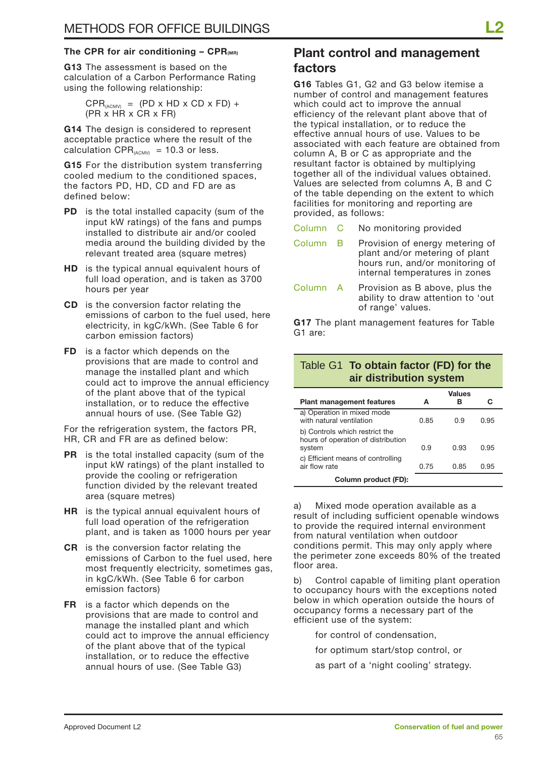### The CPR for air conditioning – $CPR_{(MR)}$

**G13** The assessment is based on the calculation of a Carbon Performance Rating using the following relationship:

$$CPR_{(ACMV)} = (PD \times HD \times CD \times FD) + (PR \times HR \times CR \times FR)$$

**G14** The design is considered to represent acceptable practice where the result of the calculation $CPR_{(ACMV)} = 10.3$ or less.

**G15** For the distribution system transferring cooled medium to the conditioned spaces, the factors PD, HD, CD and FD are as defined below:

**PD** is the total installed capacity (sum of the input kW ratings) of the fans and pumps installed to distribute air and/or cooled media around the building divided by the relevant treated area (square metres)

**HD** is the typical annual equivalent hours of full load operation, and is taken as 3700 hours per year

**CD** is the conversion factor relating the emissions of carbon to the fuel used, here electricity, in kgC/kWh. (See Table 6 for carbon emission factors)

**FD** is a factor which depends on the provisions that are made to control and manage the installed plant and which could act to improve the annual efficiency of the plant above that of the typical installation, or to reduce the effective annual hours of use. (See Table G2)

For the refrigeration system, the factors PR, HR, CR and FR are as defined below:

**PR** is the total installed capacity (sum of the input kW ratings) of the plant installed to provide the cooling or refrigeration function divided by the relevant treated area (square metres)

**HR** is the typical annual equivalent hours of full load operation of the refrigeration plant, and is taken as 1000 hours per year

**CR** is the conversion factor relating the emissions of Carbon to the fuel used, here most frequently electricity, sometimes gas, in kgC/kWh. (See Table 6 for carbon emission factors)

**FR** is a factor which depends on the provisions that are made to control and manage the installed plant and which could act to improve the annual efficiency of the plant above that of the typical installation, or to reduce the effective annual hours of use. (See Table G3)

## Plant control and management factors

**G16** Tables G1, G2 and G3 below itemise a number of control and management features which could act to improve the annual efficiency of the relevant plant above that of the typical installation, or to reduce the effective annual hours of use. Values to be associated with each feature are obtained from column A, B or C as appropriate and the resultant factor is obtained by multiplying together all of the individual values obtained. Values are selected from columns A, B and C of the table depending on the extent to which facilities for monitoring and reporting are provided, as follows:

Column C — No monitoring provided

Column B — Provision of energy metering of plant and/or metering of plant hours run, and/or monitoring of internal temperatures in zones

Column A — Provision as B above, plus the ability to draw attention to 'out of range' values.

**G17** The plant management features for Table G1 are:

**Table G1 To obtain factor (FD) for the air distribution system**

| Plant management features | Values A | Values B | Values C |
|---|---|---|---|
| a) Operation in mixed mode with natural ventilation | 0.85 | 0.9 | 0.95 |
| b) Controls which restrict the hours of operation of distribution system | 0.9 | 0.93 | 0.95 |
| c) Efficient means of controlling air flow rate | 0.75 | 0.85 | 0.95 |
| **Column product (FD):** | | | |

a) Mixed mode operation available as a result of including sufficient openable windows to provide the required internal environment from natural ventilation when outdoor conditions permit. This may only apply where the perimeter zone exceeds 80% of the treated floor area.

b) Control capable of limiting plant operation to occupancy hours with the exceptions noted below in which operation outside the hours of occupancy forms a necessary part of the efficient use of the system:

for control of condensation,

for optimum start/stop control, or

as part of a 'night cooling' strategy.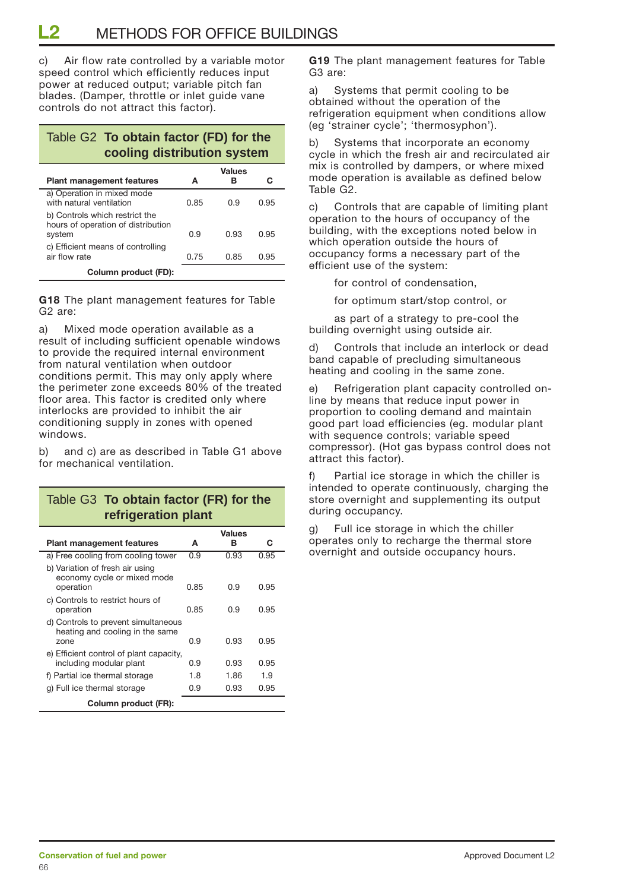c) Air flow rate controlled by a variable motor speed control which efficiently reduces input power at reduced output; variable pitch fan blades. (Damper, throttle or inlet guide vane controls do not attract this factor).

## Table G2 To obtain factor (FD) for the cooling distribution system

| Plant management features | Values A | B | C |
|---|---|---|---|
| a) Operation in mixed mode with natural ventilation | 0.85 | 0.9 | 0.95 |
| b) Controls which restrict the hours of operation of distribution system | 0.9 | 0.93 | 0.95 |
| c) Efficient means of controlling air flow rate | 0.75 | 0.85 | 0.95 |
| **Column product (FD):** | | | |

**G18** The plant management features for Table G2 are:

a) Mixed mode operation available as a result of including sufficient openable windows to provide the required internal environment from natural ventilation when outdoor conditions permit. This may only apply where the perimeter zone exceeds 80% of the treated floor area. This factor is credited only where interlocks are provided to inhibit the air conditioning supply in zones with opened windows.

b) and c) are as described in Table G1 above for mechanical ventilation.

## Table G3 To obtain factor (FR) for the refrigeration plant

| Plant management features | Values A | B | C |
|---|---|---|---|
| a) Free cooling from cooling tower | 0.9 | 0.93 | 0.95 |
| b) Variation of fresh air using economy cycle or mixed mode operation | 0.85 | 0.9 | 0.95 |
| c) Controls to restrict hours of operation | 0.85 | 0.9 | 0.95 |
| d) Controls to prevent simultaneous heating and cooling in the same zone | 0.9 | 0.93 | 0.95 |
| e) Efficient control of plant capacity, including modular plant | 0.9 | 0.93 | 0.95 |
| f) Partial ice thermal storage | 1.8 | 1.86 | 1.9 |
| g) Full ice thermal storage | 0.9 | 0.93 | 0.95 |
| **Column product (FR):** | | | |

**G19** The plant management features for Table G3 are:

a) Systems that permit cooling to be obtained without the operation of the refrigeration equipment when conditions allow (eg 'strainer cycle'; 'thermosyphon').

b) Systems that incorporate an economy cycle in which the fresh air and recirculated air mix is controlled by dampers, or where mixed mode operation is available as defined below Table G2.

c) Controls that are capable of limiting plant operation to the hours of occupancy of the building, with the exceptions noted below in which operation outside the hours of occupancy forms a necessary part of the efficient use of the system:

for control of condensation,

for optimum start/stop control, or

as part of a strategy to pre-cool the building overnight using outside air.

d) Controls that include an interlock or dead band capable of precluding simultaneous heating and cooling in the same zone.

e) Refrigeration plant capacity controlled on-line by means that reduce input power in proportion to cooling demand and maintain good part load efficiencies (eg. modular plant with sequence controls; variable speed compressor). (Hot gas bypass control does not attract this factor).

f) Partial ice storage in which the chiller is intended to operate continuously, charging the store overnight and supplementing its output during occupancy.

g) Full ice storage in which the chiller operates only to recharge the thermal store overnight and outside occupancy hours.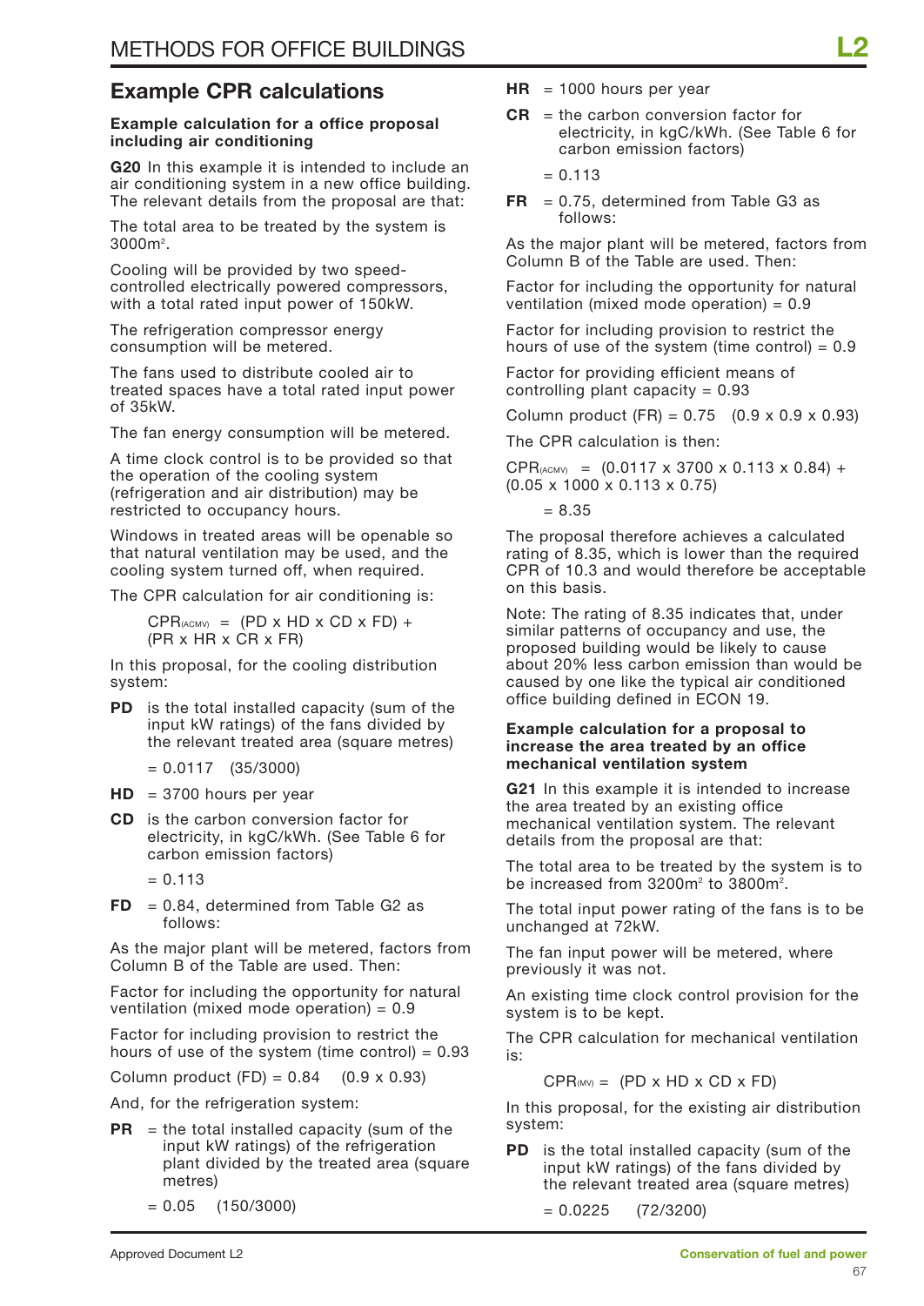## Example CPR calculations

**Example calculation for a office proposal including air conditioning**

**G20** In this example it is intended to include an air conditioning system in a new office building. The relevant details from the proposal are that:

The total area to be treated by the system is 3000m².

Cooling will be provided by two speed-controlled electrically powered compressors, with a total rated input power of 150kW.

The refrigeration compressor energy consumption will be metered.

The fans used to distribute cooled air to treated spaces have a total rated input power of 35kW.

The fan energy consumption will be metered.

A time clock control is to be provided so that the operation of the cooling system (refrigeration and air distribution) may be restricted to occupancy hours.

Windows in treated areas will be openable so that natural ventilation may be used, and the cooling system turned off, when required.

The CPR calculation for air conditioning is:

$CPR_{(ACMV)}$ = (PD x HD x CD x FD) + (PR x HR x CR x FR)

In this proposal, for the cooling distribution system:

**PD** is the total installed capacity (sum of the input kW ratings) of the fans divided by the relevant treated area (square metres)

= 0.0117 (35/3000)

**HD** = 3700 hours per year

**CD** is the carbon conversion factor for electricity, in kgC/kWh. (See Table 6 for carbon emission factors)

= 0.113

**FD** = 0.84, determined from Table G2 as follows:

As the major plant will be metered, factors from Column B of the Table are used. Then:

Factor for including the opportunity for natural ventilation (mixed mode operation) = 0.9

Factor for including provision to restrict the hours of use of the system (time control) = 0.93

Column product (FD) = 0.84 (0.9 x 0.93)

And, for the refrigeration system:

**PR** = the total installed capacity (sum of the input kW ratings) of the refrigeration plant divided by the treated area (square metres)

= 0.05 (150/3000)

**HR** = 1000 hours per year

**CR** = the carbon conversion factor for electricity, in kgC/kWh. (See Table 6 for carbon emission factors)

= 0.113

**FR** = 0.75, determined from Table G3 as follows:

As the major plant will be metered, factors from Column B of the Table are used. Then:

Factor for including the opportunity for natural ventilation (mixed mode operation) = 0.9

Factor for including provision to restrict the hours of use of the system (time control) = 0.9

Factor for providing efficient means of controlling plant capacity = 0.93

Column product (FR) = 0.75 (0.9 x 0.9 x 0.93)

The CPR calculation is then:

$CPR_{(ACMV)}$ = (0.0117 x 3700 x 0.113 x 0.84) + (0.05 x 1000 x 0.113 x 0.75)

= 8.35

The proposal therefore achieves a calculated rating of 8.35, which is lower than the required CPR of 10.3 and would therefore be acceptable on this basis.

Note: The rating of 8.35 indicates that, under similar patterns of occupancy and use, the proposed building would be likely to cause about 20% less carbon emission than would be caused by one like the typical air conditioned office building defined in ECON 19.

**Example calculation for a proposal to increase the area treated by an office mechanical ventilation system**

**G21** In this example it is intended to increase the area treated by an existing office mechanical ventilation system. The relevant details from the proposal are that:

The total area to be treated by the system is to be increased from 3200m² to 3800m².

The total input power rating of the fans is to be unchanged at 72kW.

The fan input power will be metered, where previously it was not.

An existing time clock control provision for the system is to be kept.

The CPR calculation for mechanical ventilation is:

$CPR_{(MV)}$ = (PD x HD x CD x FD)

In this proposal, for the existing air distribution system:

**PD** is the total installed capacity (sum of the input kW ratings) of the fans divided by the relevant treated area (square metres)

= 0.0225 (72/3200)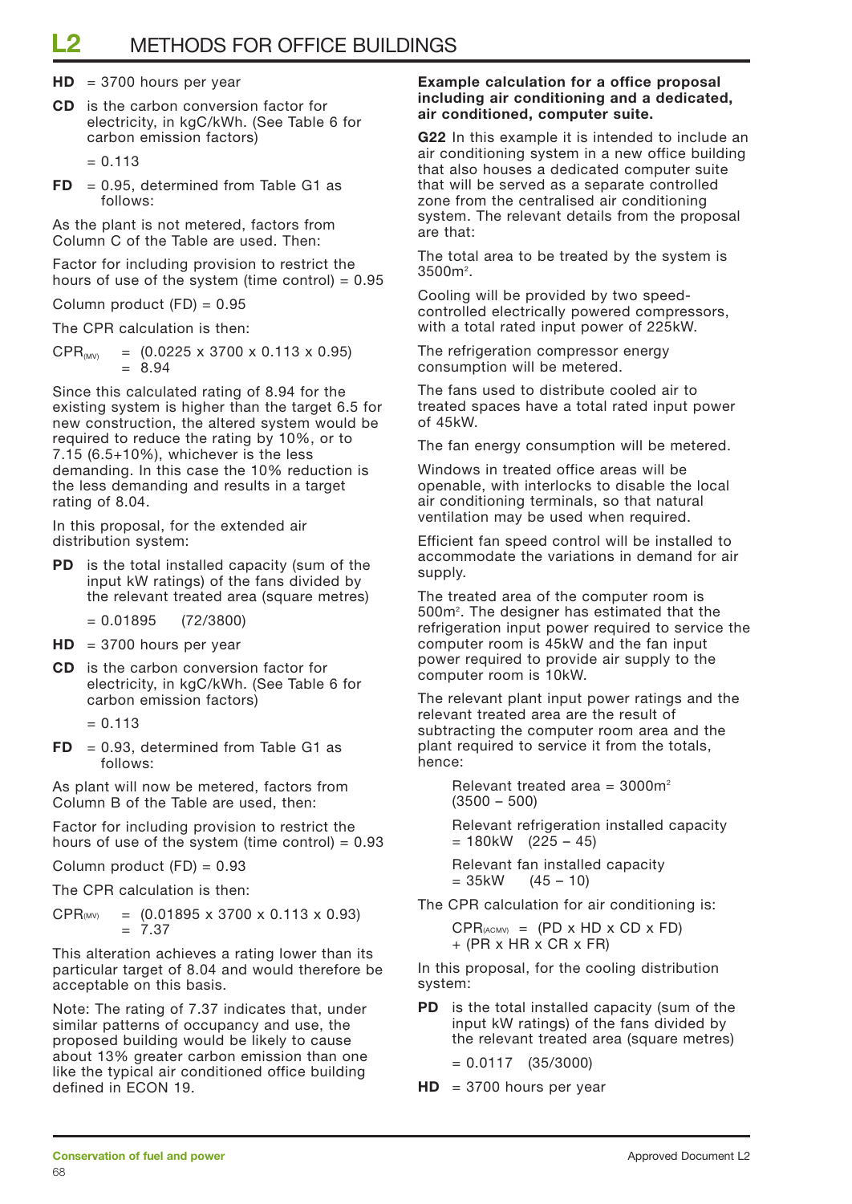**HD** = 3700 hours per year

**CD** is the carbon conversion factor for electricity, in kgC/kWh. (See Table 6 for carbon emission factors)

= 0.113

**FD** = 0.95, determined from Table G1 as follows:

As the plant is not metered, factors from Column C of the Table are used. Then:

Factor for including provision to restrict the hours of use of the system (time control) = 0.95

Column product (FD) = 0.95

The CPR calculation is then:

$$CPR_{(MV)} = (0.0225 \times 3700 \times 0.113 \times 0.95) = 8.94$$

Since this calculated rating of 8.94 for the existing system is higher than the target 6.5 for new construction, the altered system would be required to reduce the rating by 10%, or to 7.15 (6.5+10%), whichever is the less demanding. In this case the 10% reduction is the less demanding and results in a target rating of 8.04.

In this proposal, for the extended air distribution system:

**PD** is the total installed capacity (sum of the input kW ratings) of the fans divided by the relevant treated area (square metres)

= 0.01895 (72/3800)

**HD** = 3700 hours per year

**CD** is the carbon conversion factor for electricity, in kgC/kWh. (See Table 6 for carbon emission factors)

= 0.113

**FD** = 0.93, determined from Table G1 as follows:

As plant will now be metered, factors from Column B of the Table are used, then:

Factor for including provision to restrict the hours of use of the system (time control) = 0.93

Column product (FD) = 0.93

The CPR calculation is then:

$$CPR_{(MV)} = (0.01895 \times 3700 \times 0.113 \times 0.93) = 7.37$$

This alteration achieves a rating lower than its particular target of 8.04 and would therefore be acceptable on this basis.

Note: The rating of 7.37 indicates that, under similar patterns of occupancy and use, the proposed building would be likely to cause about 13% greater carbon emission than one like the typical air conditioned office building defined in ECON 19.

**Example calculation for a office proposal including air conditioning and a dedicated, air conditioned, computer suite.**

**G22** In this example it is intended to include an air conditioning system in a new office building that also houses a dedicated computer suite that will be served as a separate controlled zone from the centralised air conditioning system. The relevant details from the proposal are that:

The total area to be treated by the system is 3500m$^2$.

Cooling will be provided by two speed-controlled electrically powered compressors, with a total rated input power of 225kW.

The refrigeration compressor energy consumption will be metered.

The fans used to distribute cooled air to treated spaces have a total rated input power of 45kW.

The fan energy consumption will be metered.

Windows in treated office areas will be openable, with interlocks to disable the local air conditioning terminals, so that natural ventilation may be used when required.

Efficient fan speed control will be installed to accommodate the variations in demand for air supply.

The treated area of the computer room is 500m$^2$. The designer has estimated that the refrigeration input power required to service the computer room is 45kW and the fan input power required to provide air supply to the computer room is 10kW.

The relevant plant input power ratings and the relevant treated area are the result of subtracting the computer room area and the plant required to service it from the totals, hence:

Relevant treated area = 3000m$^2$ (3500 – 500)

Relevant refrigeration installed capacity = 180kW (225 – 45)

Relevant fan installed capacity = 35kW (45 – 10)

The CPR calculation for air conditioning is:

$$CPR_{(ACMV)} = (PD \times HD \times CD \times FD) + (PR \times HR \times CR \times FR)$$

In this proposal, for the cooling distribution system:

**PD** is the total installed capacity (sum of the input kW ratings) of the fans divided by the relevant treated area (square metres)

= 0.0117 (35/3000)

**HD** = 3700 hours per year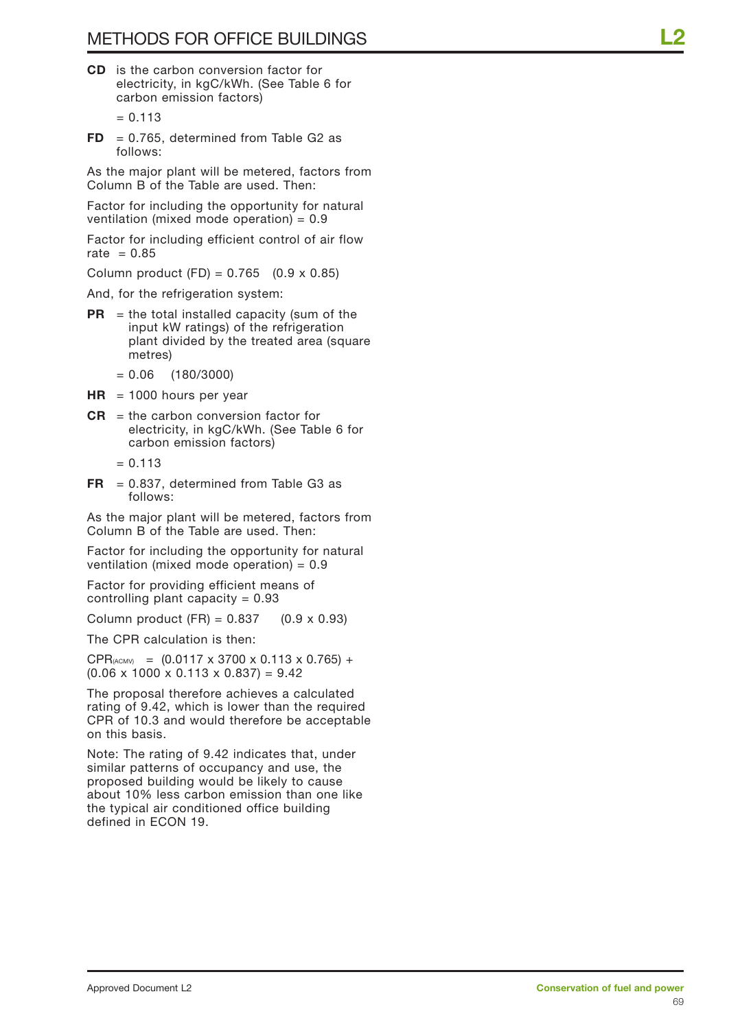**CD** is the carbon conversion factor for electricity, in kgC/kWh. (See Table 6 for carbon emission factors)

= 0.113

**FD** = 0.765, determined from Table G2 as follows:

As the major plant will be metered, factors from Column B of the Table are used. Then:

Factor for including the opportunity for natural ventilation (mixed mode operation) = 0.9

Factor for including efficient control of air flow rate = 0.85

Column product (FD) = 0.765 (0.9 x 0.85)

And, for the refrigeration system:

**PR** = the total installed capacity (sum of the input kW ratings) of the refrigeration plant divided by the treated area (square metres)

= 0.06 (180/3000)

**HR** = 1000 hours per year

**CR** = the carbon conversion factor for electricity, in kgC/kWh. (See Table 6 for carbon emission factors)

= 0.113

**FR** = 0.837, determined from Table G3 as follows:

As the major plant will be metered, factors from Column B of the Table are used. Then:

Factor for including the opportunity for natural ventilation (mixed mode operation) = 0.9

Factor for providing efficient means of controlling plant capacity = 0.93

Column product (FR) = 0.837 (0.9 x 0.93)

The CPR calculation is then:

$CPR_{(ACMV)}$ = (0.0117 x 3700 x 0.113 x 0.765) + (0.06 x 1000 x 0.113 x 0.837) = 9.42

The proposal therefore achieves a calculated rating of 9.42, which is lower than the required CPR of 10.3 and would therefore be acceptable on this basis.

Note: The rating of 9.42 indicates that, under similar patterns of occupancy and use, the proposed building would be likely to cause about 10% less carbon emission than one like the typical air conditioned office building defined in ECON 19.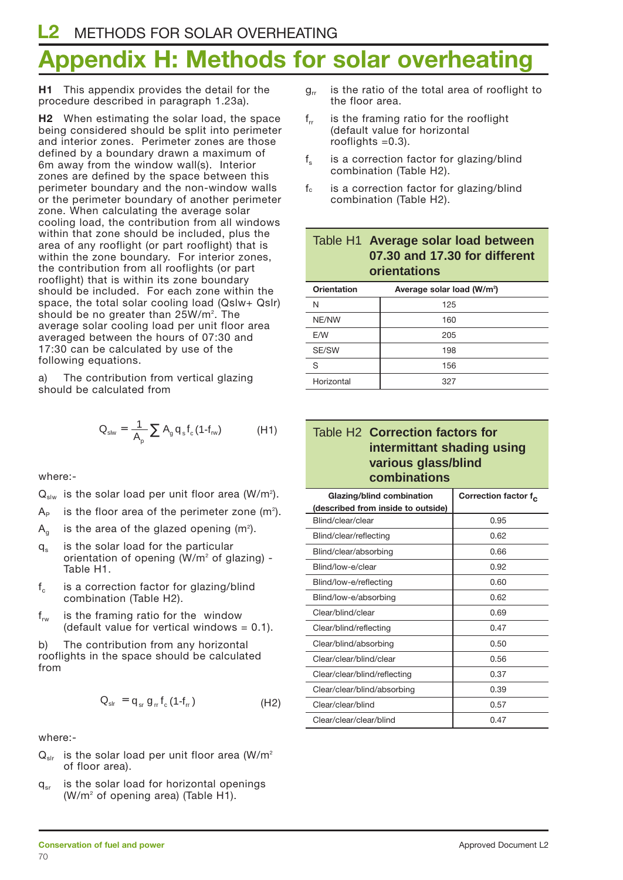# Appendix H: Methods for solar overheating

**H1** This appendix provides the detail for the procedure described in paragraph 1.23a).

**H2** When estimating the solar load, the space being considered should be split into perimeter and interior zones. Perimeter zones are those defined by a boundary drawn a maximum of 6m away from the window wall(s). Interior zones are defined by the space between this perimeter boundary and the non-window walls or the perimeter boundary of another perimeter zone. When calculating the average solar cooling load, the contribution from all windows within that zone should be included, plus the area of any rooflight (or part rooflight) that is within the zone boundary. For interior zones, the contribution from all rooflights (or part rooflight) that is within its zone boundary should be included. For each zone within the space, the total solar cooling load (Qslw+ Qslr) should be no greater than 25W/m². The average solar cooling load per unit floor area averaged between the hours of 07:30 and 17:30 can be calculated by use of the following equations.

a) The contribution from vertical glazing should be calculated from

$$Q_{slw} = \frac{1}{A_p} \sum A_g \, q_s \, f_c \, (1\text{-}f_{rw}) \qquad \text{(H1)}$$

where:-

$Q_{slw}$ is the solar load per unit floor area (W/m²).

$A_P$ is the floor area of the perimeter zone (m²).

$A_g$ is the area of the glazed opening (m²).

$q_s$ is the solar load for the particular orientation of opening (W/m² of glazing) - Table H1.

$f_c$ is a correction factor for glazing/blind combination (Table H2).

$f_{rw}$ is the framing ratio for the window (default value for vertical windows = 0.1).

b) The contribution from any horizontal rooflights in the space should be calculated from

$$Q_{slr} = q_{sr} \, g_{rr} \, f_c \, (1\text{-}f_{rr}) \qquad \text{(H2)}$$

where:-

$Q_{slr}$ is the solar load per unit floor area (W/m² of floor area).

$q_{sr}$ is the solar load for horizontal openings (W/m² of opening area) (Table H1).

$g_{rr}$ is the ratio of the total area of rooflight to the floor area.

$f_{rr}$ is the framing ratio for the rooflight (default value for horizontal rooflights =0.3).

$f_s$ is a correction factor for glazing/blind combination (Table H2).

$f_c$ is a correction factor for glazing/blind combination (Table H2).

**Table H1 Average solar load between 07.30 and 17.30 for different orientations**

| Orientation | Average solar load (W/m²) |
|---|---|
| N | 125 |
| NE/NW | 160 |
| E/W | 205 |
| SE/SW | 198 |
| S | 156 |
| Horizontal | 327 |

**Table H2 Correction factors for intermittant shading using various glass/blind combinations**

| Glazing/blind combination (described from inside to outside) | Correction factor $f_c$ |
|---|---|
| Blind/clear/clear | 0.95 |
| Blind/clear/reflecting | 0.62 |
| Blind/clear/absorbing | 0.66 |
| Blind/low-e/clear | 0.92 |
| Blind/low-e/reflecting | 0.60 |
| Blind/low-e/absorbing | 0.62 |
| Clear/blind/clear | 0.69 |
| Clear/blind/reflecting | 0.47 |
| Clear/blind/absorbing | 0.50 |
| Clear/clear/blind/clear | 0.56 |
| Clear/clear/blind/reflecting | 0.37 |
| Clear/clear/blind/absorbing | 0.39 |
| Clear/clear/blind | 0.57 |
| Clear/clear/clear/blind | 0.47 |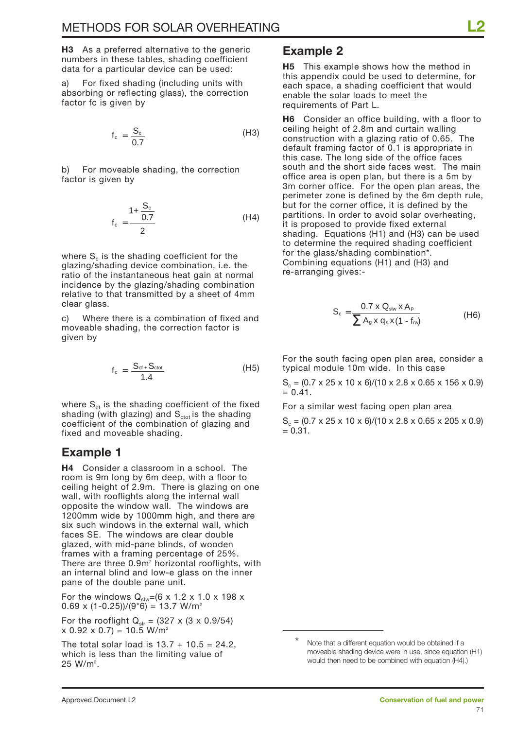**H3** As a preferred alternative to the generic numbers in these tables, shading coefficient data for a particular device can be used:

a) For fixed shading (including units with absorbing or reflecting glass), the correction factor fc is given by

$$f_c = \frac{S_c}{0.7} \qquad \text{(H3)}$$

b) For moveable shading, the correction factor is given by

$$f_c = \frac{1 + \frac{S_c}{0.7}}{2} \qquad \text{(H4)}$$

where $S_c$ is the shading coefficient for the glazing/shading device combination, i.e. the ratio of the instantaneous heat gain at normal incidence by the glazing/shading combination relative to that transmitted by a sheet of 4mm clear glass.

c) Where there is a combination of fixed and moveable shading, the correction factor is given by

$$f_c = \frac{S_{cf} + S_{ctot}}{1.4} \qquad \text{(H5)}$$

where $S_{cf}$ is the shading coefficient of the fixed shading (with glazing) and $S_{ctot}$ is the shading coefficient of the combination of glazing and fixed and moveable shading.

## Example 1

**H4** Consider a classroom in a school. The room is 9m long by 6m deep, with a floor to ceiling height of 2.9m. There is glazing on one wall, with rooflights along the internal wall opposite the window wall. The windows are 1200mm wide by 1000mm high, and there are six such windows in the external wall, which faces SE. The windows are clear double glazed, with mid-pane blinds, of wooden frames with a framing percentage of 25%. There are three 0.9m² horizontal rooflights, with an internal blind and low-e glass on the inner pane of the double pane unit.

For the windows $Q_{slw}$=(6 x 1.2 x 1.0 x 198 x 0.69 x (1-0.25))/(9*6) = 13.7 W/m²

For the rooflight $Q_{slr}$ = (327 x (3 x 0.9/54) x 0.92 x 0.7) = 10.5 W/m²

The total solar load is 13.7 + 10.5 = 24.2, which is less than the limiting value of 25 W/m².

## Example 2

**H5** This example shows how the method in this appendix could be used to determine, for each space, a shading coefficient that would enable the solar loads to meet the requirements of Part L.

**H6** Consider an office building, with a floor to ceiling height of 2.8m and curtain walling construction with a glazing ratio of 0.65. The default framing factor of 0.1 is appropriate in this case. The long side of the office faces south and the short side faces west. The main office area is open plan, but there is a 5m by 3m corner office. For the open plan areas, the perimeter zone is defined by the 6m depth rule, but for the corner office, it is defined by the partitions. In order to avoid solar overheating, it is proposed to provide fixed external shading. Equations (H1) and (H3) can be used to determine the required shading coefficient for the glass/shading combination*. Combining equations (H1) and (H3) and re-arranging gives:-

$$S_c = \frac{0.7 \times Q_{slw} \times A_p}{\sum A_g \times q_s \times (1 - f_{fw})} \qquad \text{(H6)}$$

For the south facing open plan area, consider a typical module 10m wide. In this case

$S_c$ = (0.7 x 25 x 10 x 6)/(10 x 2.8 x 0.65 x 156 x 0.9) = 0.41.

For a similar west facing open plan area

$S_c$ = (0.7 x 25 x 10 x 6)/(10 x 2.8 x 0.65 x 205 x 0.9) = 0.31.

---

\* Note that a different equation would be obtained if a moveable shading device were in use, since equation (H1) would then need to be combined with equation (H4).)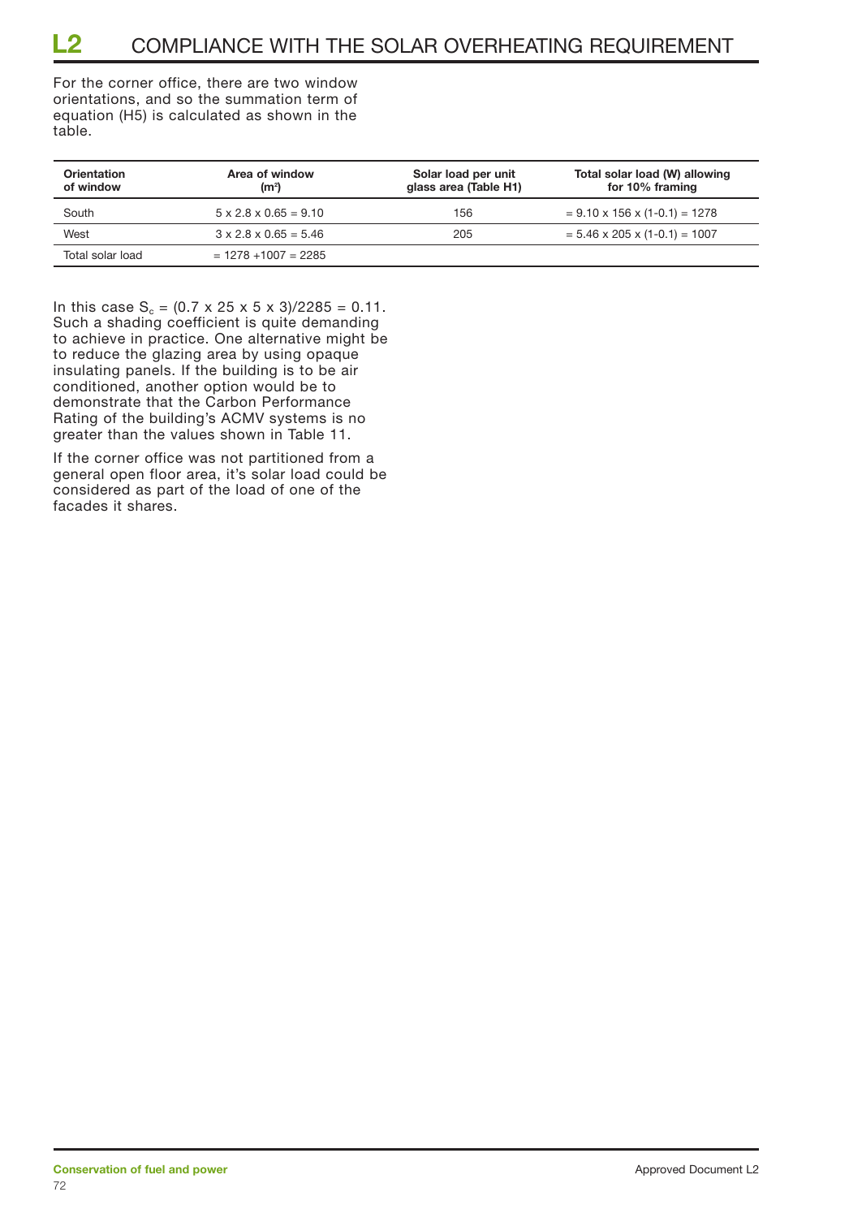For the corner office, there are two window orientations, and so the summation term of equation (H5) is calculated as shown in the table.

| Orientation of window | Area of window ($m^2$) | Solar load per unit glass area (Table H1) | Total solar load (W) allowing for 10% framing |
|---|---|---|---|
| South | 5 x 2.8 x 0.65 = 9.10 | 156 | = 9.10 x 156 x (1-0.1) = 1278 |
| West | 3 x 2.8 x 0.65 = 5.46 | 205 | = 5.46 x 205 x (1-0.1) = 1007 |
| Total solar load | = 1278 +1007 = 2285 | | |

In this case $S_c$ = (0.7 x 25 x 5 x 3)/2285 = 0.11. Such a shading coefficient is quite demanding to achieve in practice. One alternative might be to reduce the glazing area by using opaque insulating panels. If the building is to be air conditioned, another option would be to demonstrate that the Carbon Performance Rating of the building's ACMV systems is no greater than the values shown in Table 11.

If the corner office was not partitioned from a general open floor area, it's solar load could be considered as part of the load of one of the facades it shares.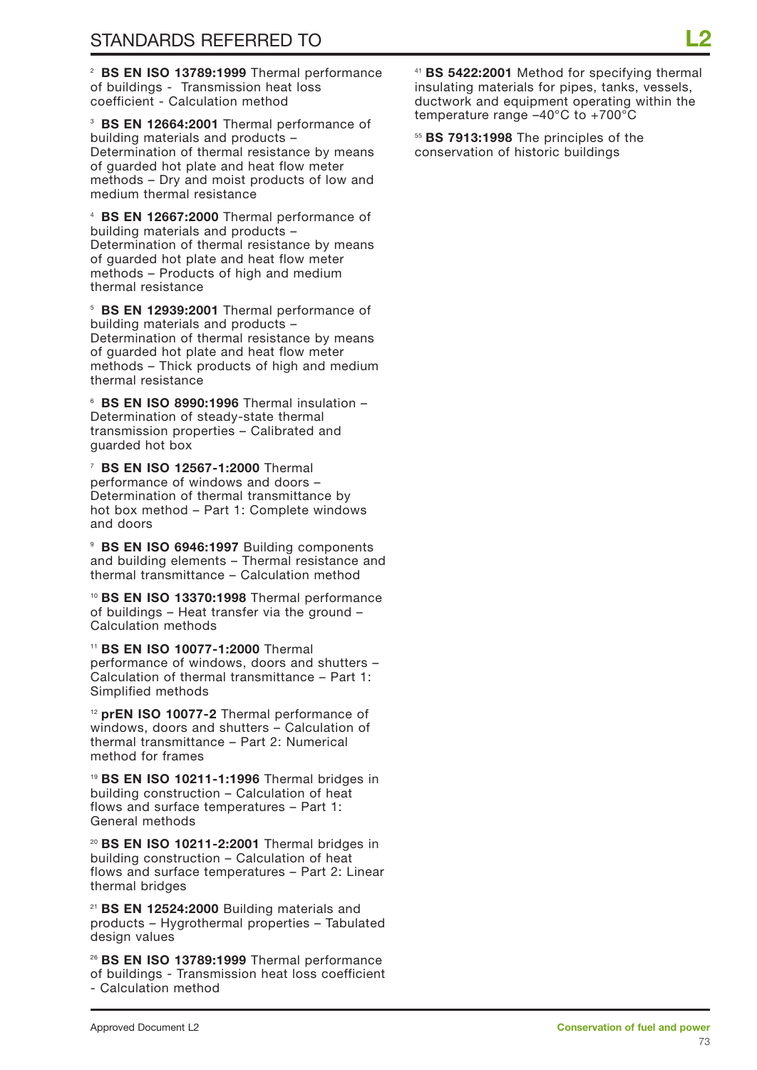## STANDARDS REFERRED TO

[2] **BS EN ISO 13789:1999** Thermal performance of buildings - Transmission heat loss coefficient - Calculation method

[3] **BS EN 12664:2001** Thermal performance of building materials and products – Determination of thermal resistance by means of guarded hot plate and heat flow meter methods – Dry and moist products of low and medium thermal resistance

[4] **BS EN 12667:2000** Thermal performance of building materials and products – Determination of thermal resistance by means of guarded hot plate and heat flow meter methods – Products of high and medium thermal resistance

[5] **BS EN 12939:2001** Thermal performance of building materials and products – Determination of thermal resistance by means of guarded hot plate and heat flow meter methods – Thick products of high and medium thermal resistance

[6] **BS EN ISO 8990:1996** Thermal insulation – Determination of steady-state thermal transmission properties – Calibrated and guarded hot box

[7] **BS EN ISO 12567-1:2000** Thermal performance of windows and doors – Determination of thermal transmittance by hot box method – Part 1: Complete windows and doors

[9] **BS EN ISO 6946:1997** Building components and building elements – Thermal resistance and thermal transmittance – Calculation method

[10] **BS EN ISO 13370:1998** Thermal performance of buildings – Heat transfer via the ground – Calculation methods

[11] **BS EN ISO 10077-1:2000** Thermal performance of windows, doors and shutters – Calculation of thermal transmittance – Part 1: Simplified methods

[12] **prEN ISO 10077-2** Thermal performance of windows, doors and shutters – Calculation of thermal transmittance – Part 2: Numerical method for frames

[19] **BS EN ISO 10211-1:1996** Thermal bridges in building construction – Calculation of heat flows and surface temperatures – Part 1: General methods

[20] **BS EN ISO 10211-2:2001** Thermal bridges in building construction – Calculation of heat flows and surface temperatures – Part 2: Linear thermal bridges

[21] **BS EN 12524:2000** Building materials and products – Hygrothermal properties – Tabulated design values

[26] **BS EN ISO 13789:1999** Thermal performance of buildings - Transmission heat loss coefficient - Calculation method

[41] **BS 5422:2001** Method for specifying thermal insulating materials for pipes, tanks, vessels, ductwork and equipment operating within the temperature range –40°C to +700°C

[55] **BS 7913:1998** The principles of the conservation of historic buildings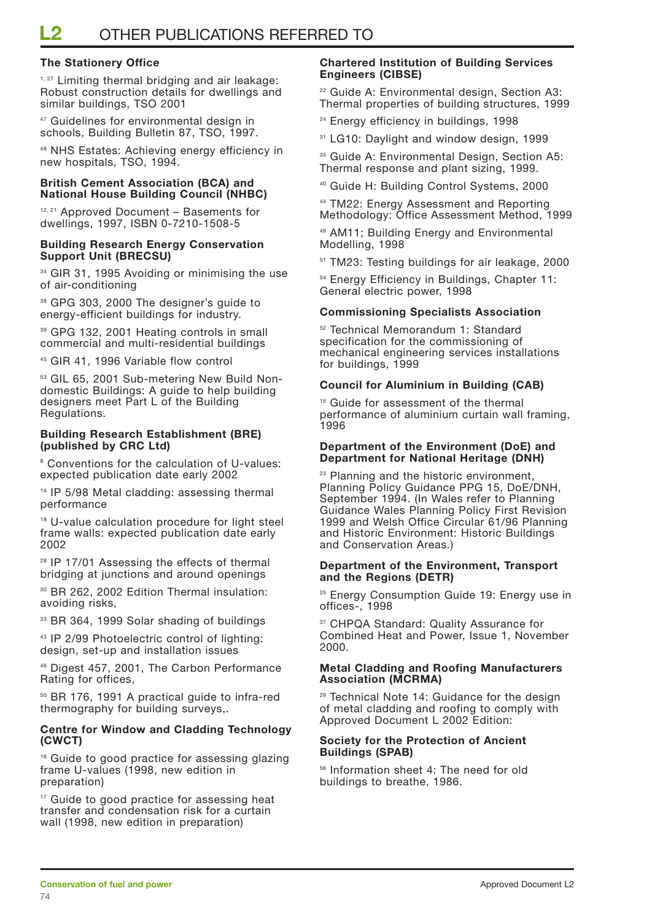# L2 OTHER PUBLICATIONS REFERRED TO

**The Stationery Office**

[1, 27] Limiting thermal bridging and air leakage: Robust construction details for dwellings and similar buildings, TSO 2001

[47] Guidelines for environmental design in schools, Building Bulletin 87, TSO, 1997.

[48] NHS Estates: Achieving energy efficiency in new hospitals, TSO, 1994.

**British Cement Association (BCA) and National House Building Council (NHBC)**

[12, 21] Approved Document – Basements for dwellings, 1997, ISBN 0-7210-1508-5

**Building Research Energy Conservation Support Unit (BRECSU)**

[34] GIR 31, 1995 Avoiding or minimising the use of air-conditioning

[38] GPG 303, 2000 The designer's guide to energy-efficient buildings for industry.

[39] GPG 132, 2001 Heating controls in small commercial and multi-residential buildings

[45] GIR 41, 1996 Variable flow control

[53] GIL 65, 2001 Sub-metering New Build Non-domestic Buildings: A guide to help building designers meet Part L of the Building Regulations.

**Building Research Establishment (BRE) (published by CRC Ltd)**

[8] Conventions for the calculation of U-values: expected publication date early 2002

[14] IP 5/98 Metal cladding: assessing thermal performance

[18] U-value calculation procedure for light steel frame walls: expected publication date early 2002

[28] IP 17/01 Assessing the effects of thermal bridging at junctions and around openings

[30] BR 262, 2002 Edition Thermal insulation: avoiding risks,

[33] BR 364, 1999 Solar shading of buildings

[43] IP 2/99 Photoelectric control of lighting: design, set-up and installation issues

[46] Digest 457, 2001, The Carbon Performance Rating for offices,

[50] BR 176, 1991 A practical guide to infra-red thermography for building surveys,.

**Centre for Window and Cladding Technology (CWCT)**

[16] Guide to good practice for assessing glazing frame U-values (1998, new edition in preparation)

[17] Guide to good practice for assessing heat transfer and condensation risk for a curtain wall (1998, new edition in preparation)

**Chartered Institution of Building Services Engineers (CIBSE)**

[22] Guide A: Environmental design, Section A3: Thermal properties of building structures, 1999

[24] Energy efficiency in buildings, 1998

[31] LG10: Daylight and window design, 1999

[35] Guide A: Environmental Design, Section A5: Thermal response and plant sizing, 1999.

[40] Guide H: Building Control Systems, 2000

[44] TM22: Energy Assessment and Reporting Methodology: Office Assessment Method, 1999

[49] AM11; Building Energy and Environmental Modelling, 1998

[51] TM23: Testing buildings for air leakage, 2000

[54] Energy Efficiency in Buildings, Chapter 11: General electric power, 1998

**Commissioning Specialists Association**

[52] Technical Memorandum 1: Standard specification for the commissioning of mechanical engineering services installations for buildings, 1999

**Council for Aluminium in Building (CAB)**

[15] Guide for assessment of the thermal performance of aluminium curtain wall framing, 1996

**Department of the Environment (DoE) and Department for National Heritage (DNH)**

[23] Planning and the historic environment, Planning Policy Guidance PPG 15, DoE/DNH, September 1994. (In Wales refer to Planning Guidance Wales Planning Policy First Revision 1999 and Welsh Office Circular 61/96 Planning and Historic Environment: Historic Buildings and Conservation Areas.)

**Department of the Environment, Transport and the Regions (DETR)**

[25] Energy Consumption Guide 19: Energy use in offices-, 1998

[37] CHPQA Standard: Quality Assurance for Combined Heat and Power, Issue 1, November 2000.

**Metal Cladding and Roofing Manufacturers Association (MCRMA)**

[29] Technical Note 14: Guidance for the design of metal cladding and roofing to comply with Approved Document L 2002 Edition:

**Society for the Protection of Ancient Buildings (SPAB)**

[56] Information sheet 4: The need for old buildings to breathe, 1986.